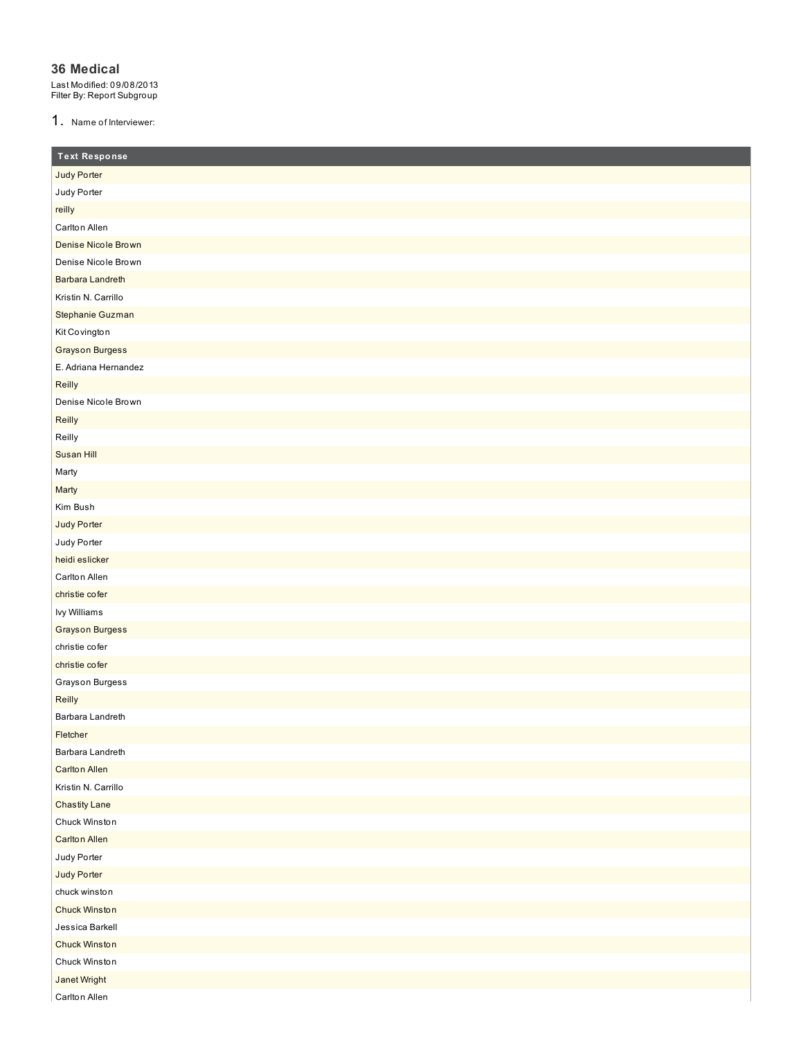# 36 Medical

Last Modified: 09/08/2013
Filter By: Report Subgroup

1. Name of Interviewer:

| Text Response |
|---|
| Judy Porter |
| Judy Porter |
| reilly |
| Carlton Allen |
| Denise Nicole Brown |
| Denise Nicole Brown |
| Barbara Landreth |
| Kristin N. Carrillo |
| Stephanie Guzman |
| Kit Covington |
| Grayson Burgess |
| E. Adriana Hernandez |
| Reilly |
| Denise Nicole Brown |
| Reilly |
| Reilly |
| Susan Hill |
| Marty |
| Marty |
| Kim Bush |
| Judy Porter |
| Judy Porter |
| heidi eslicker |
| Carlton Allen |
| christie cofer |
| Ivy Williams |
| Grayson Burgess |
| christie cofer |
| christie cofer |
| Grayson Burgess |
| Reilly |
| Barbara Landreth |
| Fletcher |
| Barbara Landreth |
| Carlton Allen |
| Kristin N. Carrillo |
| Chastity Lane |
| Chuck Winston |
| Carlton Allen |
| Judy Porter |
| Judy Porter |
| chuck winston |
| Chuck Winston |
| Jessica Barkell |
| Chuck Winston |
| Chuck Winston |
| Janet Wright |
| Carlton Allen |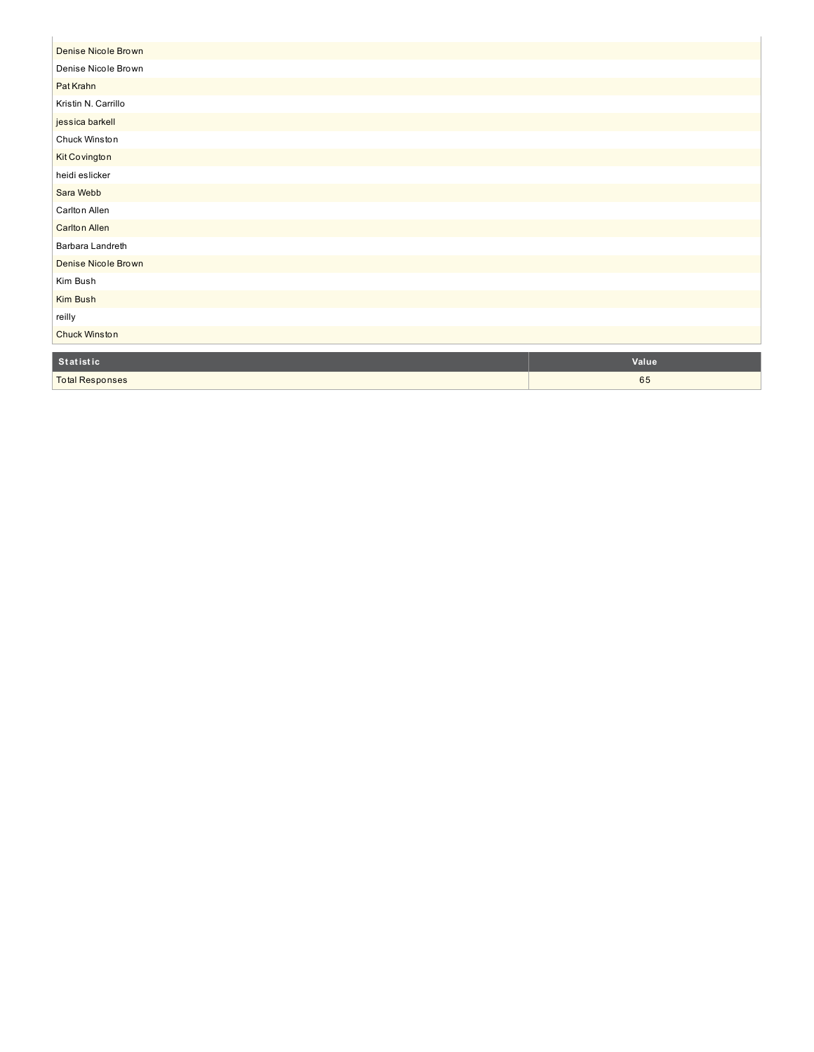| |
|---|
| Denise Nicole Brown |
| Denise Nicole Brown |
| Pat Krahn |
| Kristin N. Carrillo |
| jessica barkell |
| Chuck Winston |
| Kit Covington |
| heidi eslicker |
| Sara Webb |
| Carlton Allen |
| Carlton Allen |
| Barbara Landreth |
| Denise Nicole Brown |
| Kim Bush |
| Kim Bush |
| reilly |
| Chuck Winston |

| Statistic | Value |
|---|---|
| Total Responses | 65 |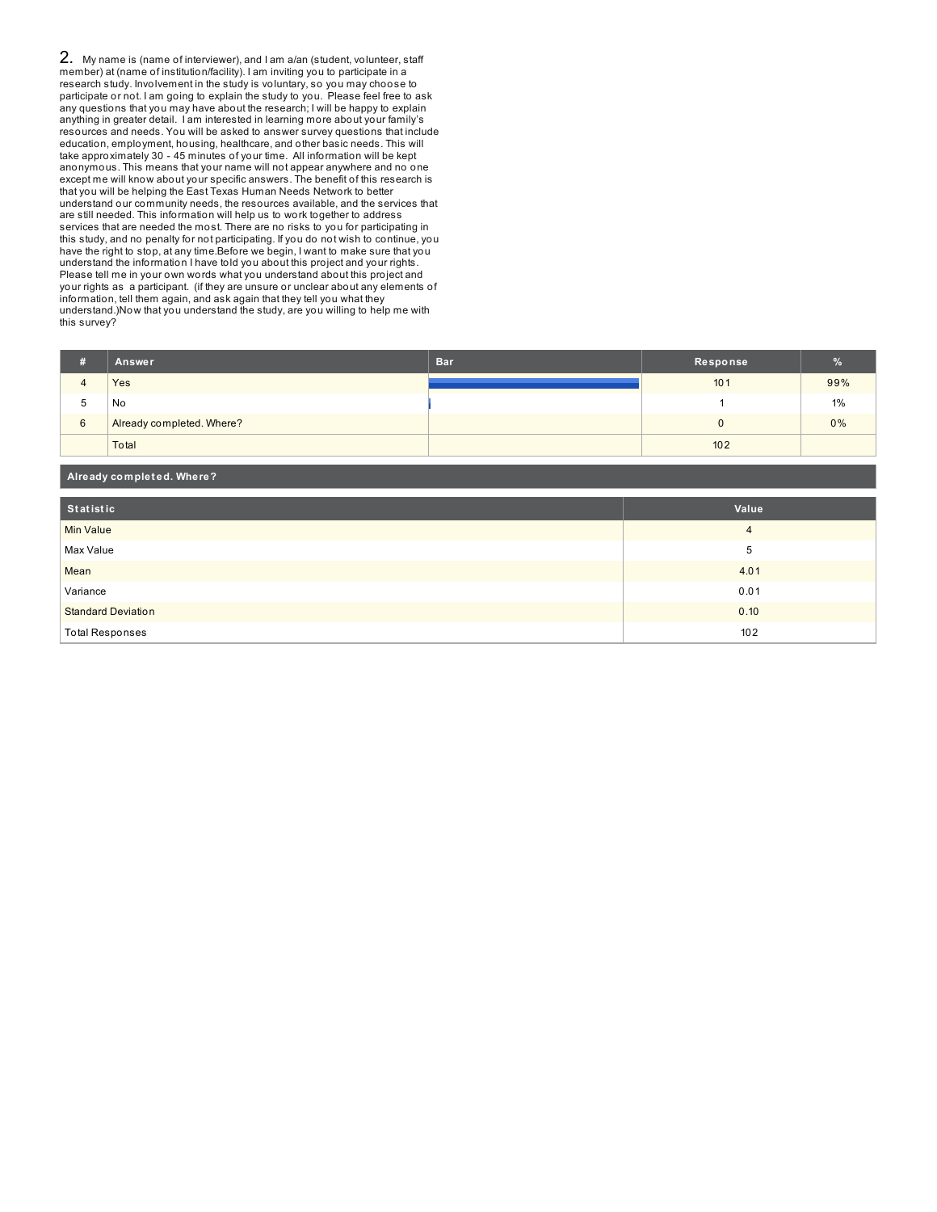2. My name is (name of interviewer), and I am a/an (student, volunteer, staff member) at (name of institution/facility). I am inviting you to participate in a research study. Involvement in the study is voluntary, so you may choose to participate or not. I am going to explain the study to you. Please feel free to ask any questions that you may have about the research; I will be happy to explain anything in greater detail. I am interested in learning more about your family's resources and needs. You will be asked to answer survey questions that include education, employment, housing, healthcare, and other basic needs. This will take approximately 30 - 45 minutes of your time. All information will be kept anonymous. This means that your name will not appear anywhere and no one except me will know about your specific answers. The benefit of this research is that you will be helping the East Texas Human Needs Network to better understand our community needs, the resources available, and the services that are still needed. This information will help us to work together to address services that are needed the most. There are no risks to you for participating in this study, and no penalty for not participating. If you do not wish to continue, you have the right to stop, at any time.Before we begin, I want to make sure that you understand the information I have told you about this project and your rights. Please tell me in your own words what you understand about this project and your rights as a participant. (if they are unsure or unclear about any elements of information, tell them again, and ask again that they tell you what they understand.)Now that you understand the study, are you willing to help me with this survey?

| # | Answer | Bar | Response | % |
|---|---|---|---|---|
| 4 | Yes | | 101 | 99% |
| 5 | No | | 1 | 1% |
| 6 | Already completed. Where? | | 0 | 0% |
| | Total | | 102 | |

**Already completed. Where?**

| Statistic | Value |
|---|---|
| Min Value | 4 |
| Max Value | 5 |
| Mean | 4.01 |
| Variance | 0.01 |
| Standard Deviation | 0.10 |
| Total Responses | 102 |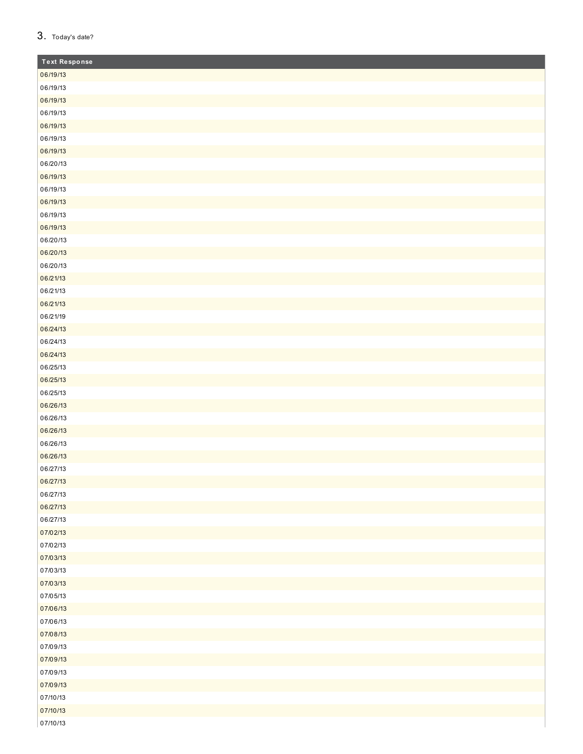3. Today's date?

| Text Response |
| --- |
| 06/19/13 |
| 06/19/13 |
| 06/19/13 |
| 06/19/13 |
| 06/19/13 |
| 06/19/13 |
| 06/19/13 |
| 06/20/13 |
| 06/19/13 |
| 06/19/13 |
| 06/19/13 |
| 06/19/13 |
| 06/19/13 |
| 06/20/13 |
| 06/20/13 |
| 06/20/13 |
| 06/21/13 |
| 06/21/13 |
| 06/21/13 |
| 06/21/19 |
| 06/24/13 |
| 06/24/13 |
| 06/24/13 |
| 06/25/13 |
| 06/25/13 |
| 06/25/13 |
| 06/26/13 |
| 06/26/13 |
| 06/26/13 |
| 06/26/13 |
| 06/26/13 |
| 06/27/13 |
| 06/27/13 |
| 06/27/13 |
| 06/27/13 |
| 06/27/13 |
| 07/02/13 |
| 07/02/13 |
| 07/03/13 |
| 07/03/13 |
| 07/03/13 |
| 07/05/13 |
| 07/06/13 |
| 07/06/13 |
| 07/08/13 |
| 07/09/13 |
| 07/09/13 |
| 07/09/13 |
| 07/09/13 |
| 07/10/13 |
| 07/10/13 |
| 07/10/13 |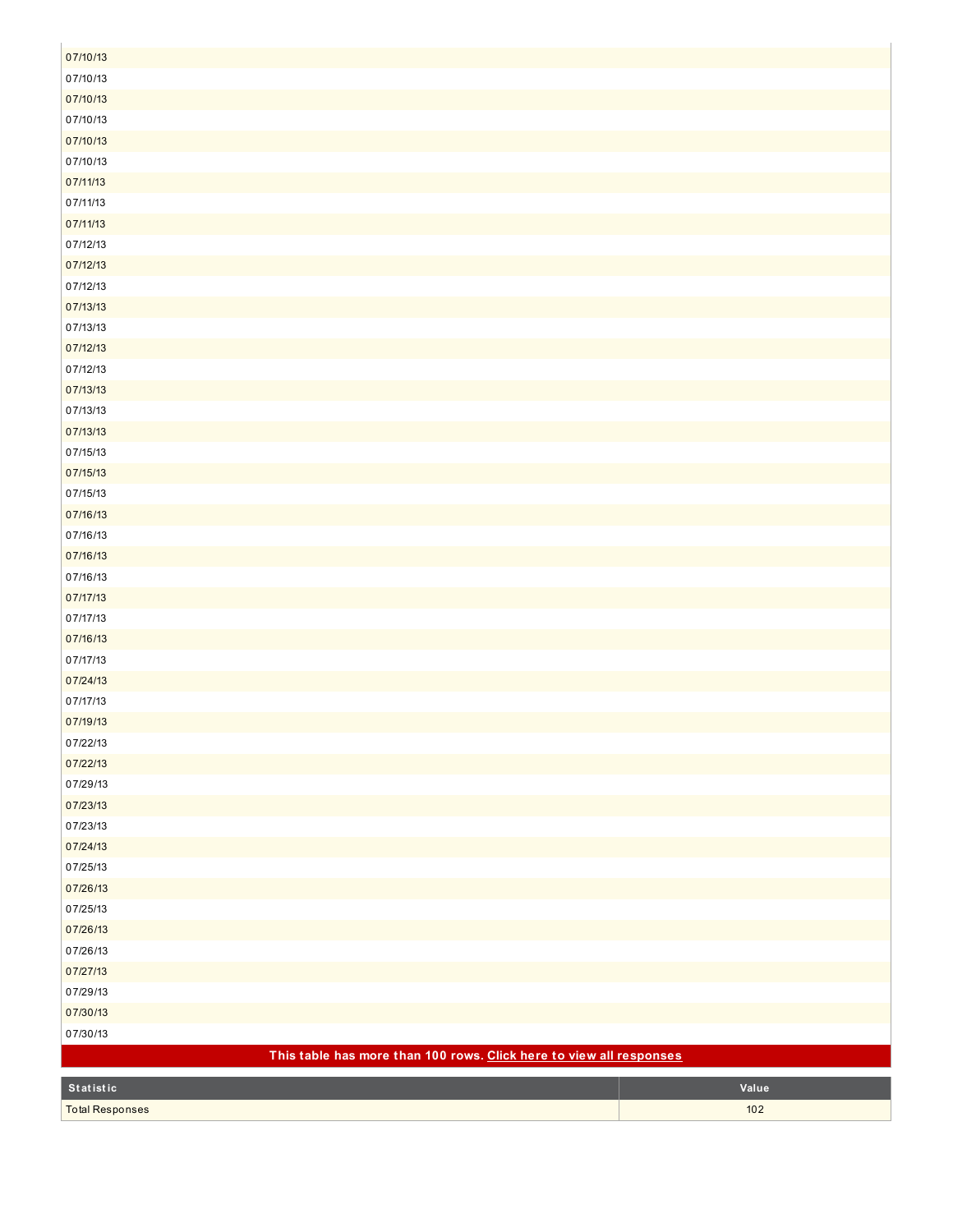| |
|---|
| 07/10/13 |
| 07/10/13 |
| 07/10/13 |
| 07/10/13 |
| 07/10/13 |
| 07/10/13 |
| 07/11/13 |
| 07/11/13 |
| 07/11/13 |
| 07/12/13 |
| 07/12/13 |
| 07/12/13 |
| 07/13/13 |
| 07/13/13 |
| 07/12/13 |
| 07/12/13 |
| 07/13/13 |
| 07/13/13 |
| 07/13/13 |
| 07/15/13 |
| 07/15/13 |
| 07/15/13 |
| 07/16/13 |
| 07/16/13 |
| 07/16/13 |
| 07/16/13 |
| 07/17/13 |
| 07/17/13 |
| 07/16/13 |
| 07/17/13 |
| 07/24/13 |
| 07/17/13 |
| 07/19/13 |
| 07/22/13 |
| 07/22/13 |
| 07/29/13 |
| 07/23/13 |
| 07/23/13 |
| 07/24/13 |
| 07/25/13 |
| 07/26/13 |
| 07/25/13 |
| 07/26/13 |
| 07/26/13 |
| 07/27/13 |
| 07/29/13 |
| 07/30/13 |
| 07/30/13 |

**This table has more than 100 rows. Click here to view all responses**

| Statistic | Value |
|---|---|
| Total Responses | 102 |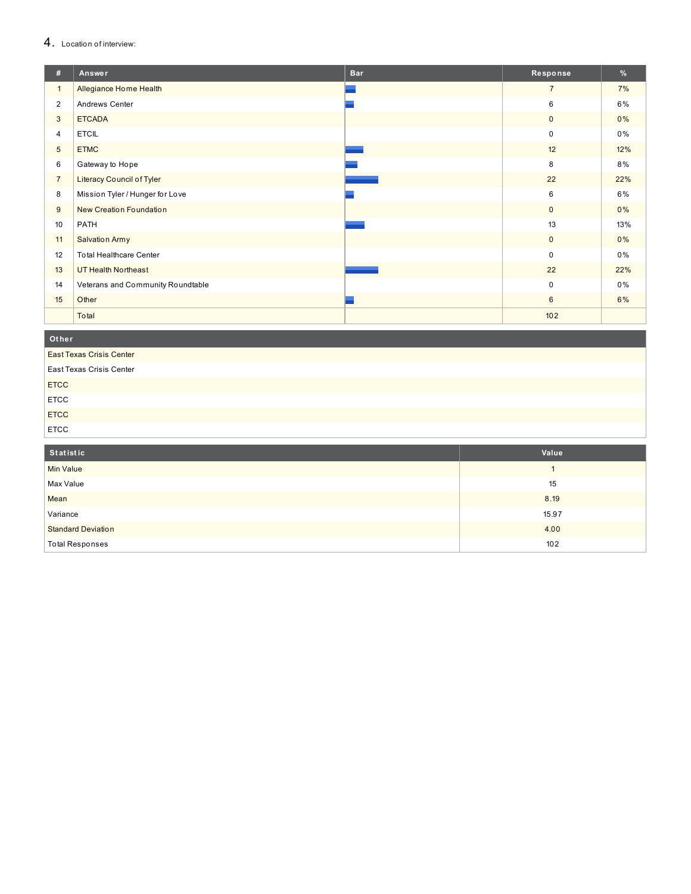## 4. Location of interview:

| # | Answer | Bar | Response | % |
|---|---|---|---|---|
| 1 | Allegiance Home Health | | 7 | 7% |
| 2 | Andrews Center | | 6 | 6% |
| 3 | ETCADA | | 0 | 0% |
| 4 | ETCIL | | 0 | 0% |
| 5 | ETMC | | 12 | 12% |
| 6 | Gateway to Hope | | 8 | 8% |
| 7 | Literacy Council of Tyler | | 22 | 22% |
| 8 | Mission Tyler / Hunger for Love | | 6 | 6% |
| 9 | New Creation Foundation | | 0 | 0% |
| 10 | PATH | | 13 | 13% |
| 11 | Salvation Army | | 0 | 0% |
| 12 | Total Healthcare Center | | 0 | 0% |
| 13 | UT Health Northeast | | 22 | 22% |
| 14 | Veterans and Community Roundtable | | 0 | 0% |
| 15 | Other | | 6 | 6% |
| | Total | | 102 | |

| Other |
|---|
| East Texas Crisis Center |
| East Texas Crisis Center |
| ETCC |
| ETCC |
| ETCC |
| ETCC |

| Statistic | Value |
|---|---|
| Min Value | 1 |
| Max Value | 15 |
| Mean | 8.19 |
| Variance | 15.97 |
| Standard Deviation | 4.00 |
| Total Responses | 102 |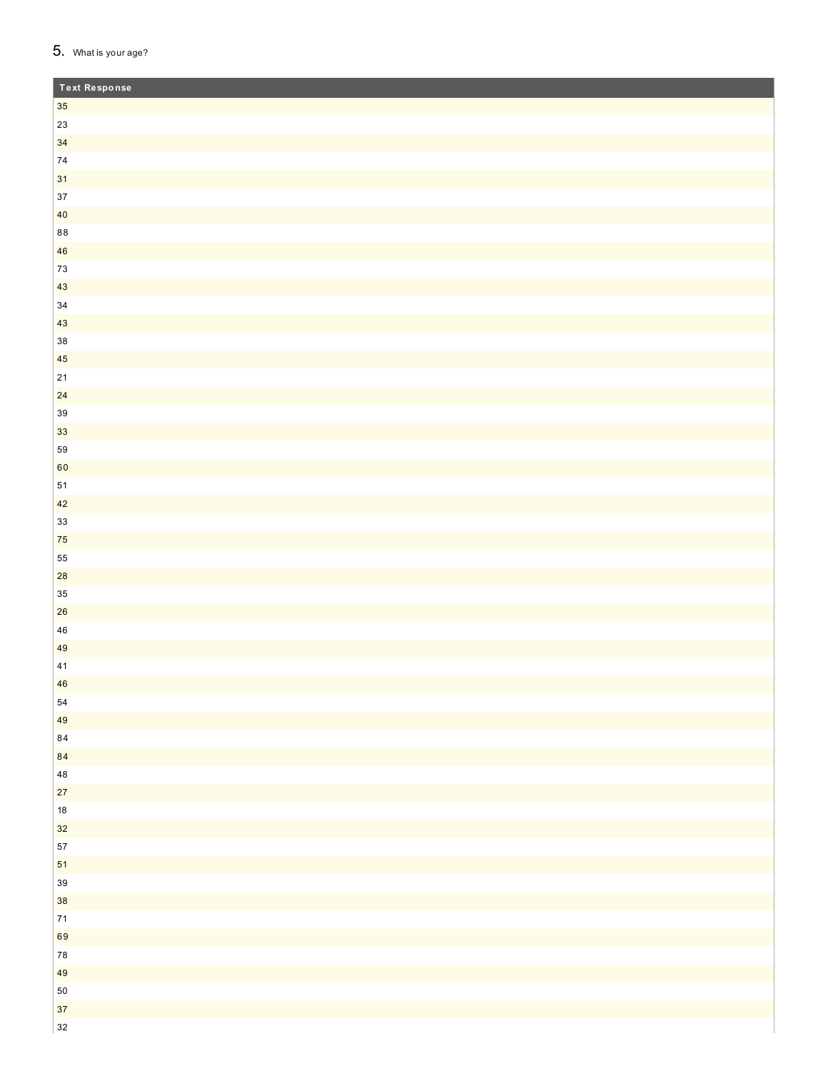5. What is your age?

| Text Response |
| --- |
| 35 |
| 23 |
| 34 |
| 74 |
| 31 |
| 37 |
| 40 |
| 88 |
| 46 |
| 73 |
| 43 |
| 34 |
| 43 |
| 38 |
| 45 |
| 21 |
| 24 |
| 39 |
| 33 |
| 59 |
| 60 |
| 51 |
| 42 |
| 33 |
| 75 |
| 55 |
| 28 |
| 35 |
| 26 |
| 46 |
| 49 |
| 41 |
| 46 |
| 54 |
| 49 |
| 84 |
| 84 |
| 48 |
| 27 |
| 18 |
| 32 |
| 57 |
| 51 |
| 39 |
| 38 |
| 71 |
| 69 |
| 78 |
| 49 |
| 50 |
| 37 |
| 32 |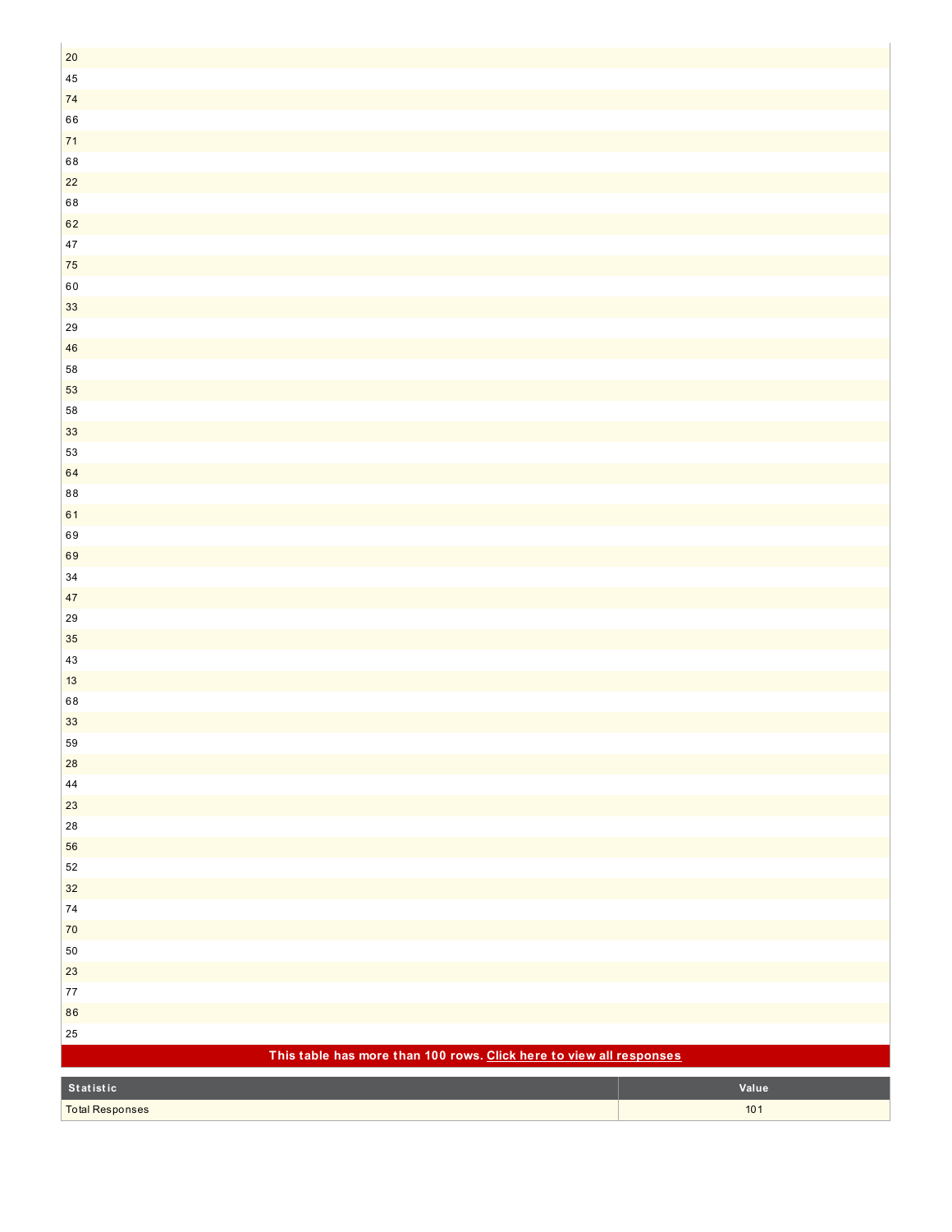| |
|---|
| 20 |
| 45 |
| 74 |
| 66 |
| 71 |
| 68 |
| 22 |
| 68 |
| 62 |
| 47 |
| 75 |
| 60 |
| 33 |
| 29 |
| 46 |
| 58 |
| 53 |
| 58 |
| 33 |
| 53 |
| 64 |
| 88 |
| 61 |
| 69 |
| 69 |
| 34 |
| 47 |
| 29 |
| 35 |
| 43 |
| 13 |
| 68 |
| 33 |
| 59 |
| 28 |
| 44 |
| 23 |
| 28 |
| 56 |
| 52 |
| 32 |
| 74 |
| 70 |
| 50 |
| 23 |
| 77 |
| 86 |
| 25 |

**This table has more than 100 rows. Click here to view all responses**

| Statistic | Value |
|---|---|
| Total Responses | 101 |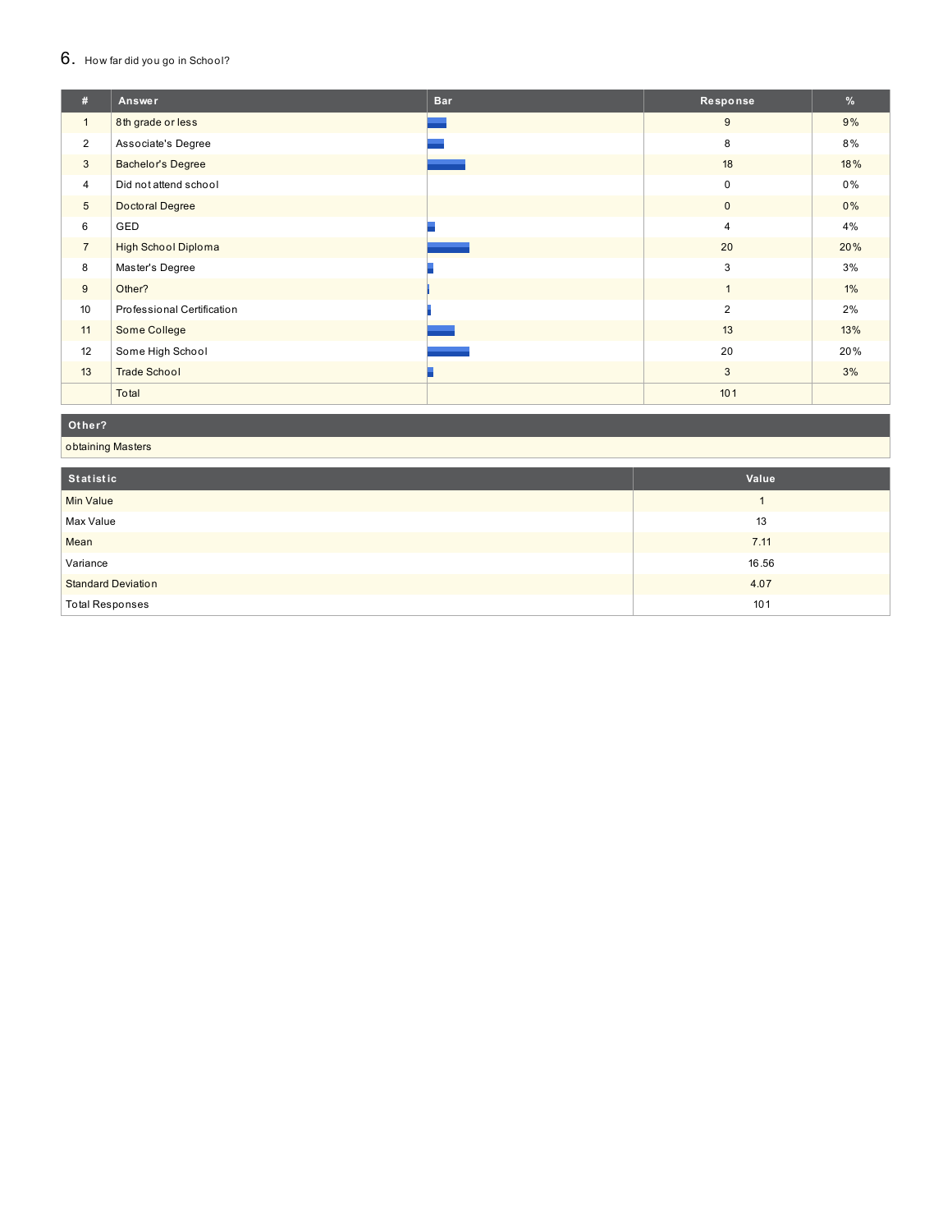## 6. How far did you go in School?

| # | Answer | Bar | Response | % |
|---|---|---|---|---|
| 1 | 8th grade or less | | 9 | 9% |
| 2 | Associate's Degree | | 8 | 8% |
| 3 | Bachelor's Degree | | 18 | 18% |
| 4 | Did not attend school | | 0 | 0% |
| 5 | Doctoral Degree | | 0 | 0% |
| 6 | GED | | 4 | 4% |
| 7 | High School Diploma | | 20 | 20% |
| 8 | Master's Degree | | 3 | 3% |
| 9 | Other? | | 1 | 1% |
| 10 | Professional Certification | | 2 | 2% |
| 11 | Some College | | 13 | 13% |
| 12 | Some High School | | 20 | 20% |
| 13 | Trade School | | 3 | 3% |
| | Total | | 101 | |

| Other? |
|---|
| obtaining Masters |

| Statistic | Value |
|---|---|
| Min Value | 1 |
| Max Value | 13 |
| Mean | 7.11 |
| Variance | 16.56 |
| Standard Deviation | 4.07 |
| Total Responses | 101 |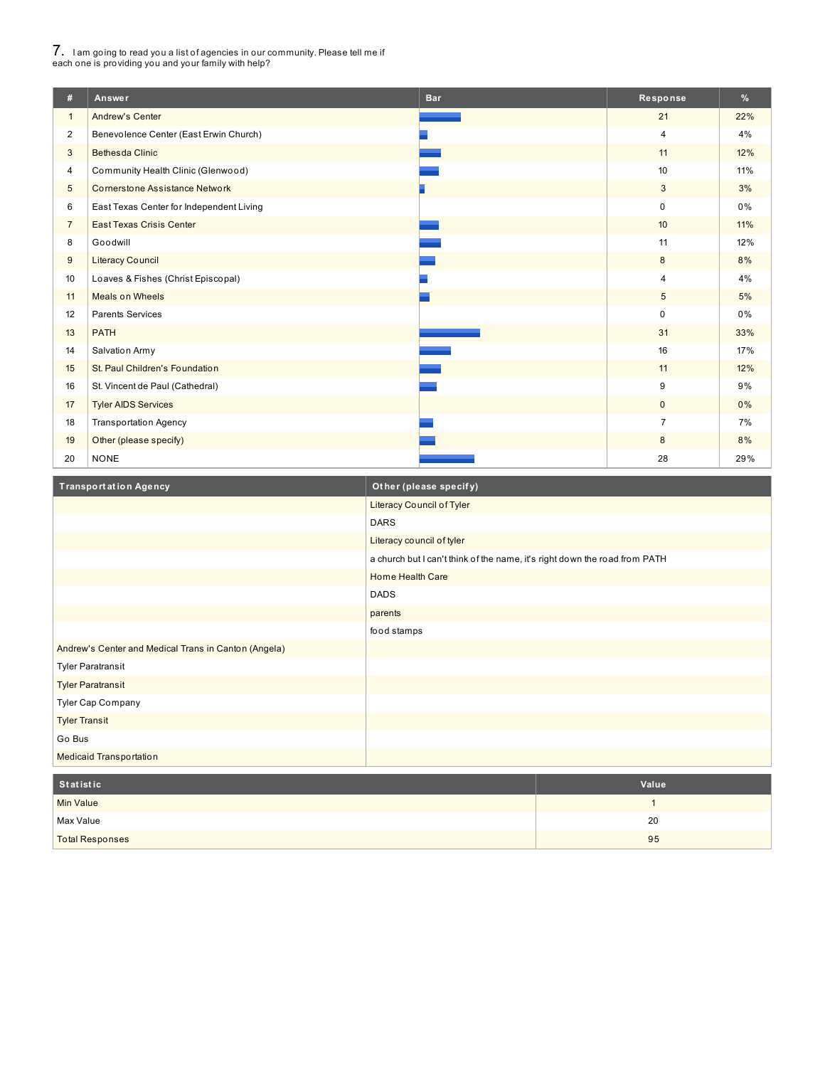## 7. I am going to read you a list of agencies in our community. Please tell me if each one is providing you and your family with help?

| # | Answer | Bar | Response | % |
|---|---|---|---|---|
| 1 | Andrew's Center | | 21 | 22% |
| 2 | Benevolence Center (East Erwin Church) | | 4 | 4% |
| 3 | Bethesda Clinic | | 11 | 12% |
| 4 | Community Health Clinic (Glenwood) | | 10 | 11% |
| 5 | Cornerstone Assistance Network | | 3 | 3% |
| 6 | East Texas Center for Independent Living | | 0 | 0% |
| 7 | East Texas Crisis Center | | 10 | 11% |
| 8 | Goodwill | | 11 | 12% |
| 9 | Literacy Council | | 8 | 8% |
| 10 | Loaves & Fishes (Christ Episcopal) | | 4 | 4% |
| 11 | Meals on Wheels | | 5 | 5% |
| 12 | Parents Services | | 0 | 0% |
| 13 | PATH | | 31 | 33% |
| 14 | Salvation Army | | 16 | 17% |
| 15 | St. Paul Children's Foundation | | 11 | 12% |
| 16 | St. Vincent de Paul (Cathedral) | | 9 | 9% |
| 17 | Tyler AIDS Services | | 0 | 0% |
| 18 | Transportation Agency | | 7 | 7% |
| 19 | Other (please specify) | | 8 | 8% |
| 20 | NONE | | 28 | 29% |

| Transportation Agency | Other (please specify) |
|---|---|
| | Literacy Council of Tyler |
| | DARS |
| | Literacy council of tyler |
| | a church but I can't think of the name, it's right down the road from PATH |
| | Home Health Care |
| | DADS |
| | parents |
| | food stamps |
| Andrew's Center and Medical Trans in Canton (Angela) | |
| Tyler Paratransit | |
| Tyler Paratransit | |
| Tyler Cap Company | |
| Tyler Transit | |
| Go Bus | |
| Medicaid Transportation | |

| Statistic | Value |
|---|---|
| Min Value | 1 |
| Max Value | 20 |
| Total Responses | 95 |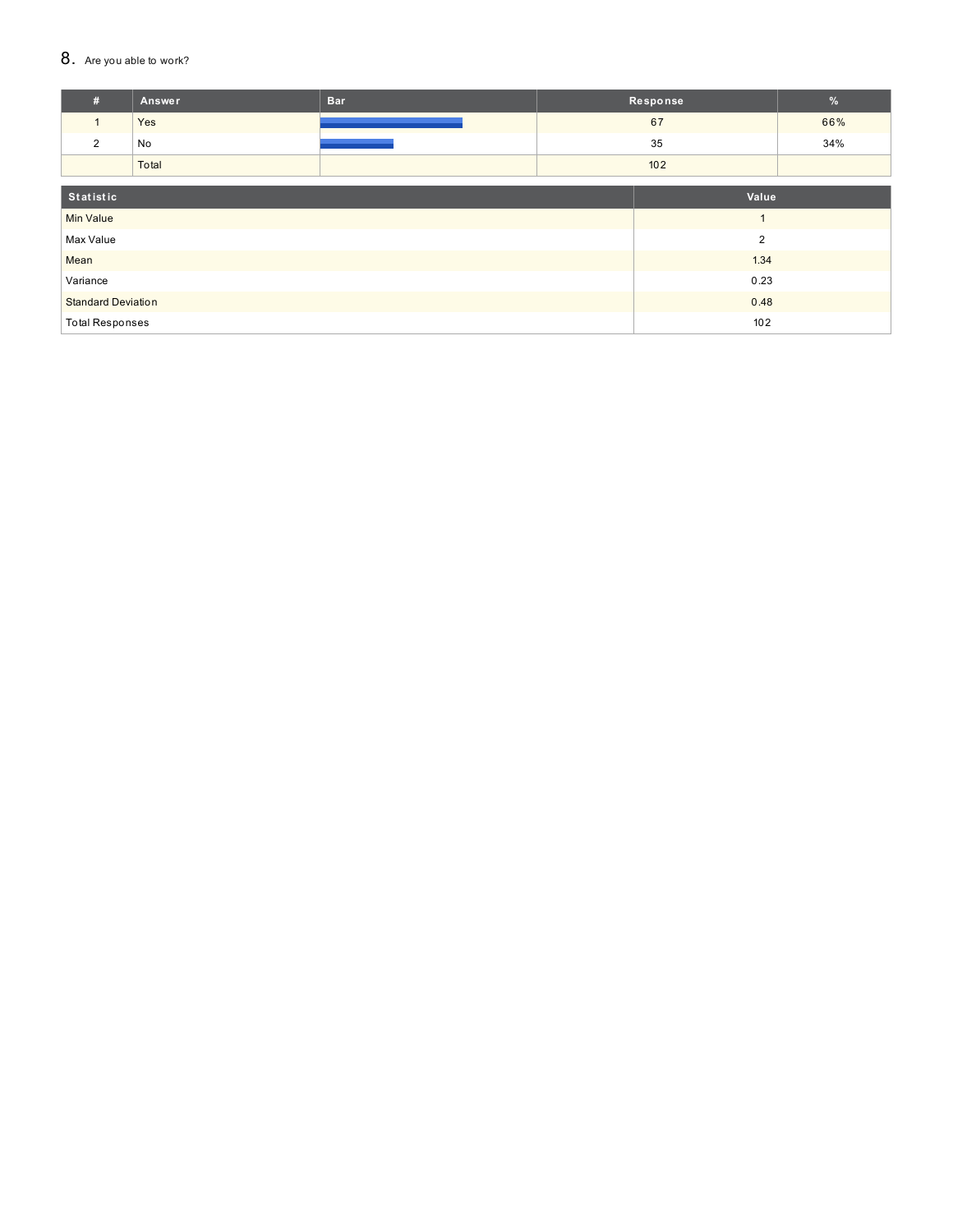## 8. Are you able to work?

| # | Answer | Bar | Response | % |
|---|---|---|---|---|
| 1 | Yes | | 67 | 66% |
| 2 | No | | 35 | 34% |
| | Total | | 102 | |

| Statistic | Value |
|---|---|
| Min Value | 1 |
| Max Value | 2 |
| Mean | 1.34 |
| Variance | 0.23 |
| Standard Deviation | 0.48 |
| Total Responses | 102 |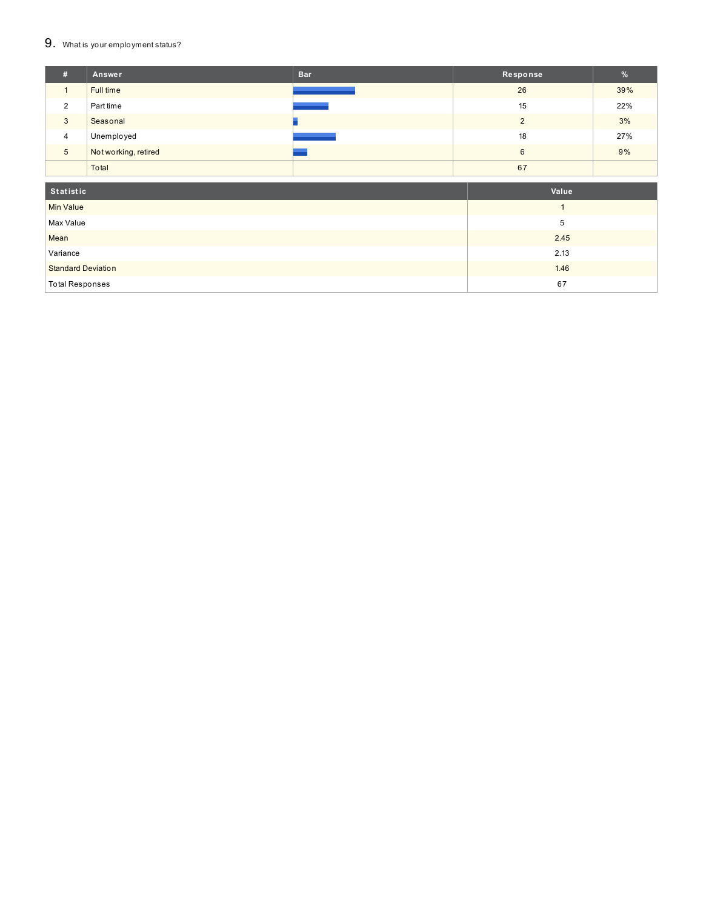9. What is your employment status?

| # | Answer | Bar | Response | % |
|---|---|---|---|---|
| 1 | Full time | | 26 | 39% |
| 2 | Part time | | 15 | 22% |
| 3 | Seasonal | | 2 | 3% |
| 4 | Unemployed | | 18 | 27% |
| 5 | Not working, retired | | 6 | 9% |
| | Total | | 67 | |

| Statistic | Value |
|---|---|
| Min Value | 1 |
| Max Value | 5 |
| Mean | 2.45 |
| Variance | 2.13 |
| Standard Deviation | 1.46 |
| Total Responses | 67 |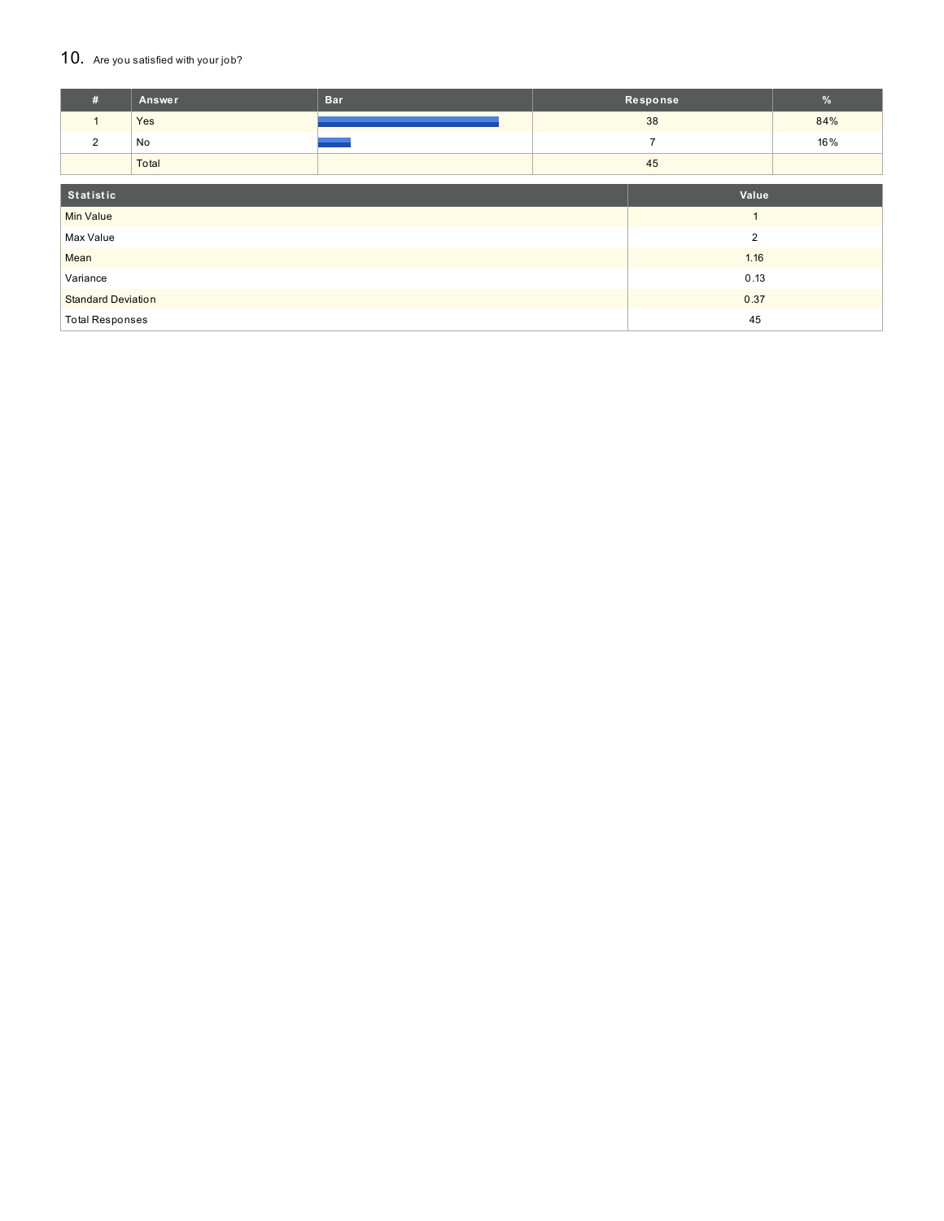## 10. Are you satisfied with your job?

| # | Answer | Bar | Response | % |
|---|---|---|---|---|
| 1 | Yes | | 38 | 84% |
| 2 | No | | 7 | 16% |
| | Total | | 45 | |

| Statistic | Value |
|---|---|
| Min Value | 1 |
| Max Value | 2 |
| Mean | 1.16 |
| Variance | 0.13 |
| Standard Deviation | 0.37 |
| Total Responses | 45 |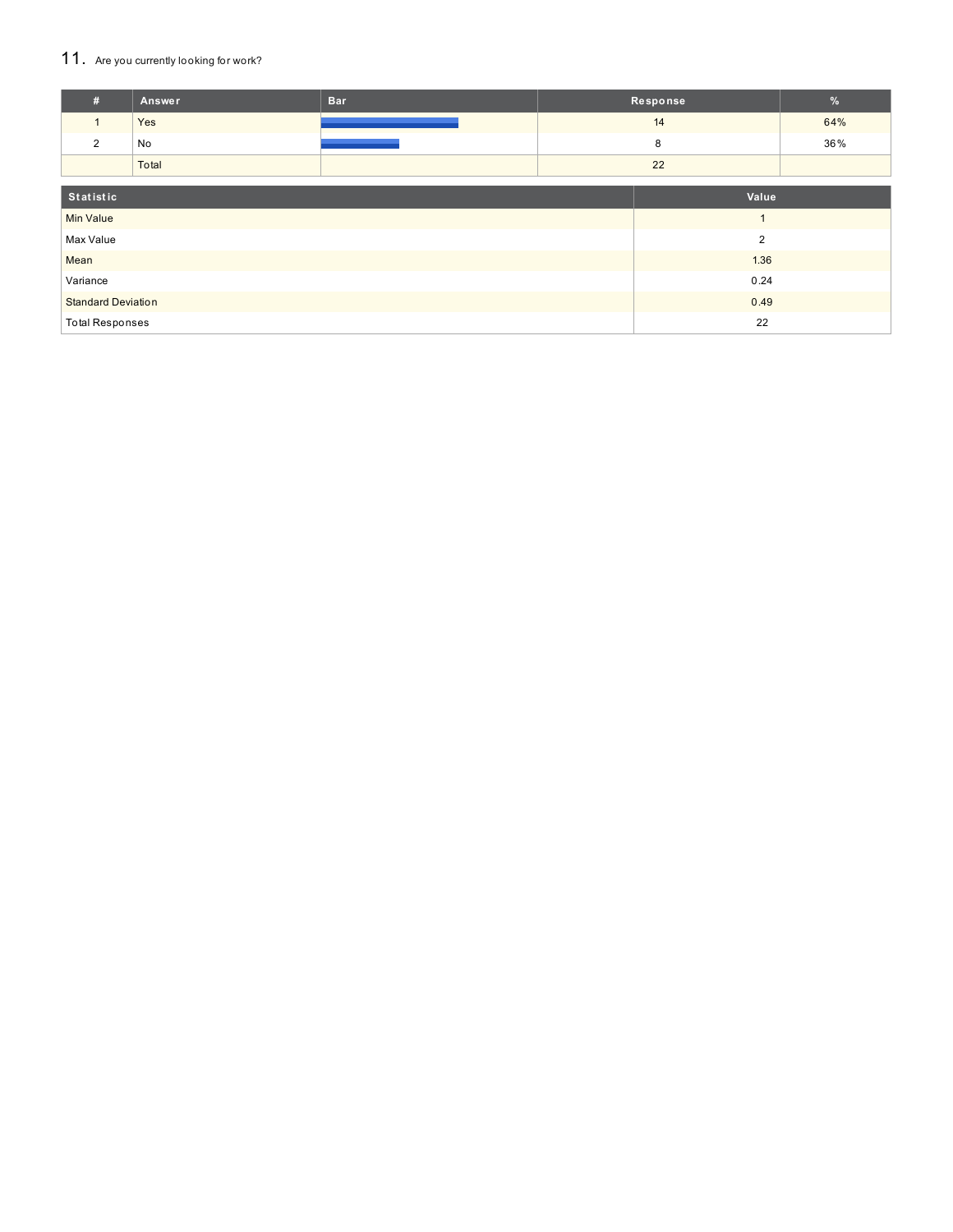## 11. Are you currently looking for work?

| # | Answer | Bar | Response | % |
|---|---|---|---|---|
| 1 | Yes | | 14 | 64% |
| 2 | No | | 8 | 36% |
| | Total | | 22 | |

| Statistic | Value |
|---|---|
| Min Value | 1 |
| Max Value | 2 |
| Mean | 1.36 |
| Variance | 0.24 |
| Standard Deviation | 0.49 |
| Total Responses | 22 |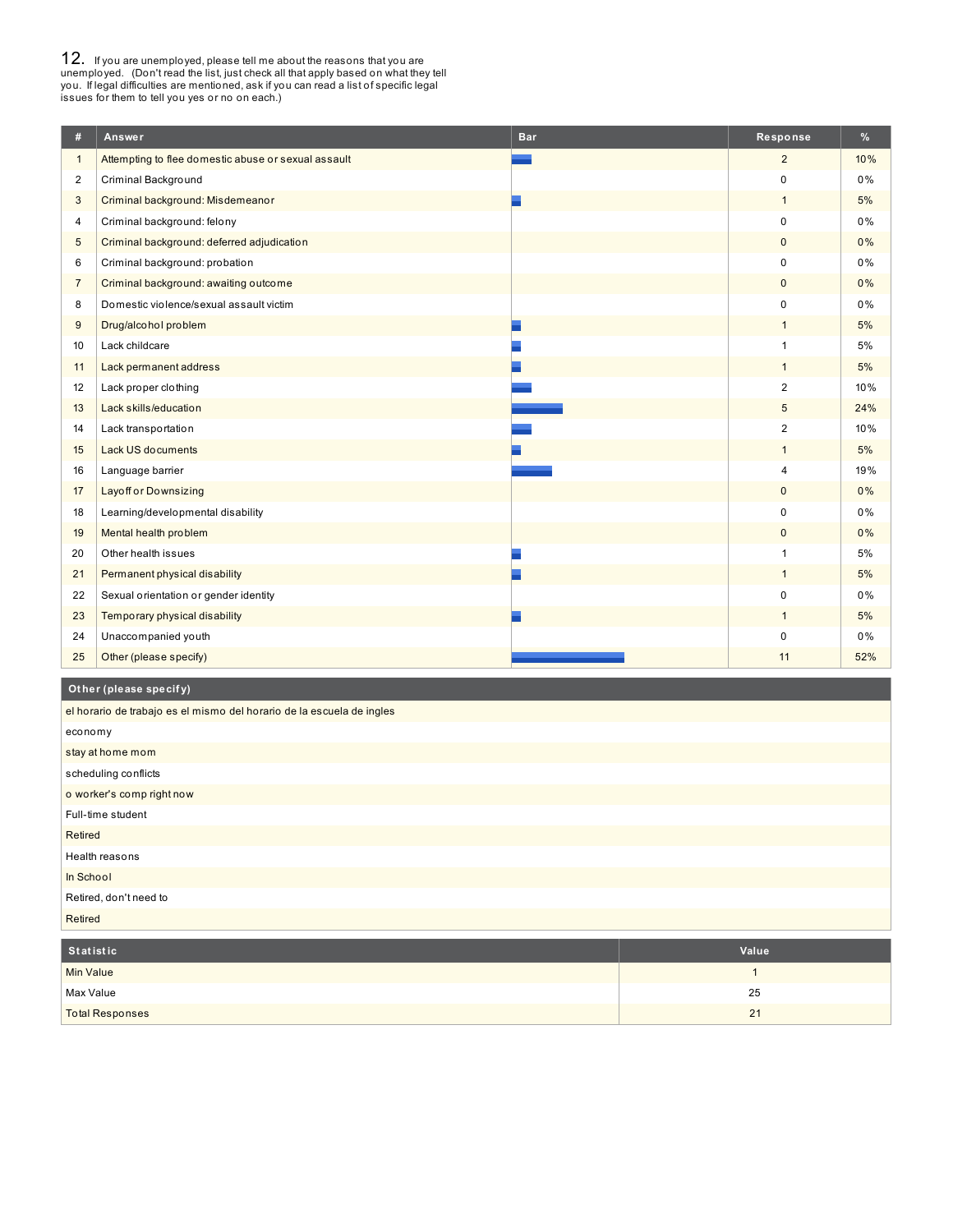## 12. If you are unemployed, please tell me about the reasons that you are unemployed. (Don't read the list, just check all that apply based on what they tell you. If legal difficulties are mentioned, ask if you can read a list of specific legal issues for them to tell you yes or no on each.)

| # | Answer | Bar | Response | % |
|---|---|---|---|---|
| 1 | Attempting to flee domestic abuse or sexual assault | | 2 | 10% |
| 2 | Criminal Background | | 0 | 0% |
| 3 | Criminal background: Misdemeanor | | 1 | 5% |
| 4 | Criminal background: felony | | 0 | 0% |
| 5 | Criminal background: deferred adjudication | | 0 | 0% |
| 6 | Criminal background: probation | | 0 | 0% |
| 7 | Criminal background: awaiting outcome | | 0 | 0% |
| 8 | Domestic violence/sexual assault victim | | 0 | 0% |
| 9 | Drug/alcohol problem | | 1 | 5% |
| 10 | Lack childcare | | 1 | 5% |
| 11 | Lack permanent address | | 1 | 5% |
| 12 | Lack proper clothing | | 2 | 10% |
| 13 | Lack skills/education | | 5 | 24% |
| 14 | Lack transportation | | 2 | 10% |
| 15 | Lack US documents | | 1 | 5% |
| 16 | Language barrier | | 4 | 19% |
| 17 | Layoff or Downsizing | | 0 | 0% |
| 18 | Learning/developmental disability | | 0 | 0% |
| 19 | Mental health problem | | 0 | 0% |
| 20 | Other health issues | | 1 | 5% |
| 21 | Permanent physical disability | | 1 | 5% |
| 22 | Sexual orientation or gender identity | | 0 | 0% |
| 23 | Temporary physical disability | | 1 | 5% |
| 24 | Unaccompanied youth | | 0 | 0% |
| 25 | Other (please specify) | | 11 | 52% |

| Other (please specify) |
|---|
| el horario de trabajo es el mismo del horario de la escuela de ingles |
| economy |
| stay at home mom |
| scheduling conflicts |
| o worker's comp right now |
| Full-time student |
| Retired |
| Health reasons |
| In School |
| Retired, don't need to |
| Retired |

| Statistic | Value |
|---|---|
| Min Value | 1 |
| Max Value | 25 |
| Total Responses | 21 |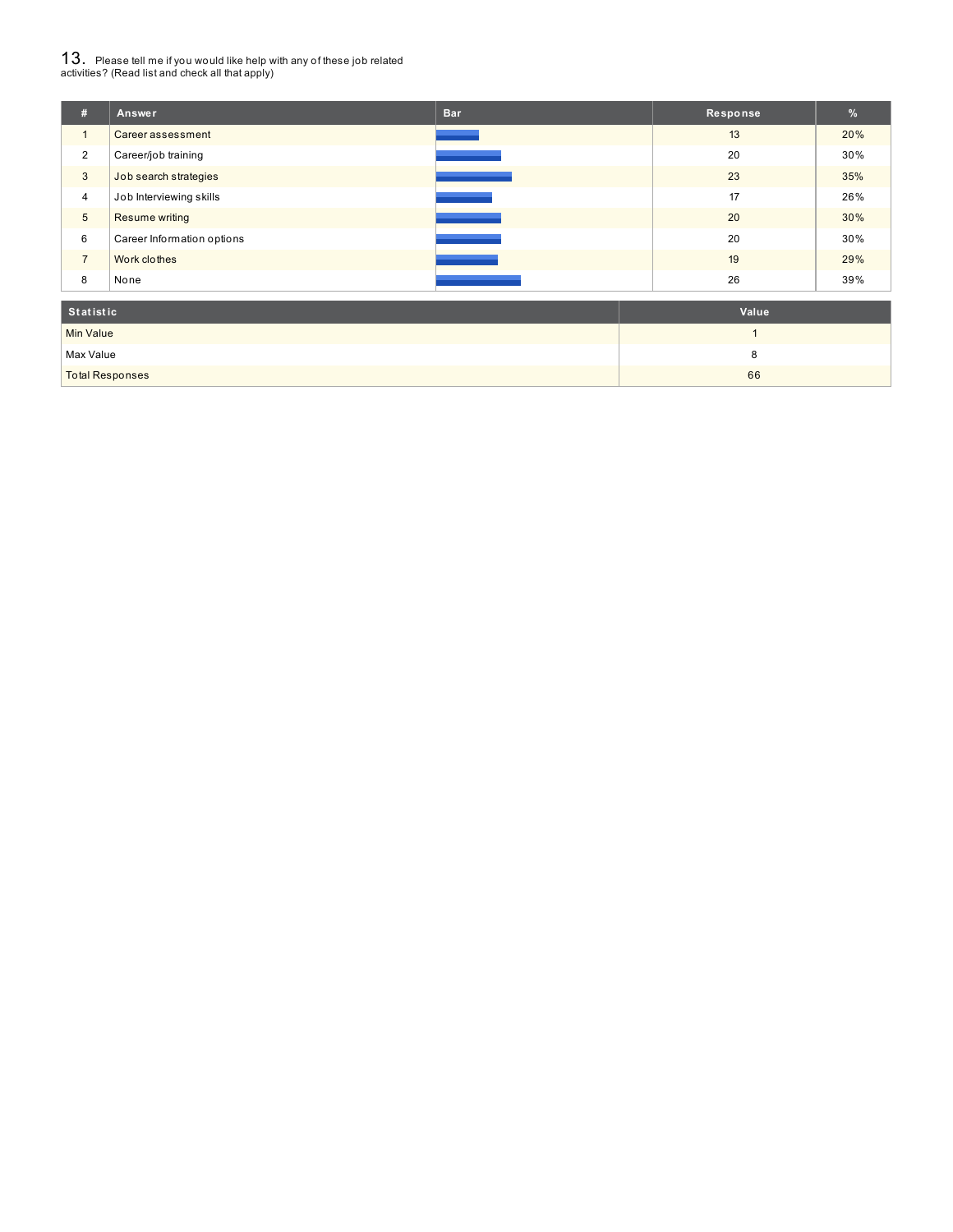## 13. Please tell me if you would like help with any of these job related activities? (Read list and check all that apply)

| # | Answer | Bar | Response | % |
|---|---|---|---|---|
| 1 | Career assessment | | 13 | 20% |
| 2 | Career/job training | | 20 | 30% |
| 3 | Job search strategies | | 23 | 35% |
| 4 | Job Interviewing skills | | 17 | 26% |
| 5 | Resume writing | | 20 | 30% |
| 6 | Career Information options | | 20 | 30% |
| 7 | Work clothes | | 19 | 29% |
| 8 | None | | 26 | 39% |

| Statistic | Value |
|---|---|
| Min Value | 1 |
| Max Value | 8 |
| Total Responses | 66 |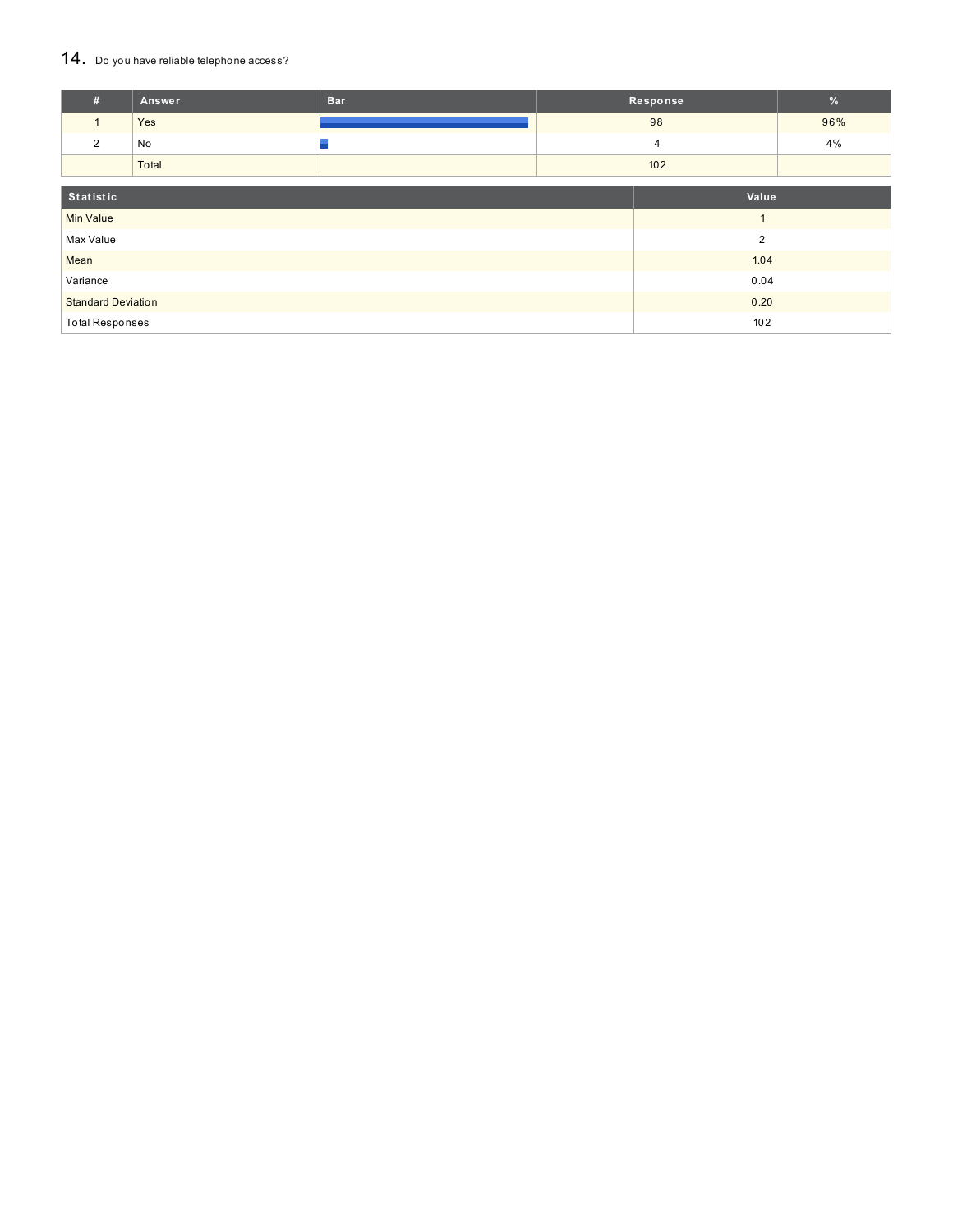## 14. Do you have reliable telephone access?

| # | Answer | Bar | Response | % |
|---|---|---|---|---|
| 1 | Yes | | 98 | 96% |
| 2 | No | | 4 | 4% |
| | Total | | 102 | |

| Statistic | Value |
|---|---|
| Min Value | 1 |
| Max Value | 2 |
| Mean | 1.04 |
| Variance | 0.04 |
| Standard Deviation | 0.20 |
| Total Responses | 102 |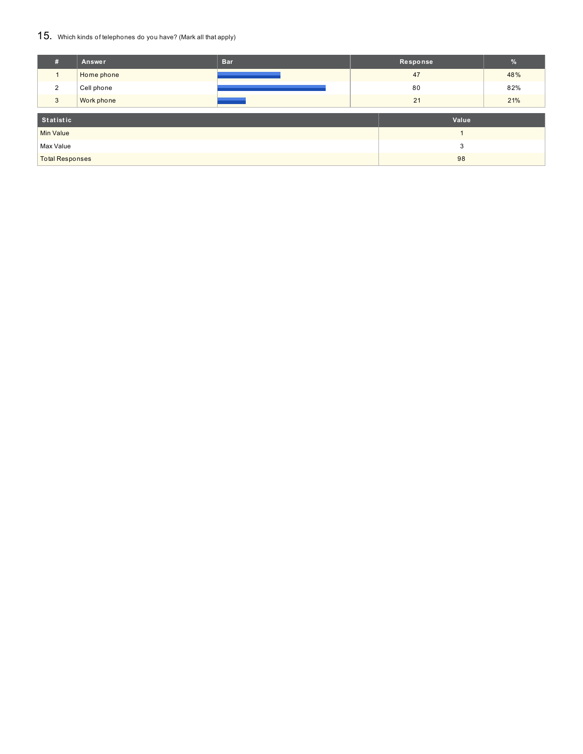## 15. Which kinds of telephones do you have? (Mark all that apply)

| # | Answer | Bar | Response | % |
|---|---|---|---|---|
| 1 | Home phone | | 47 | 48% |
| 2 | Cell phone | | 80 | 82% |
| 3 | Work phone | | 21 | 21% |

| Statistic | Value |
|---|---|
| Min Value | 1 |
| Max Value | 3 |
| Total Responses | 98 |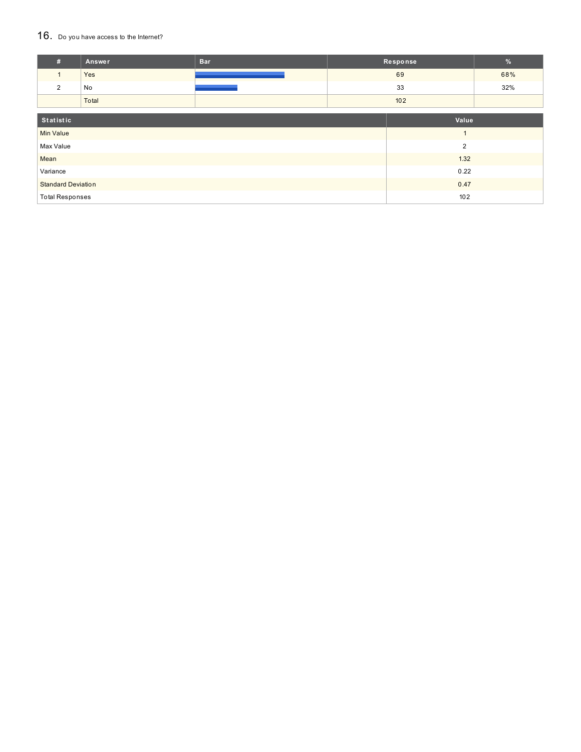## 16. Do you have access to the Internet?

| # | Answer | Bar | Response | % |
|---|---|---|---|---|
| 1 | Yes | | 69 | 68% |
| 2 | No | | 33 | 32% |
| | Total | | 102 | |

| Statistic | Value |
|---|---|
| Min Value | 1 |
| Max Value | 2 |
| Mean | 1.32 |
| Variance | 0.22 |
| Standard Deviation | 0.47 |
| Total Responses | 102 |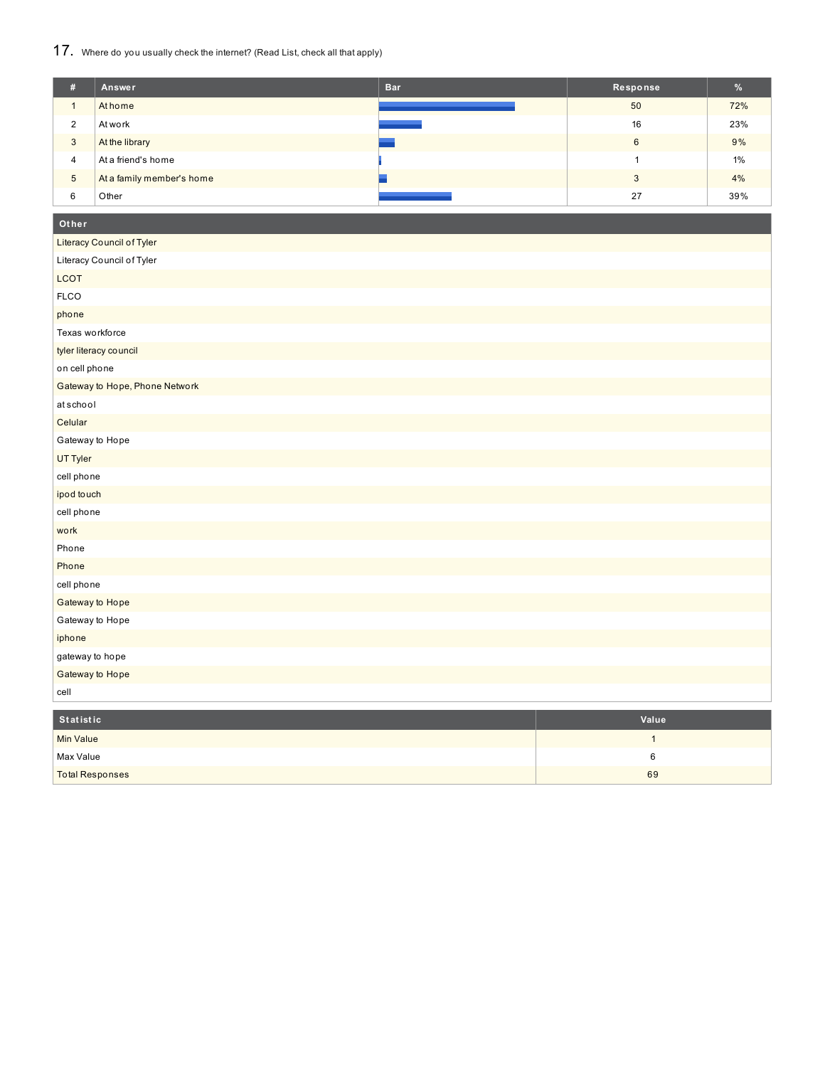## 17. Where do you usually check the internet? (Read List, check all that apply)

| # | Answer | Bar | Response | % |
|---|---|---|---|---|
| 1 | At home | | 50 | 72% |
| 2 | At work | | 16 | 23% |
| 3 | At the library | | 6 | 9% |
| 4 | At a friend's home | | 1 | 1% |
| 5 | At a family member's home | | 3 | 4% |
| 6 | Other | | 27 | 39% |

| Other |
|---|
| Literacy Council of Tyler |
| Literacy Council of Tyler |
| LCOT |
| FLCO |
| phone |
| Texas workforce |
| tyler literacy council |
| on cell phone |
| Gateway to Hope, Phone Network |
| at school |
| Celular |
| Gateway to Hope |
| UT Tyler |
| cell phone |
| ipod touch |
| cell phone |
| work |
| Phone |
| Phone |
| cell phone |
| Gateway to Hope |
| Gateway to Hope |
| iphone |
| gateway to hope |
| Gateway to Hope |
| cell |

| Statistic | Value |
|---|---|
| Min Value | 1 |
| Max Value | 6 |
| Total Responses | 69 |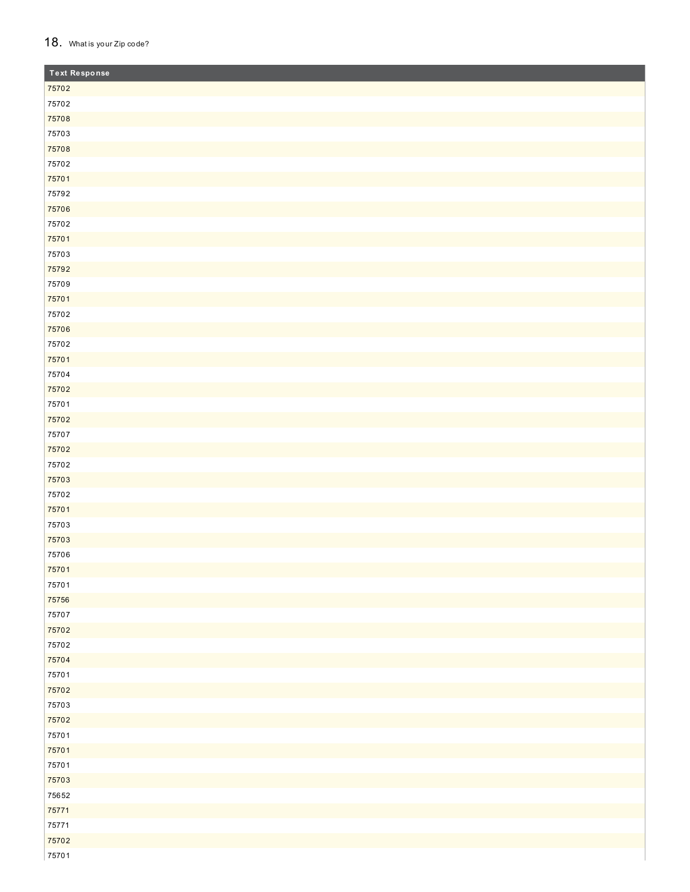## 18. What is your Zip code?

| Text Response |
|---|
| 75702 |
| 75702 |
| 75708 |
| 75703 |
| 75708 |
| 75702 |
| 75701 |
| 75792 |
| 75706 |
| 75702 |
| 75701 |
| 75703 |
| 75792 |
| 75709 |
| 75701 |
| 75702 |
| 75706 |
| 75702 |
| 75701 |
| 75704 |
| 75702 |
| 75701 |
| 75702 |
| 75707 |
| 75702 |
| 75702 |
| 75703 |
| 75702 |
| 75701 |
| 75703 |
| 75703 |
| 75706 |
| 75701 |
| 75701 |
| 75756 |
| 75707 |
| 75702 |
| 75702 |
| 75704 |
| 75701 |
| 75702 |
| 75703 |
| 75702 |
| 75701 |
| 75701 |
| 75701 |
| 75703 |
| 75652 |
| 75771 |
| 75771 |
| 75702 |
| 75701 |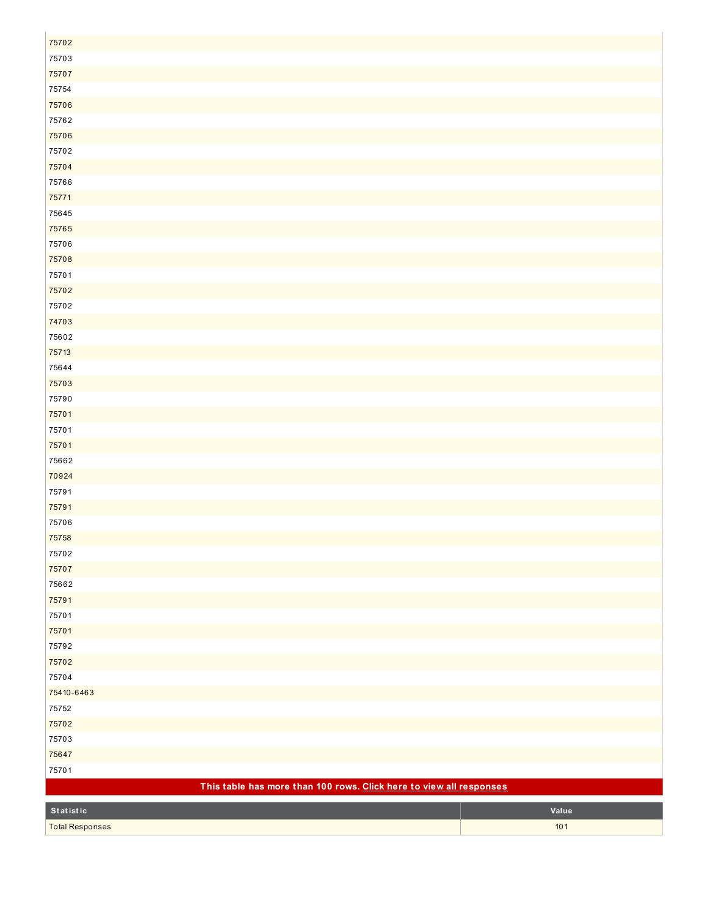| |
|---|
| 75702 |
| 75703 |
| 75707 |
| 75754 |
| 75706 |
| 75762 |
| 75706 |
| 75702 |
| 75704 |
| 75766 |
| 75771 |
| 75645 |
| 75765 |
| 75706 |
| 75708 |
| 75701 |
| 75702 |
| 75702 |
| 74703 |
| 75602 |
| 75713 |
| 75644 |
| 75703 |
| 75790 |
| 75701 |
| 75701 |
| 75701 |
| 75662 |
| 70924 |
| 75791 |
| 75791 |
| 75706 |
| 75758 |
| 75702 |
| 75707 |
| 75662 |
| 75791 |
| 75701 |
| 75701 |
| 75792 |
| 75702 |
| 75704 |
| 75410-6463 |
| 75752 |
| 75702 |
| 75703 |
| 75647 |
| 75701 |
| **This table has more than 100 rows. Click here to view all responses** |

| Statistic | Value |
|---|---|
| Total Responses | 101 |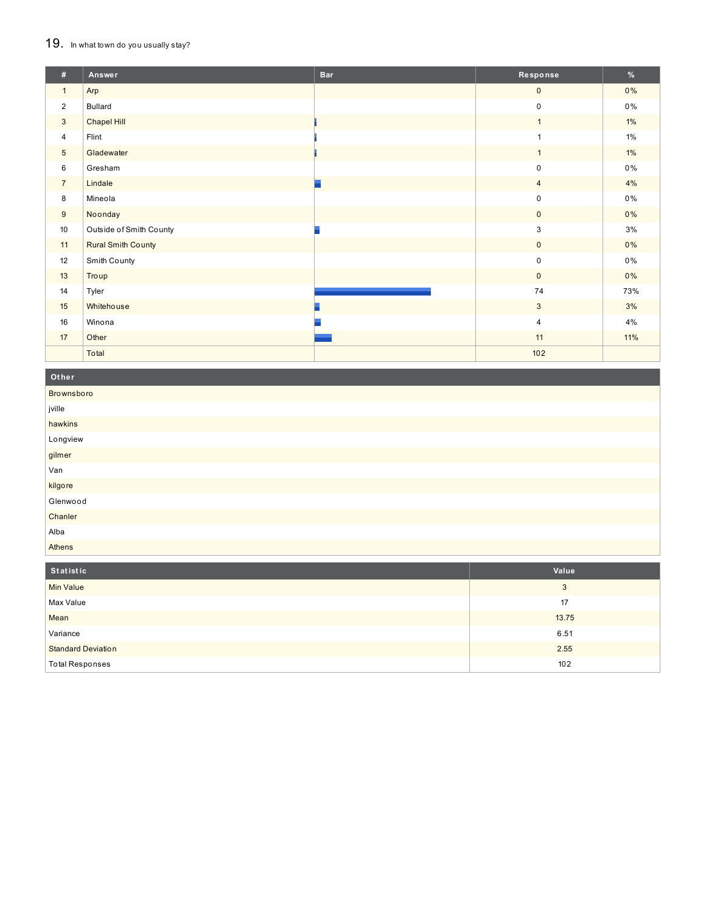## 19. In what town do you usually stay?

| # | Answer | Bar | Response | % |
|---|---|---|---|---|
| 1 | Arp | | 0 | 0% |
| 2 | Bullard | | 0 | 0% |
| 3 | Chapel Hill | | 1 | 1% |
| 4 | Flint | | 1 | 1% |
| 5 | Gladewater | | 1 | 1% |
| 6 | Gresham | | 0 | 0% |
| 7 | Lindale | | 4 | 4% |
| 8 | Mineola | | 0 | 0% |
| 9 | Noonday | | 0 | 0% |
| 10 | Outside of Smith County | | 3 | 3% |
| 11 | Rural Smith County | | 0 | 0% |
| 12 | Smith County | | 0 | 0% |
| 13 | Troup | | 0 | 0% |
| 14 | Tyler | | 74 | 73% |
| 15 | Whitehouse | | 3 | 3% |
| 16 | Winona | | 4 | 4% |
| 17 | Other | | 11 | 11% |
| | Total | | 102 | |

| Other |
|---|
| Brownsboro |
| jville |
| hawkins |
| Longview |
| gilmer |
| Van |
| kilgore |
| Glenwood |
| Chanler |
| Alba |
| Athens |

| Statistic | Value |
|---|---|
| Min Value | 3 |
| Max Value | 17 |
| Mean | 13.75 |
| Variance | 6.51 |
| Standard Deviation | 2.55 |
| Total Responses | 102 |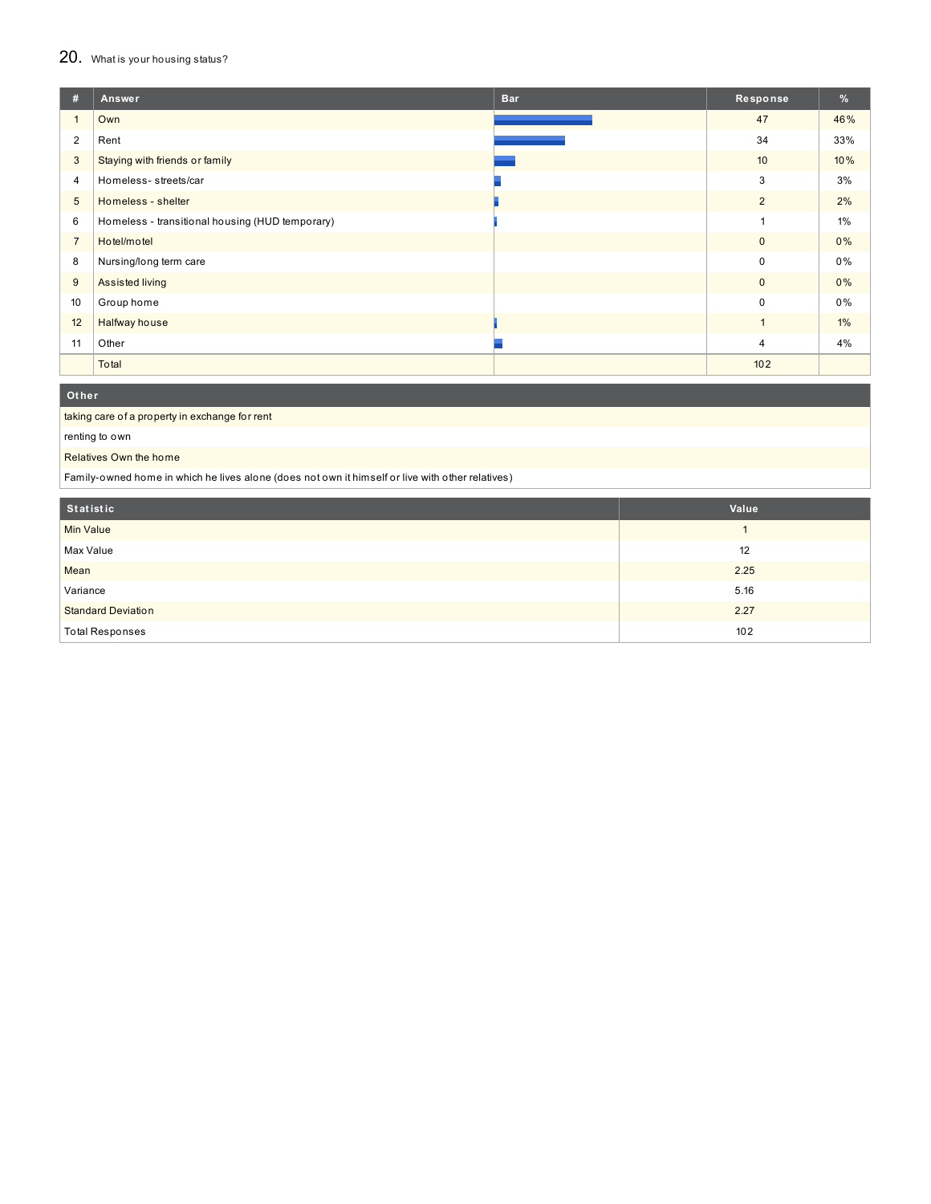## 20. What is your housing status?

| # | Answer | Bar | Response | % |
|---|---|---|---|---|
| 1 | Own | | 47 | 46% |
| 2 | Rent | | 34 | 33% |
| 3 | Staying with friends or family | | 10 | 10% |
| 4 | Homeless- streets/car | | 3 | 3% |
| 5 | Homeless - shelter | | 2 | 2% |
| 6 | Homeless - transitional housing (HUD temporary) | | 1 | 1% |
| 7 | Hotel/motel | | 0 | 0% |
| 8 | Nursing/long term care | | 0 | 0% |
| 9 | Assisted living | | 0 | 0% |
| 10 | Group home | | 0 | 0% |
| 12 | Halfway house | | 1 | 1% |
| 11 | Other | | 4 | 4% |
| | Total | | 102 | |

| Other |
|---|
| taking care of a property in exchange for rent |
| renting to own |
| Relatives Own the home |
| Family-owned home in which he lives alone (does not own it himself or live with other relatives) |

| Statistic | Value |
|---|---|
| Min Value | 1 |
| Max Value | 12 |
| Mean | 2.25 |
| Variance | 5.16 |
| Standard Deviation | 2.27 |
| Total Responses | 102 |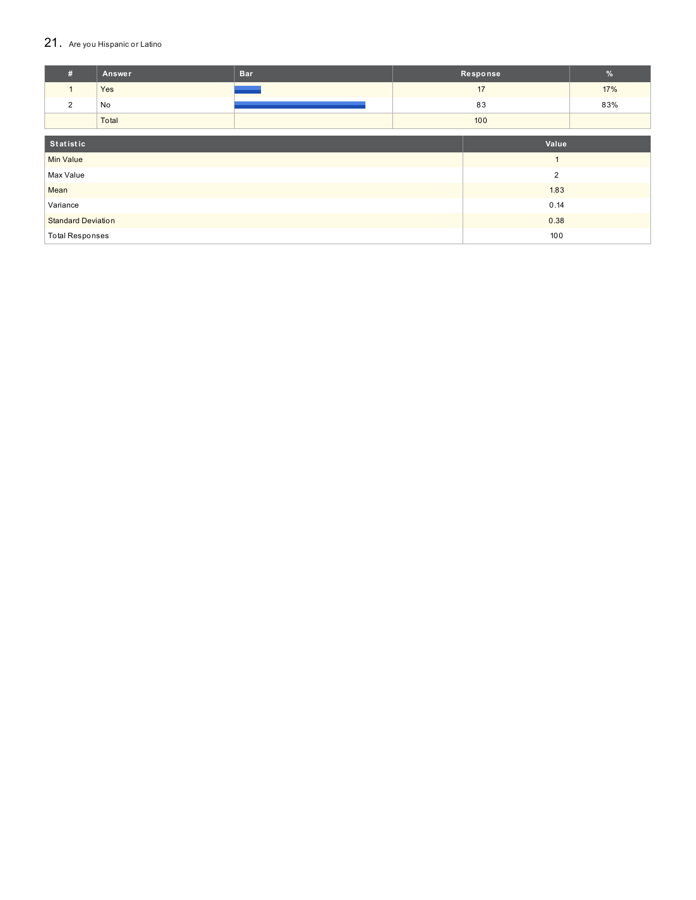## 21. Are you Hispanic or Latino

| # | Answer | Bar | Response | % |
|---|---|---|---|---|
| 1 | Yes | | 17 | 17% |
| 2 | No | | 83 | 83% |
| | Total | | 100 | |

| Statistic | Value |
|---|---|
| Min Value | 1 |
| Max Value | 2 |
| Mean | 1.83 |
| Variance | 0.14 |
| Standard Deviation | 0.38 |
| Total Responses | 100 |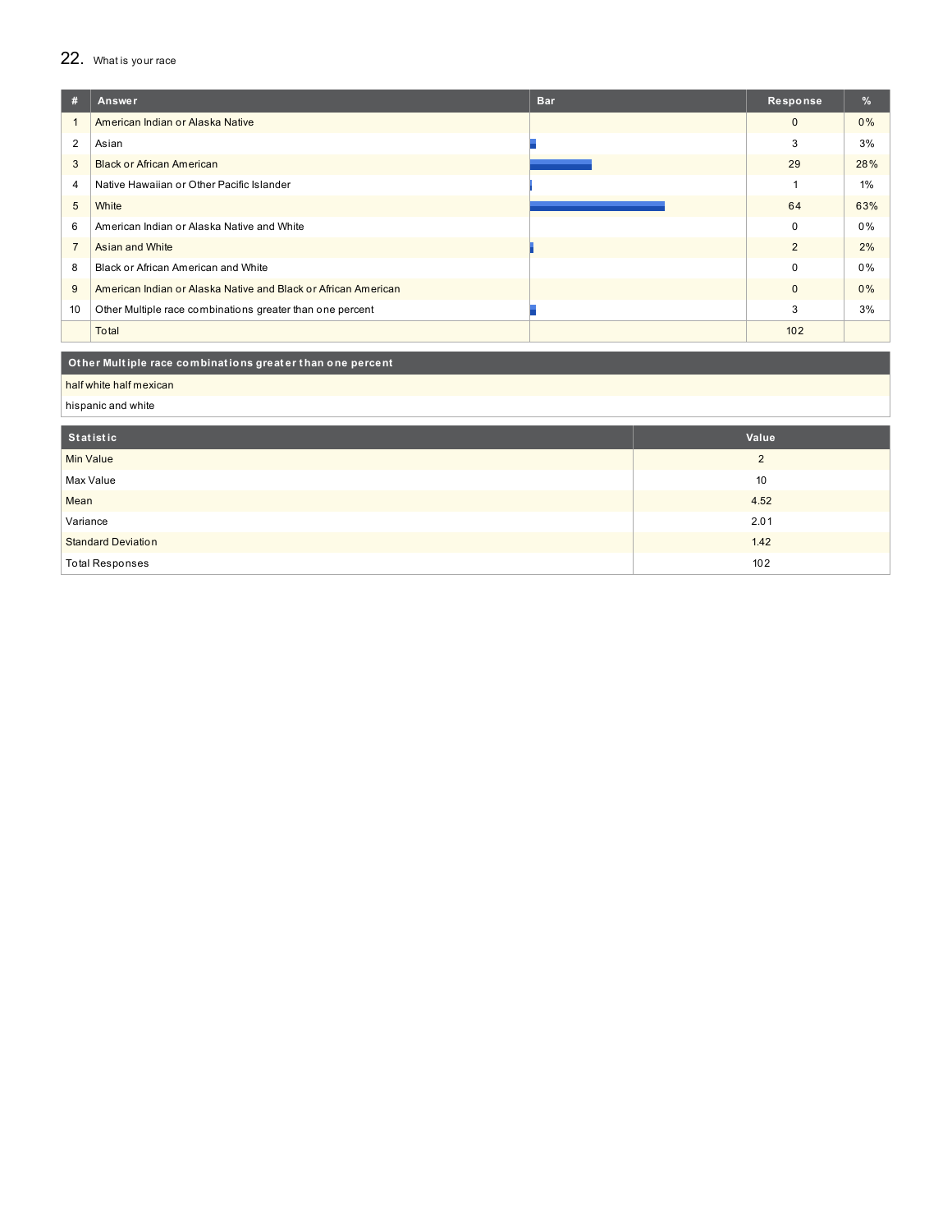## 22. What is your race

| # | Answer | Bar | Response | % |
|---|---|---|---|---|
| 1 | American Indian or Alaska Native | | 0 | 0% |
| 2 | Asian | | 3 | 3% |
| 3 | Black or African American | | 29 | 28% |
| 4 | Native Hawaiian or Other Pacific Islander | | 1 | 1% |
| 5 | White | | 64 | 63% |
| 6 | American Indian or Alaska Native and White | | 0 | 0% |
| 7 | Asian and White | | 2 | 2% |
| 8 | Black or African American and White | | 0 | 0% |
| 9 | American Indian or Alaska Native and Black or African American | | 0 | 0% |
| 10 | Other Multiple race combinations greater than one percent | | 3 | 3% |
| | Total | | 102 | |

| Other Multiple race combinations greater than one percent |
|---|
| half white half mexican |
| hispanic and white |

| Statistic | Value |
|---|---|
| Min Value | 2 |
| Max Value | 10 |
| Mean | 4.52 |
| Variance | 2.01 |
| Standard Deviation | 1.42 |
| Total Responses | 102 |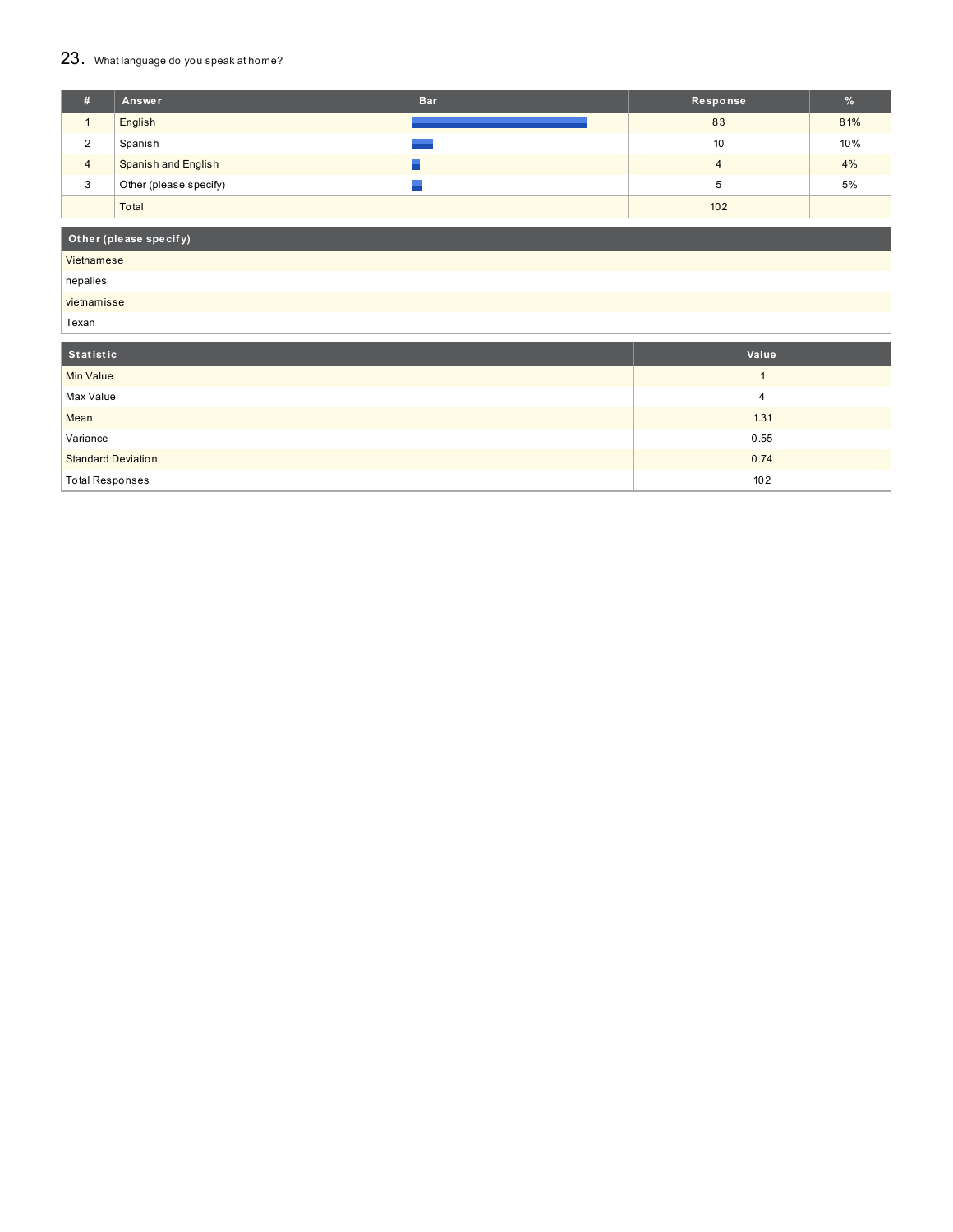## 23. What language do you speak at home?

| # | Answer | Bar | Response | % |
|---|---|---|---|---|
| 1 | English | | 83 | 81% |
| 2 | Spanish | | 10 | 10% |
| 4 | Spanish and English | | 4 | 4% |
| 3 | Other (please specify) | | 5 | 5% |
| | Total | | 102 | |

| Other (please specify) |
|---|
| Vietnamese |
| nepalies |
| vietnamisse |
| Texan |

| Statistic | Value |
|---|---|
| Min Value | 1 |
| Max Value | 4 |
| Mean | 1.31 |
| Variance | 0.55 |
| Standard Deviation | 0.74 |
| Total Responses | 102 |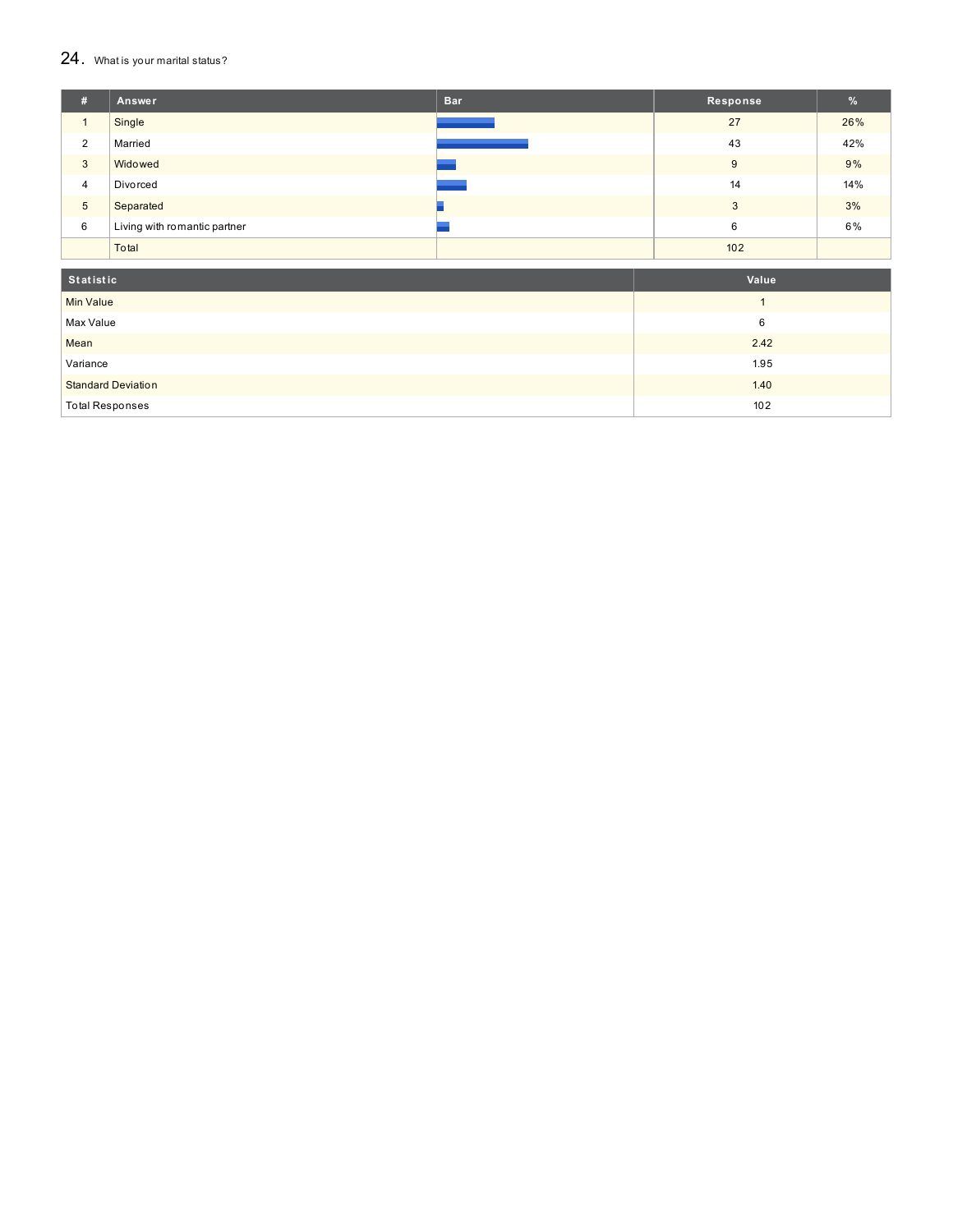## 24. What is your marital status?

| # | Answer | Bar | Response | % |
|---|---|---|---|---|
| 1 | Single | | 27 | 26% |
| 2 | Married | | 43 | 42% |
| 3 | Widowed | | 9 | 9% |
| 4 | Divorced | | 14 | 14% |
| 5 | Separated | | 3 | 3% |
| 6 | Living with romantic partner | | 6 | 6% |
| | Total | | 102 | |

| Statistic | Value |
|---|---|
| Min Value | 1 |
| Max Value | 6 |
| Mean | 2.42 |
| Variance | 1.95 |
| Standard Deviation | 1.40 |
| Total Responses | 102 |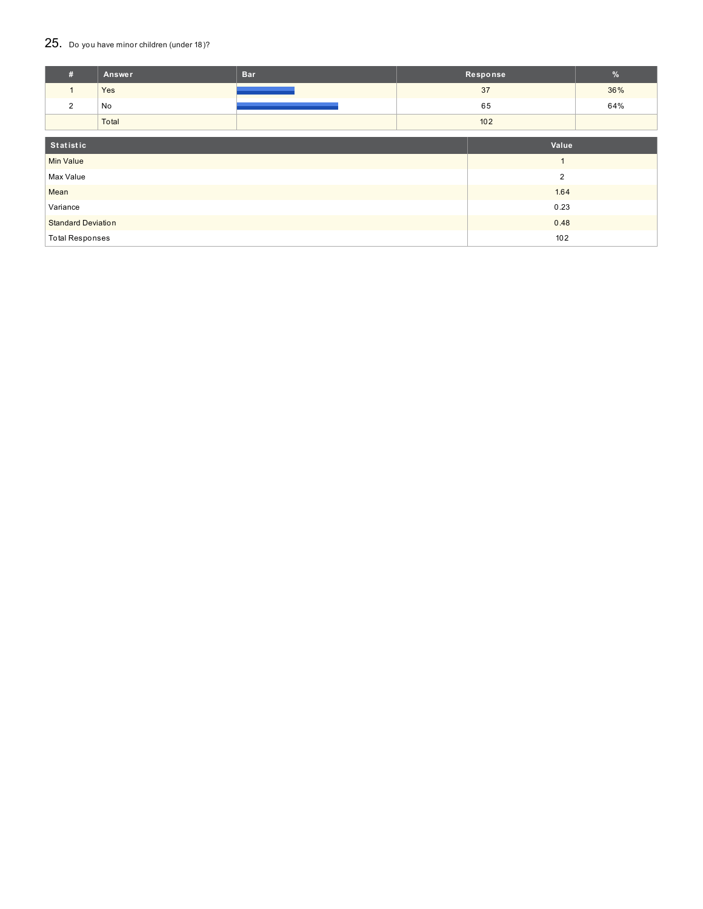## 25. Do you have minor children (under 18)?

| # | Answer | Bar | Response | % |
|---|---|---|---|---|
| 1 | Yes | | 37 | 36% |
| 2 | No | | 65 | 64% |
| | Total | | 102 | |

| Statistic | Value |
|---|---|
| Min Value | 1 |
| Max Value | 2 |
| Mean | 1.64 |
| Variance | 0.23 |
| Standard Deviation | 0.48 |
| Total Responses | 102 |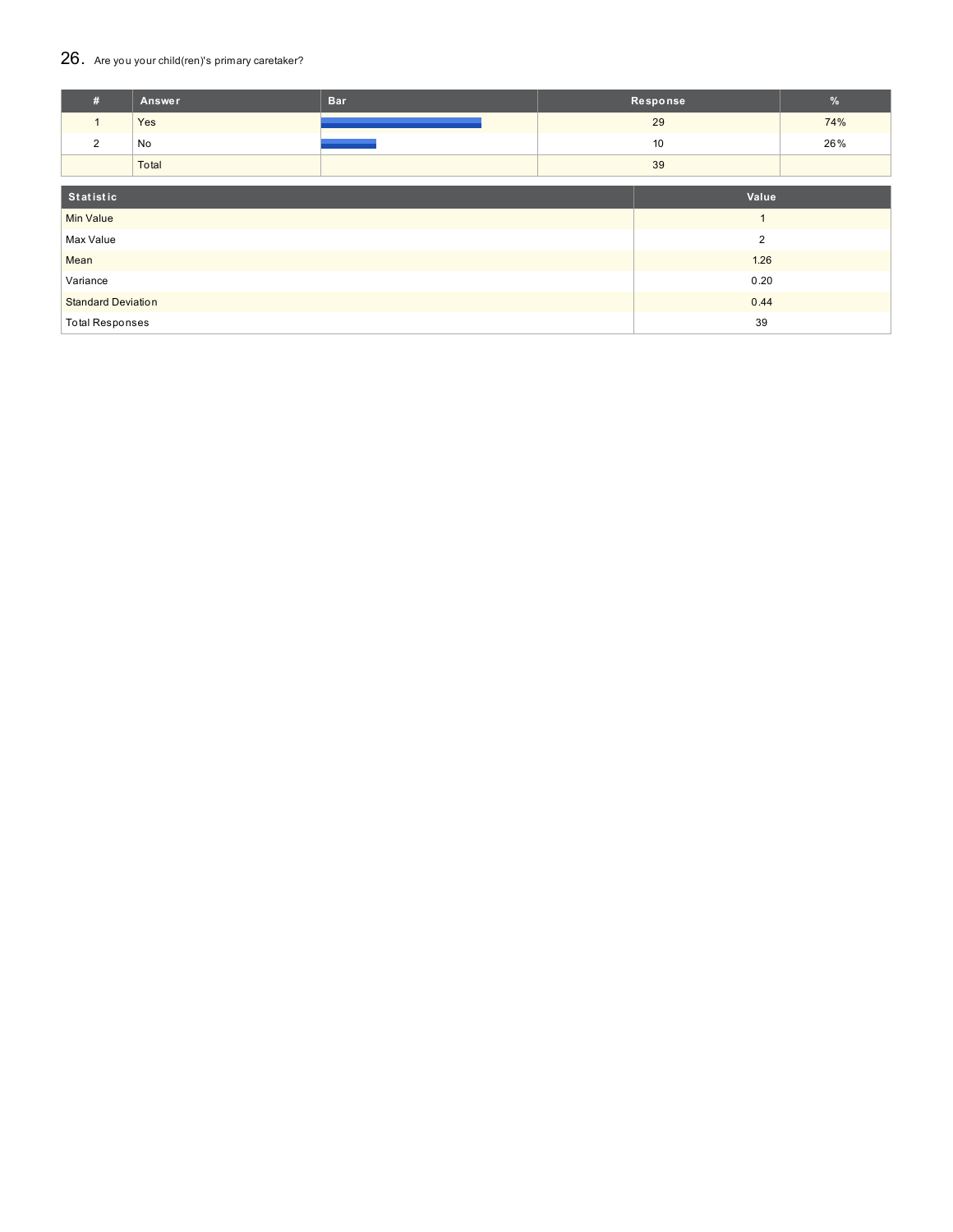## 26. Are you your child(ren)'s primary caretaker?

| # | Answer | Bar | Response | % |
|---|---|---|---|---|
| 1 | Yes | | 29 | 74% |
| 2 | No | | 10 | 26% |
| | Total | | 39 | |

| Statistic | Value |
|---|---|
| Min Value | 1 |
| Max Value | 2 |
| Mean | 1.26 |
| Variance | 0.20 |
| Standard Deviation | 0.44 |
| Total Responses | 39 |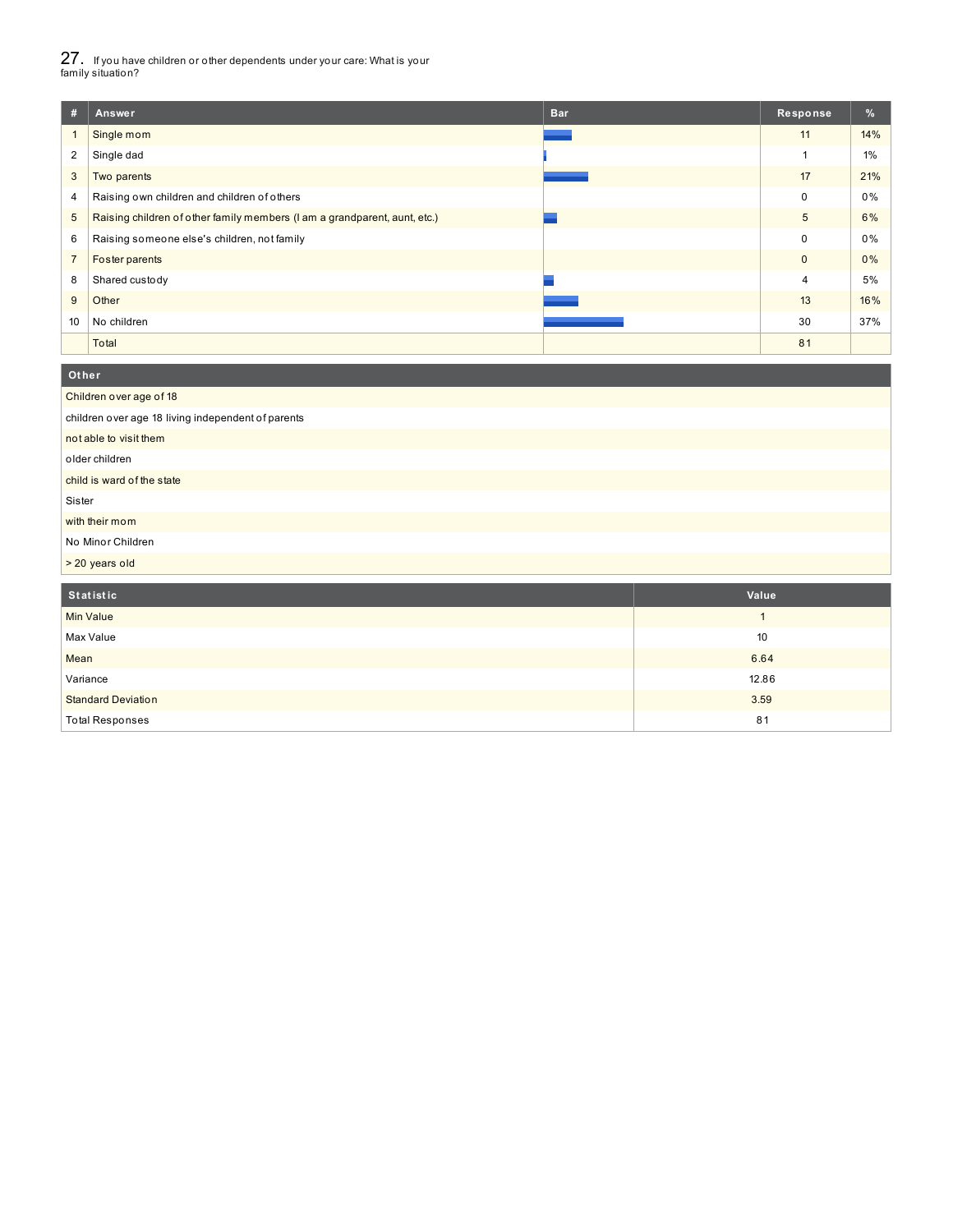## 27. If you have children or other dependents under your care: What is your family situation?

| # | Answer | Bar | Response | % |
|---|---|---|---|---|
| 1 | Single mom | | 11 | 14% |
| 2 | Single dad | | 1 | 1% |
| 3 | Two parents | | 17 | 21% |
| 4 | Raising own children and children of others | | 0 | 0% |
| 5 | Raising children of other family members (I am a grandparent, aunt, etc.) | | 5 | 6% |
| 6 | Raising someone else's children, not family | | 0 | 0% |
| 7 | Foster parents | | 0 | 0% |
| 8 | Shared custody | | 4 | 5% |
| 9 | Other | | 13 | 16% |
| 10 | No children | | 30 | 37% |
| | Total | | 81 | |

| Other |
|---|
| Children over age of 18 |
| children over age 18 living independent of parents |
| not able to visit them |
| older children |
| child is ward of the state |
| Sister |
| with their mom |
| No Minor Children |
| > 20 years old |

| Statistic | Value |
|---|---|
| Min Value | 1 |
| Max Value | 10 |
| Mean | 6.64 |
| Variance | 12.86 |
| Standard Deviation | 3.59 |
| Total Responses | 81 |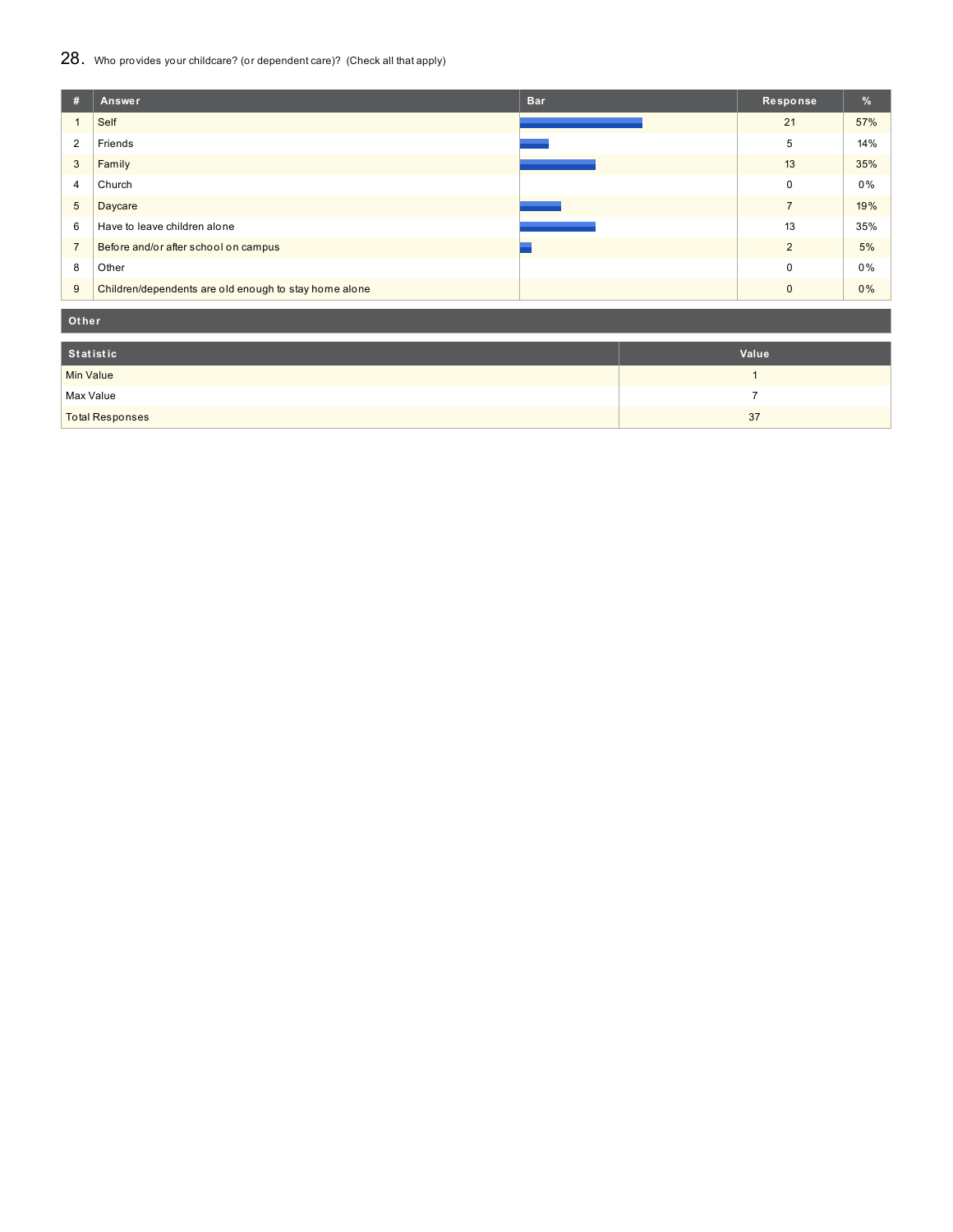## 28. Who provides your childcare? (or dependent care)? (Check all that apply)

| # | Answer | Bar | Response | % |
|---|---|---|---|---|
| 1 | Self | | 21 | 57% |
| 2 | Friends | | 5 | 14% |
| 3 | Family | | 13 | 35% |
| 4 | Church | | 0 | 0% |
| 5 | Daycare | | 7 | 19% |
| 6 | Have to leave children alone | | 13 | 35% |
| 7 | Before and/or after school on campus | | 2 | 5% |
| 8 | Other | | 0 | 0% |
| 9 | Children/dependents are old enough to stay home alone | | 0 | 0% |

**Other**

| Statistic | Value |
|---|---|
| Min Value | 1 |
| Max Value | 7 |
| Total Responses | 37 |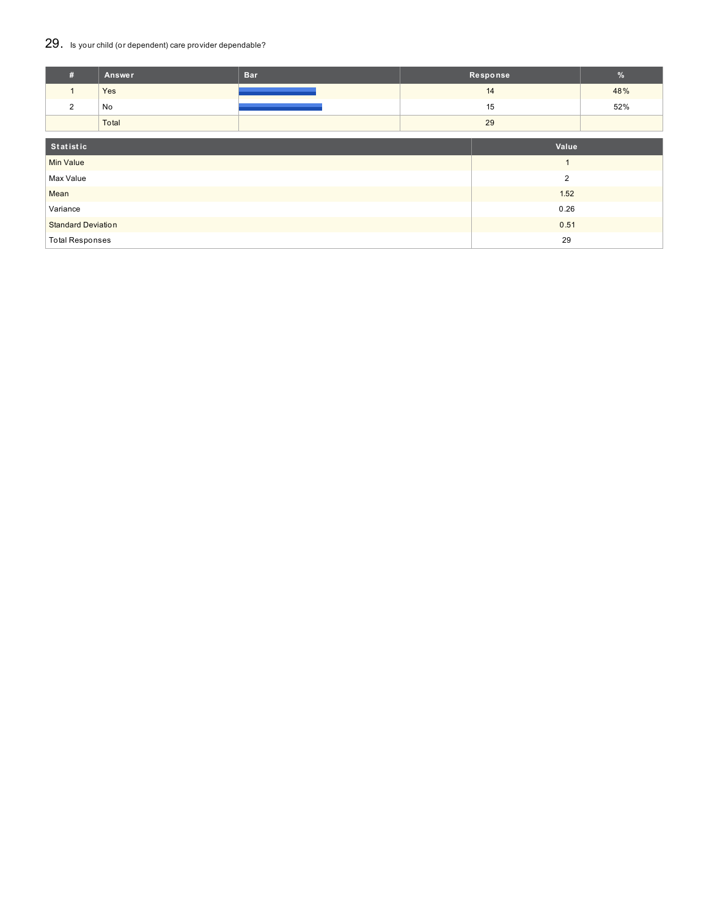## 29. Is your child (or dependent) care provider dependable?

| # | Answer | Bar | Response | % |
|---|---|---|---|---|
| 1 | Yes | | 14 | 48% |
| 2 | No | | 15 | 52% |
| | Total | | 29 | |

| Statistic | Value |
|---|---|
| Min Value | 1 |
| Max Value | 2 |
| Mean | 1.52 |
| Variance | 0.26 |
| Standard Deviation | 0.51 |
| Total Responses | 29 |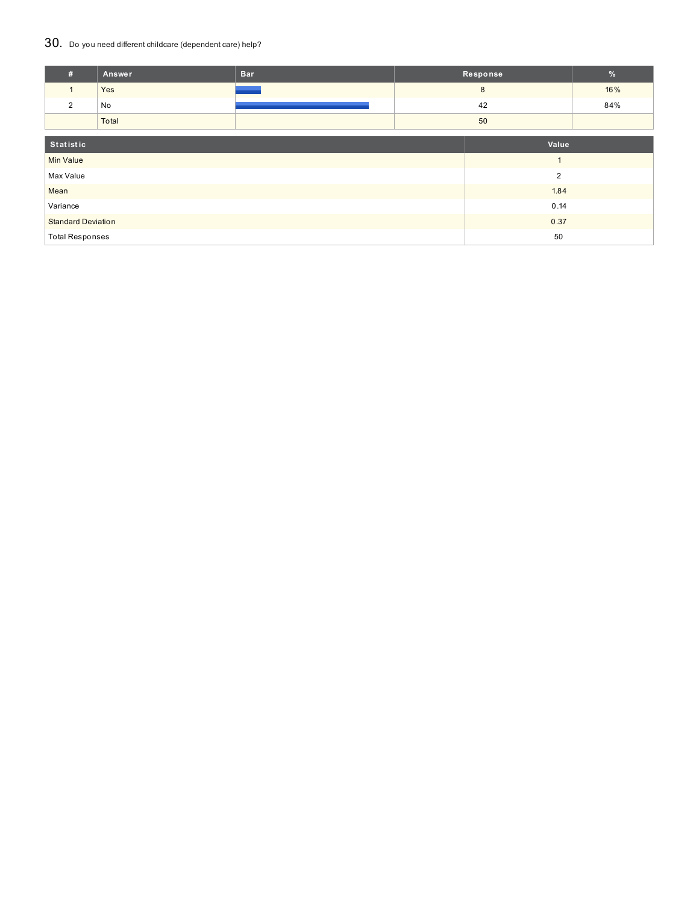## 30. Do you need different childcare (dependent care) help?

| # | Answer | Bar | Response | % |
|---|---|---|---|---|
| 1 | Yes | | 8 | 16% |
| 2 | No | | 42 | 84% |
| | Total | | 50 | |

| Statistic | Value |
|---|---|
| Min Value | 1 |
| Max Value | 2 |
| Mean | 1.84 |
| Variance | 0.14 |
| Standard Deviation | 0.37 |
| Total Responses | 50 |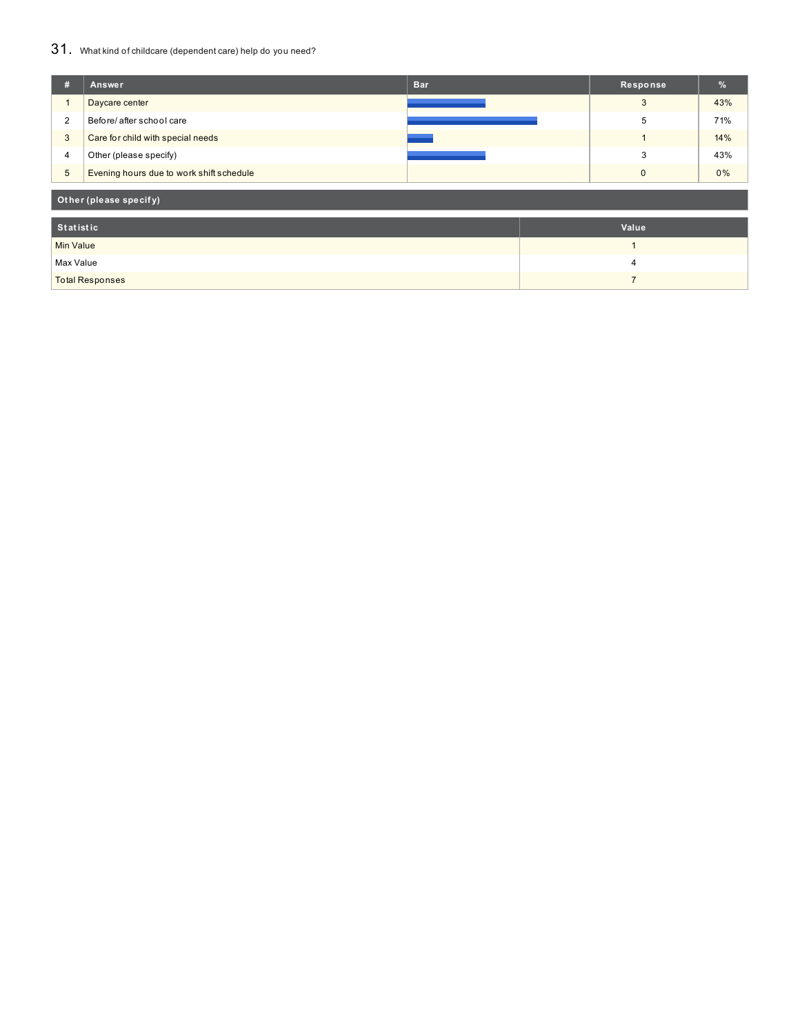## 31. What kind of childcare (dependent care) help do you need?

| # | Answer | Bar | Response | % |
|---|---|---|---|---|
| 1 | Daycare center | | 3 | 43% |
| 2 | Before/ after school care | | 5 | 71% |
| 3 | Care for child with special needs | | 1 | 14% |
| 4 | Other (please specify) | | 3 | 43% |
| 5 | Evening hours due to work shift schedule | | 0 | 0% |

**Other (please specify)**

| Statistic | Value |
|---|---|
| Min Value | 1 |
| Max Value | 4 |
| Total Responses | 7 |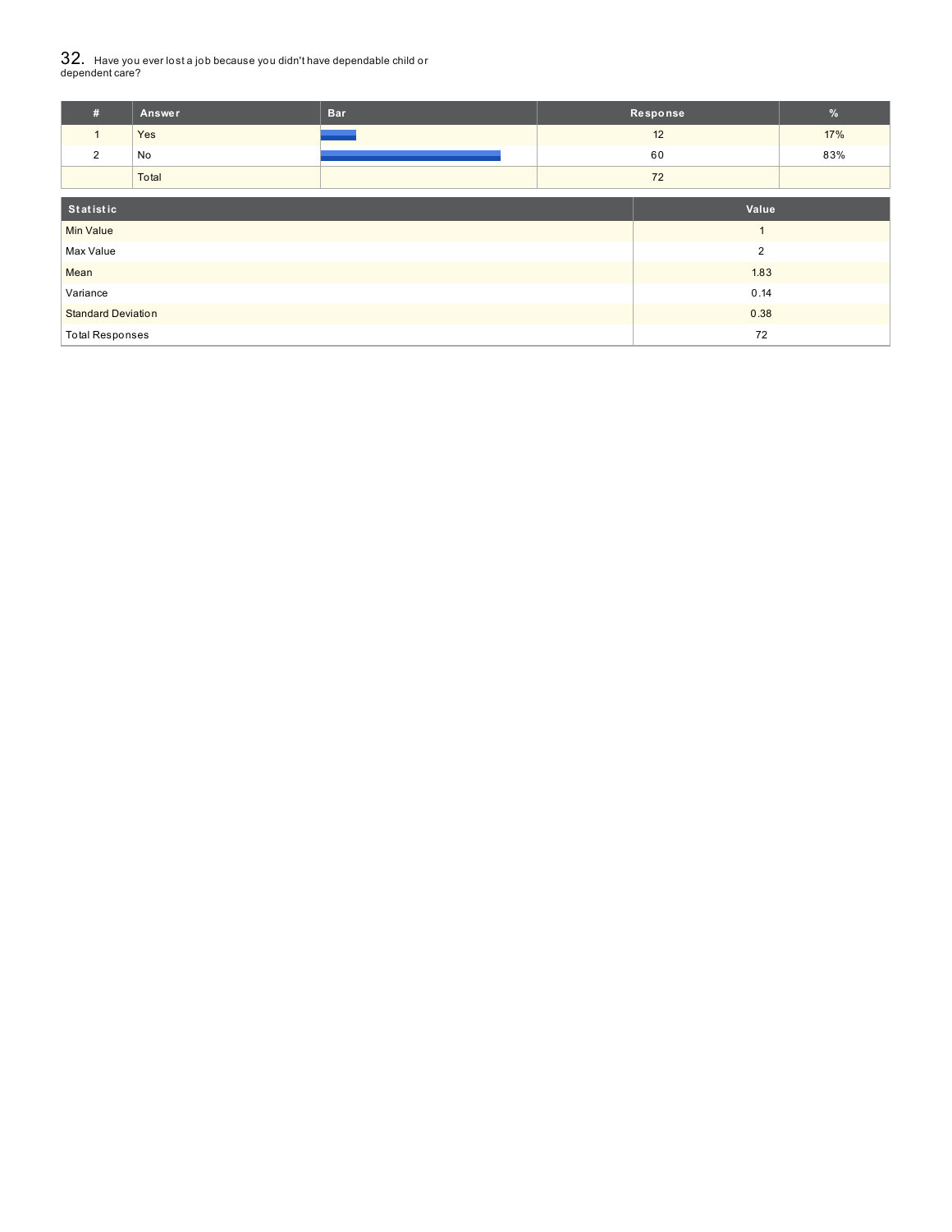## 32. Have you ever lost a job because you didn't have dependable child or dependent care?

| # | Answer | Bar | Response | % |
|---|---|---|---|---|
| 1 | Yes | | 12 | 17% |
| 2 | No | | 60 | 83% |
| | Total | | 72 | |

| Statistic | Value |
|---|---|
| Min Value | 1 |
| Max Value | 2 |
| Mean | 1.83 |
| Variance | 0.14 |
| Standard Deviation | 0.38 |
| Total Responses | 72 |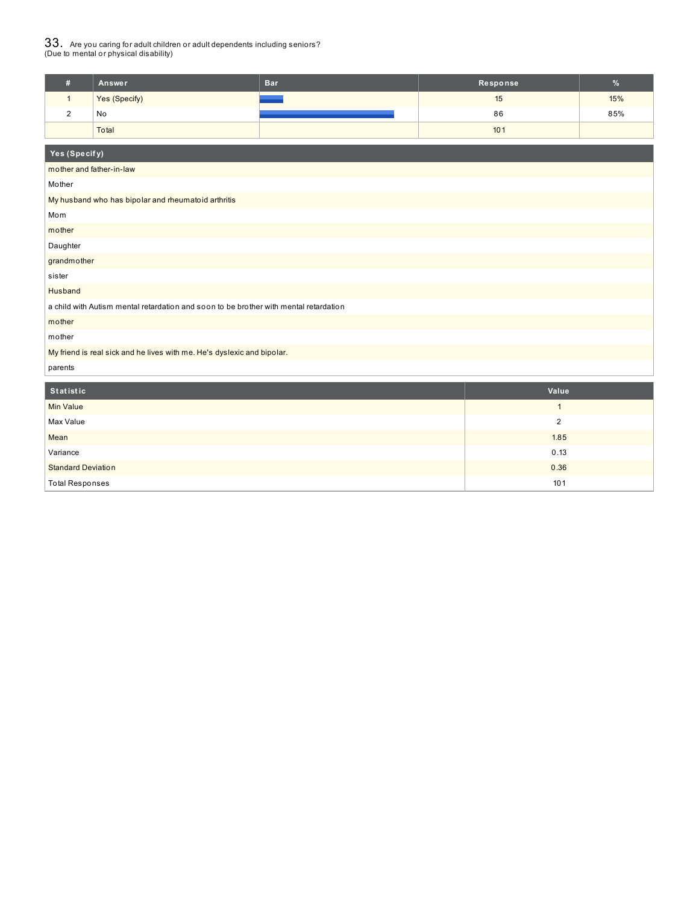## 33. Are you caring for adult children or adult dependents including seniors? (Due to mental or physical disability)

| # | Answer | Bar | Response | % |
|---|---|---|---|---|
| 1 | Yes (Specify) | | 15 | 15% |
| 2 | No | | 86 | 85% |
| | Total | | 101 | |

| Yes (Specify) |
|---|
| mother and father-in-law |
| Mother |
| My husband who has bipolar and rheumatoid arthritis |
| Mom |
| mother |
| Daughter |
| grandmother |
| sister |
| Husband |
| a child with Autism mental retardation and soon to be brother with mental retardation |
| mother |
| mother |
| My friend is real sick and he lives with me. He's dyslexic and bipolar. |
| parents |

| Statistic | Value |
|---|---|
| Min Value | 1 |
| Max Value | 2 |
| Mean | 1.85 |
| Variance | 0.13 |
| Standard Deviation | 0.36 |
| Total Responses | 101 |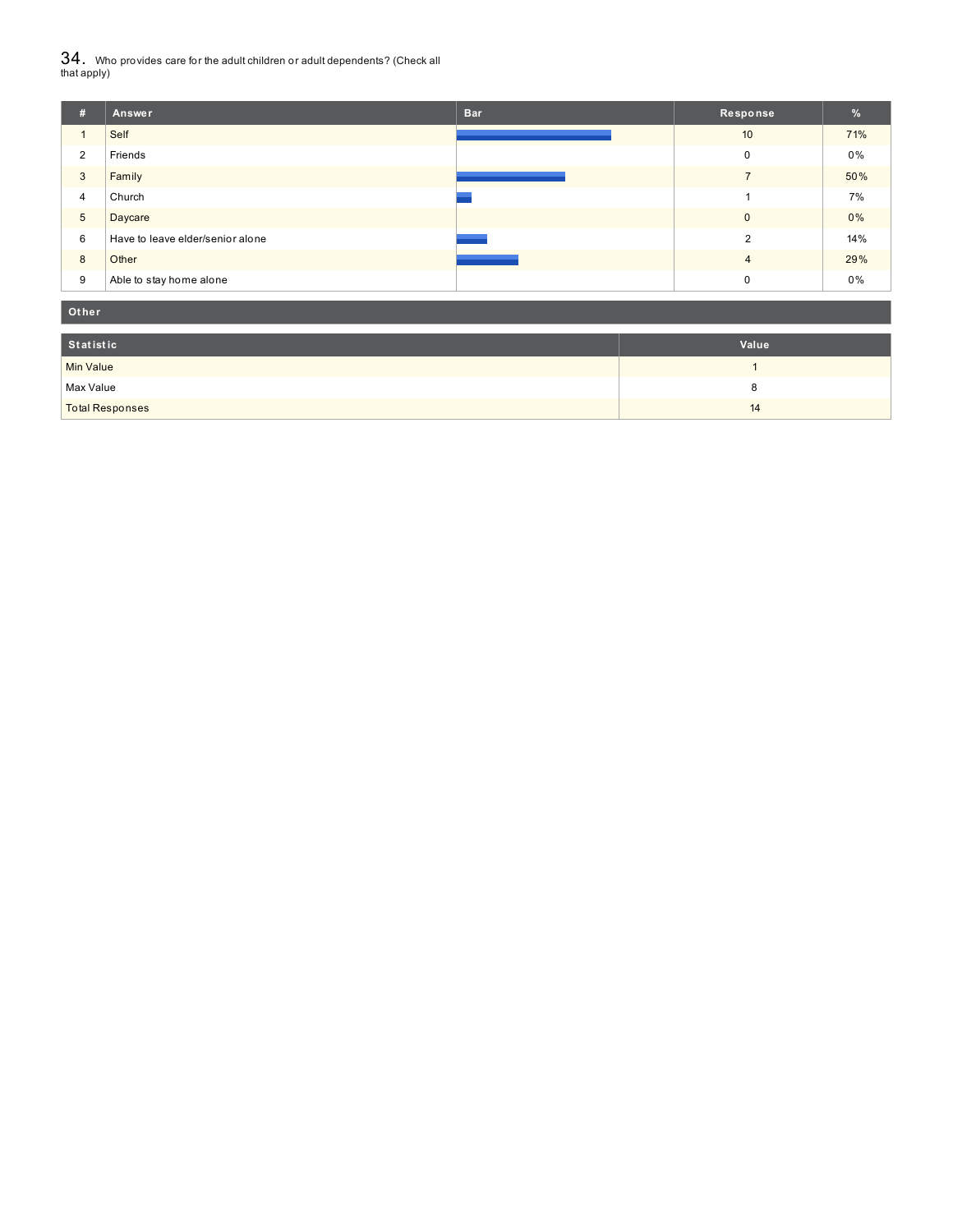## 34. Who provides care for the adult children or adult dependents? (Check all that apply)

| # | Answer | Bar | Response | % |
|---|---|---|---|---|
| 1 | Self | | 10 | 71% |
| 2 | Friends | | 0 | 0% |
| 3 | Family | | 7 | 50% |
| 4 | Church | | 1 | 7% |
| 5 | Daycare | | 0 | 0% |
| 6 | Have to leave elder/senior alone | | 2 | 14% |
| 8 | Other | | 4 | 29% |
| 9 | Able to stay home alone | | 0 | 0% |

**Other**

| Statistic | Value |
|---|---|
| Min Value | 1 |
| Max Value | 8 |
| Total Responses | 14 |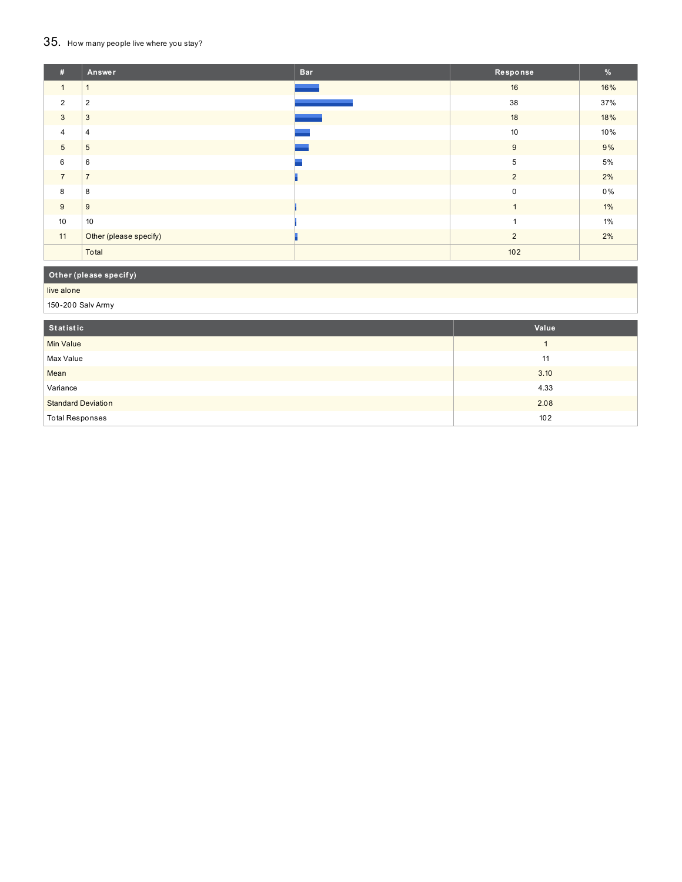## 35. How many people live where you stay?

| # | Answer | Bar | Response | % |
|---|---|---|---|---|
| 1 | 1 | | 16 | 16% |
| 2 | 2 | | 38 | 37% |
| 3 | 3 | | 18 | 18% |
| 4 | 4 | | 10 | 10% |
| 5 | 5 | | 9 | 9% |
| 6 | 6 | | 5 | 5% |
| 7 | 7 | | 2 | 2% |
| 8 | 8 | | 0 | 0% |
| 9 | 9 | | 1 | 1% |
| 10 | 10 | | 1 | 1% |
| 11 | Other (please specify) | | 2 | 2% |
| | Total | | 102 | |

| Other (please specify) |
|---|
| live alone |
| 150-200 Salv Army |

| Statistic | Value |
|---|---|
| Min Value | 1 |
| Max Value | 11 |
| Mean | 3.10 |
| Variance | 4.33 |
| Standard Deviation | 2.08 |
| Total Responses | 102 |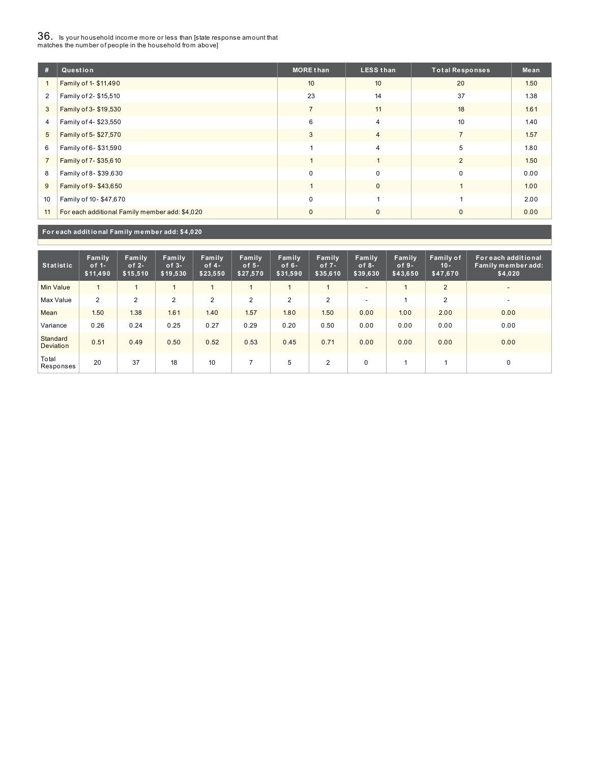## 36. Is your household income more or less than [state response amount that matches the number of people in the household from above]

| # | Question | MORE than | LESS than | Total Responses | Mean |
|---|---|---|---|---|---|
| 1 | Family of 1- $11,490 | 10 | 10 | 20 | 1.50 |
| 2 | Family of 2- $15,510 | 23 | 14 | 37 | 1.38 |
| 3 | Family of 3- $19,530 | 7 | 11 | 18 | 1.61 |
| 4 | Family of 4- $23,550 | 6 | 4 | 10 | 1.40 |
| 5 | Family of 5- $27,570 | 3 | 4 | 7 | 1.57 |
| 6 | Family of 6- $31,590 | 1 | 4 | 5 | 1.80 |
| 7 | Family of 7- $35,610 | 1 | 1 | 2 | 1.50 |
| 8 | Family of 8- $39,630 | 0 | 0 | 0 | 0.00 |
| 9 | Family of 9- $43,650 | 1 | 0 | 1 | 1.00 |
| 10 | Family of 10- $47,670 | 0 | 1 | 1 | 2.00 |
| 11 | For each additional Family member add: $4,020 | 0 | 0 | 0 | 0.00 |

**For each additional Family member add: $4,020**

| Statistic | Family of 1- $11,490 | Family of 2- $15,510 | Family of 3- $19,530 | Family of 4- $23,550 | Family of 5- $27,570 | Family of 6- $31,590 | Family of 7- $35,610 | Family of 8- $39,630 | Family of 9- $43,650 | Family of 10- $47,670 | For each additional Family member add: $4,020 |
|---|---|---|---|---|---|---|---|---|---|---|---|
| Min Value | 1 | 1 | 1 | 1 | 1 | 1 | 1 | - | 1 | 2 | - |
| Max Value | 2 | 2 | 2 | 2 | 2 | 2 | 2 | - | 1 | 2 | - |
| Mean | 1.50 | 1.38 | 1.61 | 1.40 | 1.57 | 1.80 | 1.50 | 0.00 | 1.00 | 2.00 | 0.00 |
| Variance | 0.26 | 0.24 | 0.25 | 0.27 | 0.29 | 0.20 | 0.50 | 0.00 | 0.00 | 0.00 | 0.00 |
| Standard Deviation | 0.51 | 0.49 | 0.50 | 0.52 | 0.53 | 0.45 | 0.71 | 0.00 | 0.00 | 0.00 | 0.00 |
| Total Responses | 20 | 37 | 18 | 10 | 7 | 5 | 2 | 0 | 1 | 1 | 0 |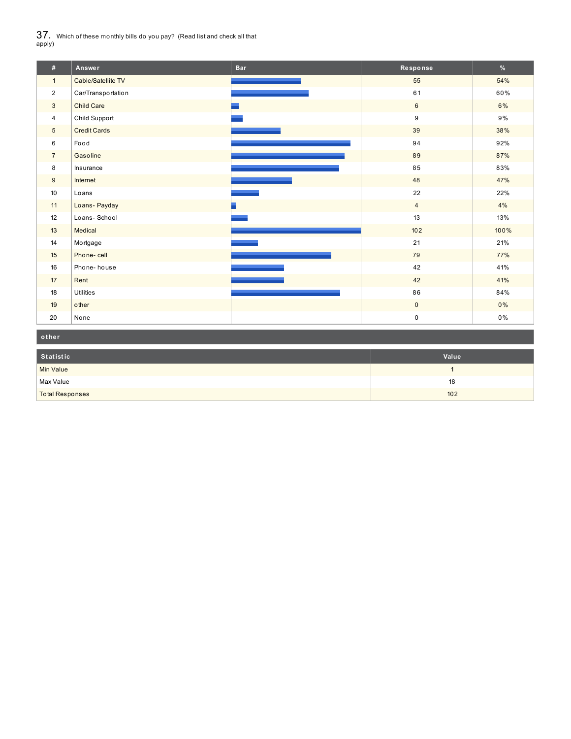## 37. Which of these monthly bills do you pay? (Read list and check all that apply)

| # | Answer | Bar | Response | % |
|---|---|---|---|---|
| 1 | Cable/Satellite TV | | 55 | 54% |
| 2 | Car/Transportation | | 61 | 60% |
| 3 | Child Care | | 6 | 6% |
| 4 | Child Support | | 9 | 9% |
| 5 | Credit Cards | | 39 | 38% |
| 6 | Food | | 94 | 92% |
| 7 | Gasoline | | 89 | 87% |
| 8 | Insurance | | 85 | 83% |
| 9 | Internet | | 48 | 47% |
| 10 | Loans | | 22 | 22% |
| 11 | Loans- Payday | | 4 | 4% |
| 12 | Loans- School | | 13 | 13% |
| 13 | Medical | | 102 | 100% |
| 14 | Mortgage | | 21 | 21% |
| 15 | Phone- cell | | 79 | 77% |
| 16 | Phone- house | | 42 | 41% |
| 17 | Rent | | 42 | 41% |
| 18 | Utilities | | 86 | 84% |
| 19 | other | | 0 | 0% |
| 20 | None | | 0 | 0% |

**other**

| Statistic | Value |
|---|---|
| Min Value | 1 |
| Max Value | 18 |
| Total Responses | 102 |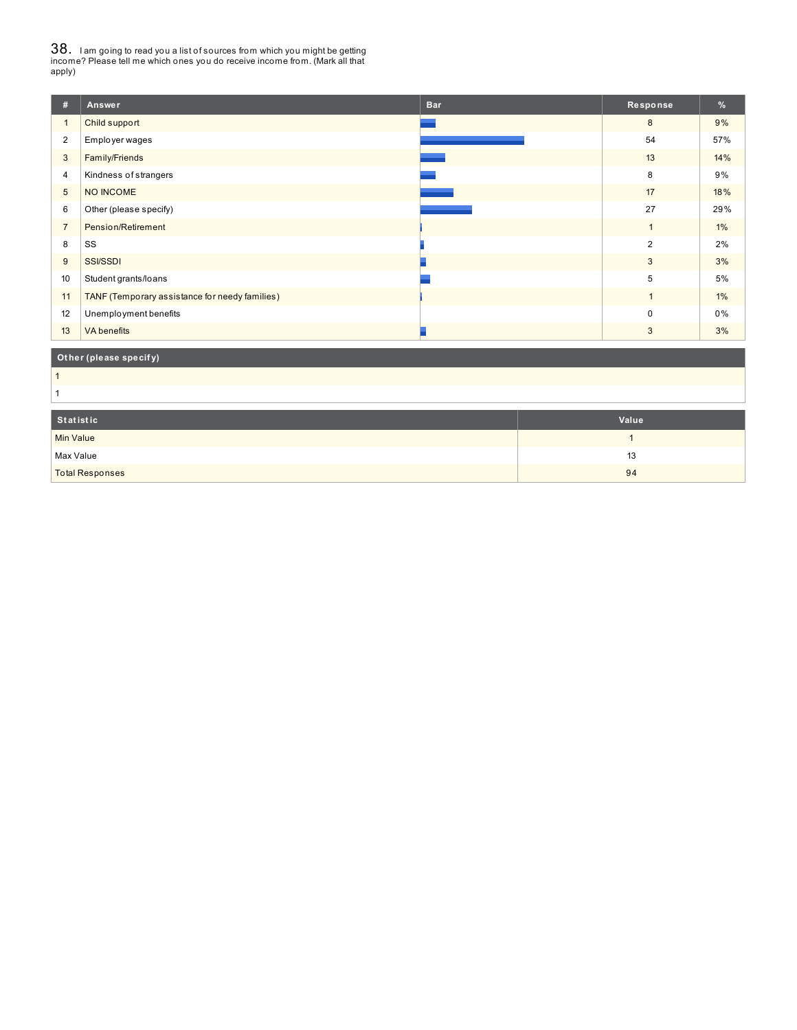## 38. I am going to read you a list of sources from which you might be getting income? Please tell me which ones you do receive income from. (Mark all that apply)

| # | Answer | Bar | Response | % |
|---|---|---|---|---|
| 1 | Child support | | 8 | 9% |
| 2 | Employer wages | | 54 | 57% |
| 3 | Family/Friends | | 13 | 14% |
| 4 | Kindness of strangers | | 8 | 9% |
| 5 | NO INCOME | | 17 | 18% |
| 6 | Other (please specify) | | 27 | 29% |
| 7 | Pension/Retirement | | 1 | 1% |
| 8 | SS | | 2 | 2% |
| 9 | SSI/SSDI | | 3 | 3% |
| 10 | Student grants/loans | | 5 | 5% |
| 11 | TANF (Temporary assistance for needy families) | | 1 | 1% |
| 12 | Unemployment benefits | | 0 | 0% |
| 13 | VA benefits | | 3 | 3% |

| Other (please specify) |
|---|
| 1 |
| 1 |

| Statistic | Value |
|---|---|
| Min Value | 1 |
| Max Value | 13 |
| Total Responses | 94 |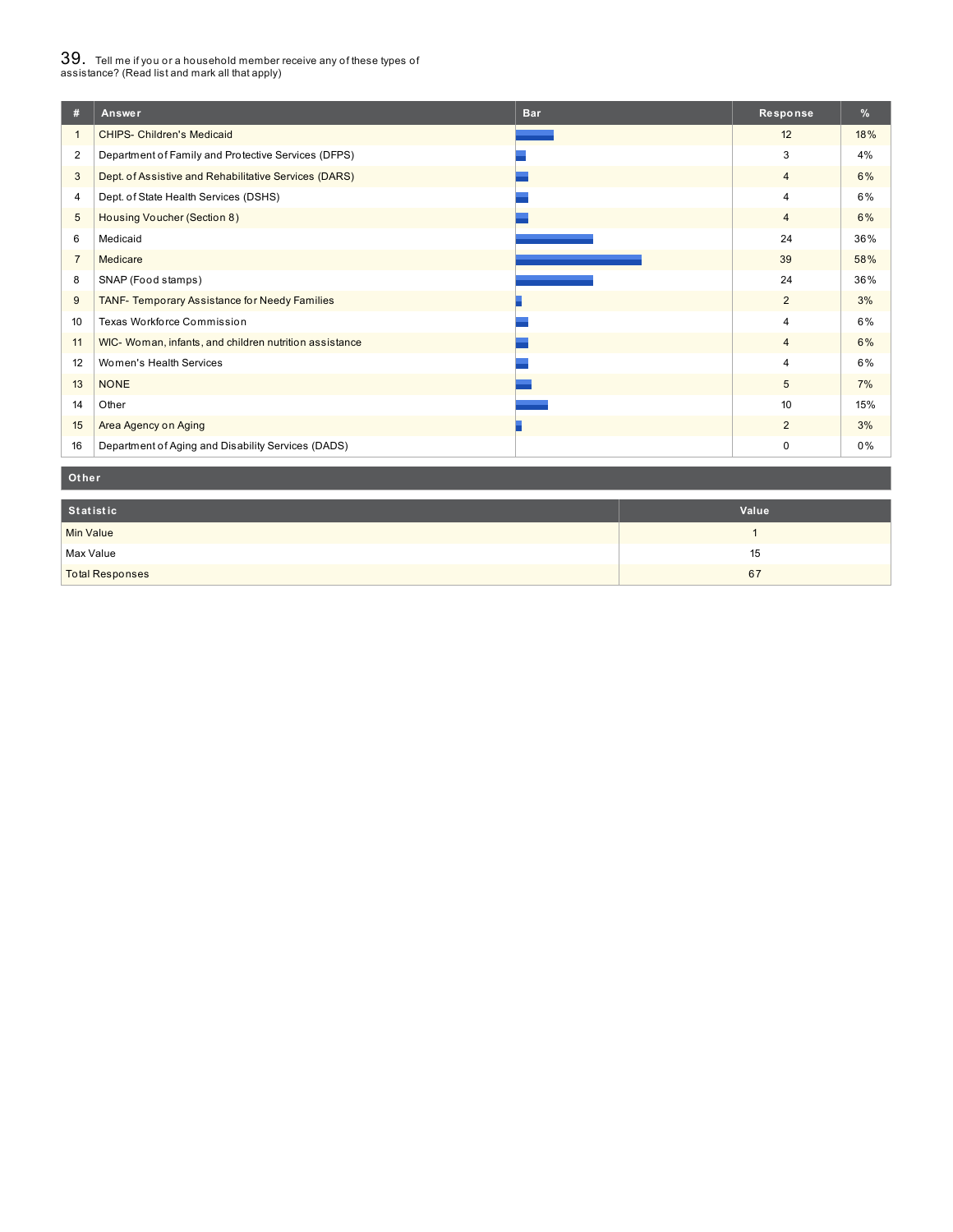## 39. Tell me if you or a household member receive any of these types of assistance? (Read list and mark all that apply)

| # | Answer | Bar | Response | % |
|---|---|---|---|---|
| 1 | CHIPS- Children's Medicaid | | 12 | 18% |
| 2 | Department of Family and Protective Services (DFPS) | | 3 | 4% |
| 3 | Dept. of Assistive and Rehabilitative Services (DARS) | | 4 | 6% |
| 4 | Dept. of State Health Services (DSHS) | | 4 | 6% |
| 5 | Housing Voucher (Section 8) | | 4 | 6% |
| 6 | Medicaid | | 24 | 36% |
| 7 | Medicare | | 39 | 58% |
| 8 | SNAP (Food stamps) | | 24 | 36% |
| 9 | TANF- Temporary Assistance for Needy Families | | 2 | 3% |
| 10 | Texas Workforce Commission | | 4 | 6% |
| 11 | WIC- Woman, infants, and children nutrition assistance | | 4 | 6% |
| 12 | Women's Health Services | | 4 | 6% |
| 13 | NONE | | 5 | 7% |
| 14 | Other | | 10 | 15% |
| 15 | Area Agency on Aging | | 2 | 3% |
| 16 | Department of Aging and Disability Services (DADS) | | 0 | 0% |

**Other**

| Statistic | Value |
|---|---|
| Min Value | 1 |
| Max Value | 15 |
| Total Responses | 67 |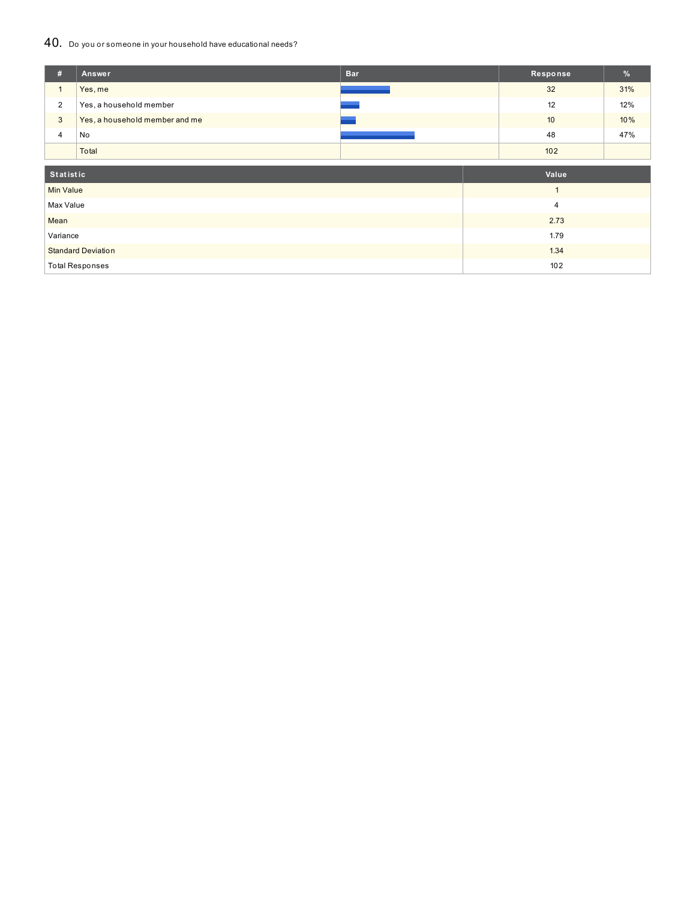## 40. Do you or someone in your household have educational needs?

| # | Answer | Bar | Response | % |
|---|---|---|---|---|
| 1 | Yes, me | | 32 | 31% |
| 2 | Yes, a household member | | 12 | 12% |
| 3 | Yes, a household member and me | | 10 | 10% |
| 4 | No | | 48 | 47% |
| | Total | | 102 | |

| Statistic | Value |
|---|---|
| Min Value | 1 |
| Max Value | 4 |
| Mean | 2.73 |
| Variance | 1.79 |
| Standard Deviation | 1.34 |
| Total Responses | 102 |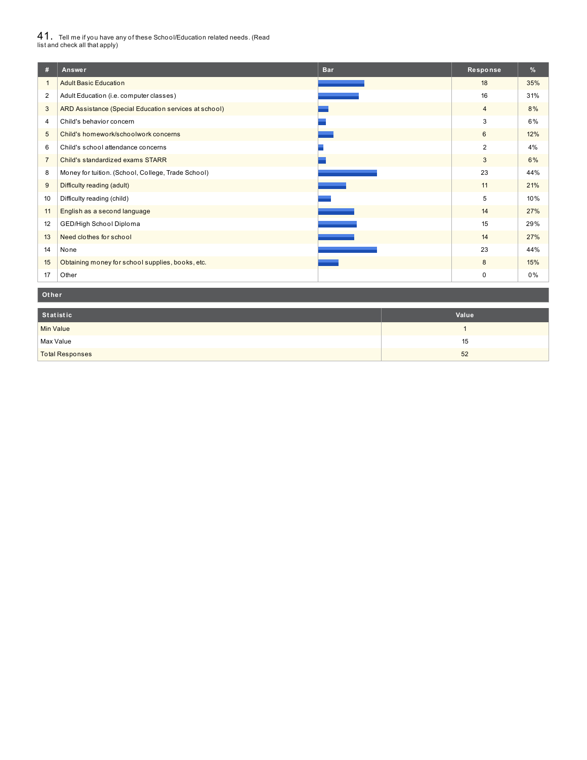41. Tell me if you have any of these School/Education related needs. (Read list and check all that apply)

| # | Answer | Bar | Response | % |
|---|---|---|---|---|
| 1 | Adult Basic Education | | 18 | 35% |
| 2 | Adult Education (i.e. computer classes) | | 16 | 31% |
| 3 | ARD Assistance (Special Education services at school) | | 4 | 8% |
| 4 | Child's behavior concern | | 3 | 6% |
| 5 | Child's homework/schoolwork concerns | | 6 | 12% |
| 6 | Child's school attendance concerns | | 2 | 4% |
| 7 | Child's standardized exams STARR | | 3 | 6% |
| 8 | Money for tuition. (School, College, Trade School) | | 23 | 44% |
| 9 | Difficulty reading (adult) | | 11 | 21% |
| 10 | Difficulty reading (child) | | 5 | 10% |
| 11 | English as a second language | | 14 | 27% |
| 12 | GED/High School Diploma | | 15 | 29% |
| 13 | Need clothes for school | | 14 | 27% |
| 14 | None | | 23 | 44% |
| 15 | Obtaining money for school supplies, books, etc. | | 8 | 15% |
| 17 | Other | | 0 | 0% |

**Other**

| Statistic | Value |
|---|---|
| Min Value | 1 |
| Max Value | 15 |
| Total Responses | 52 |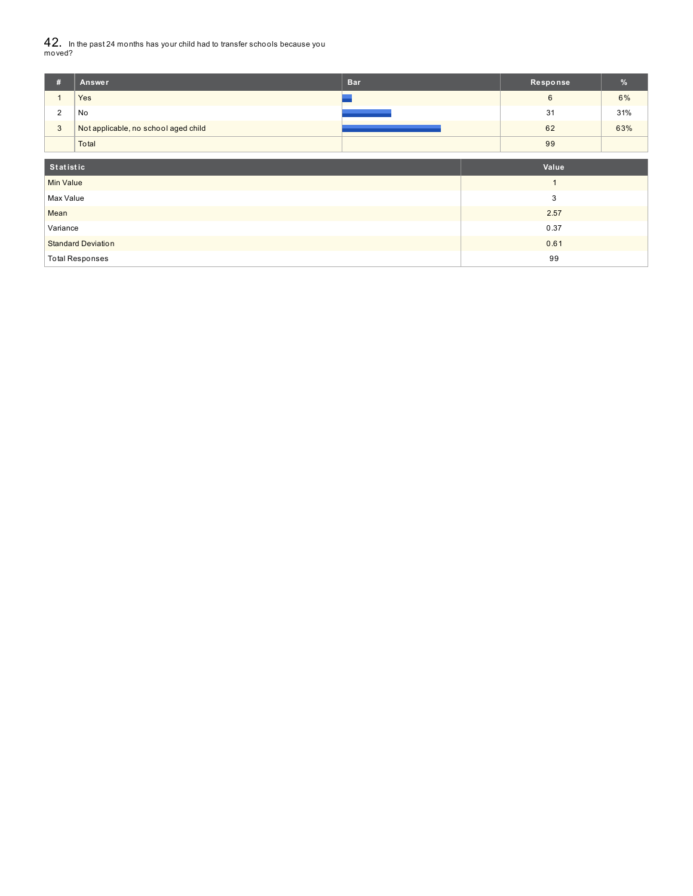## 42. In the past 24 months has your child had to transfer schools because you moved?

| # | Answer | Bar | Response | % |
|---|---|---|---|---|
| 1 | Yes | | 6 | 6% |
| 2 | No | | 31 | 31% |
| 3 | Not applicable, no school aged child | | 62 | 63% |
| | Total | | 99 | |

| Statistic | Value |
|---|---|
| Min Value | 1 |
| Max Value | 3 |
| Mean | 2.57 |
| Variance | 0.37 |
| Standard Deviation | 0.61 |
| Total Responses | 99 |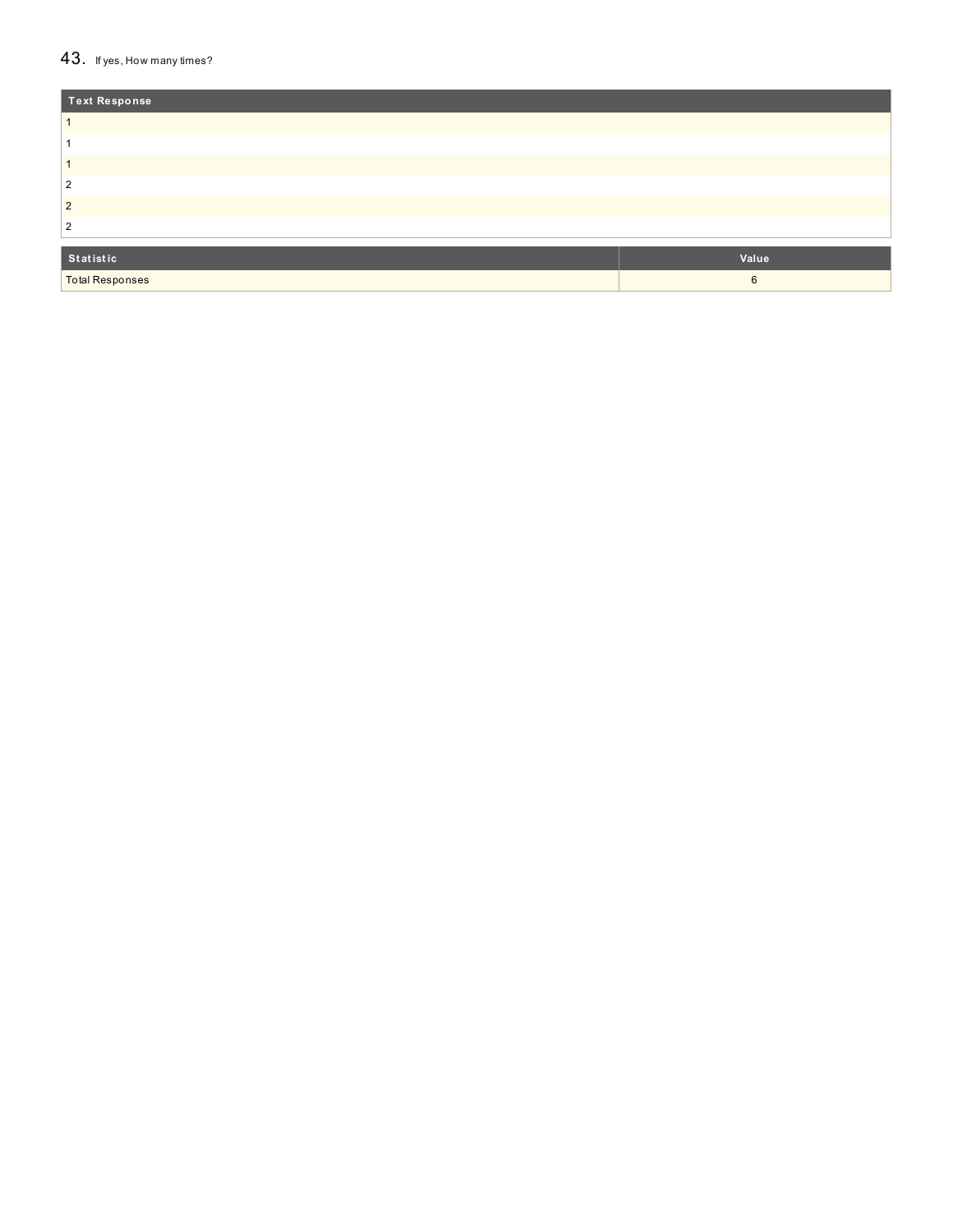## 43. If yes, How many times?

| Text Response |
|---|
| 1 |
| 1 |
| 1 |
| 2 |
| 2 |
| 2 |

| Statistic | Value |
|---|---|
| Total Responses | 6 |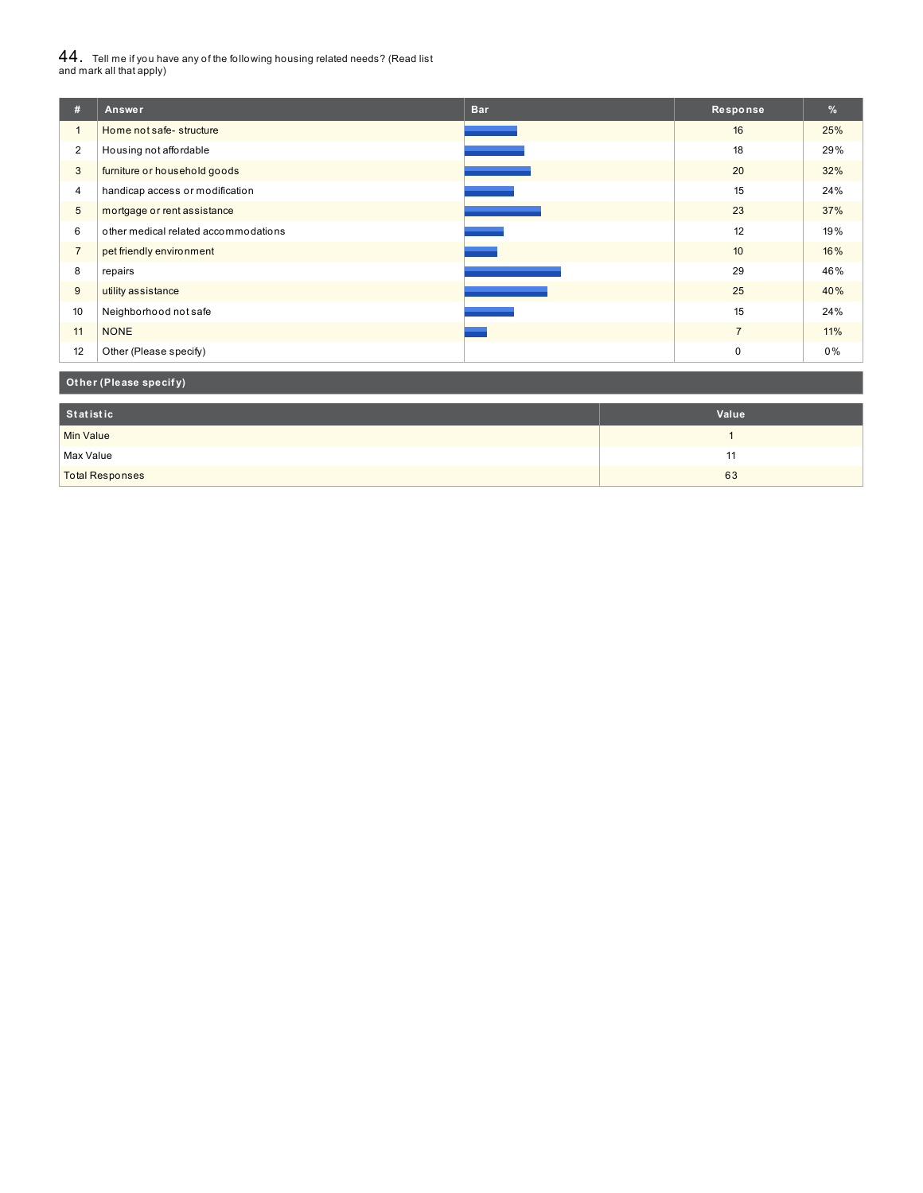## 44. Tell me if you have any of the following housing related needs? (Read list and mark all that apply)

| # | Answer | Bar | Response | % |
|---|---|---|---|---|
| 1 | Home not safe- structure | | 16 | 25% |
| 2 | Housing not affordable | | 18 | 29% |
| 3 | furniture or household goods | | 20 | 32% |
| 4 | handicap access or modification | | 15 | 24% |
| 5 | mortgage or rent assistance | | 23 | 37% |
| 6 | other medical related accommodations | | 12 | 19% |
| 7 | pet friendly environment | | 10 | 16% |
| 8 | repairs | | 29 | 46% |
| 9 | utility assistance | | 25 | 40% |
| 10 | Neighborhood not safe | | 15 | 24% |
| 11 | NONE | | 7 | 11% |
| 12 | Other (Please specify) | | 0 | 0% |

**Other (Please specify)**

| Statistic | Value |
|---|---|
| Min Value | 1 |
| Max Value | 11 |
| Total Responses | 63 |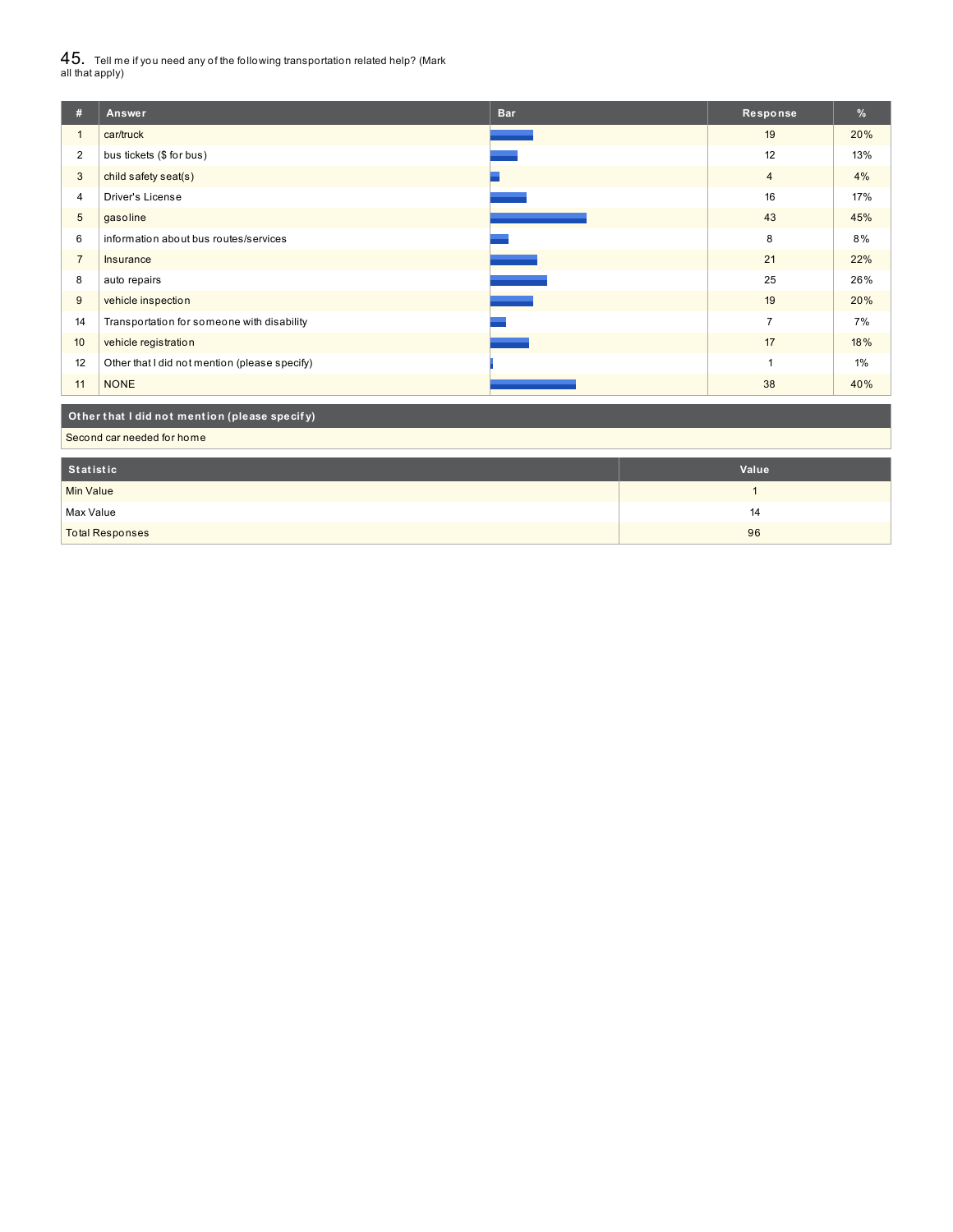## 45. Tell me if you need any of the following transportation related help? (Mark all that apply)

| # | Answer | Bar | Response | % |
|---|---|---|---|---|
| 1 | car/truck | | 19 | 20% |
| 2 | bus tickets ($ for bus) | | 12 | 13% |
| 3 | child safety seat(s) | | 4 | 4% |
| 4 | Driver's License | | 16 | 17% |
| 5 | gasoline | | 43 | 45% |
| 6 | information about bus routes/services | | 8 | 8% |
| 7 | Insurance | | 21 | 22% |
| 8 | auto repairs | | 25 | 26% |
| 9 | vehicle inspection | | 19 | 20% |
| 14 | Transportation for someone with disability | | 7 | 7% |
| 10 | vehicle registration | | 17 | 18% |
| 12 | Other that I did not mention (please specify) | | 1 | 1% |
| 11 | NONE | | 38 | 40% |

| Other that I did not mention (please specify) |
|---|
| Second car needed for home |

| Statistic | Value |
|---|---|
| Min Value | 1 |
| Max Value | 14 |
| Total Responses | 96 |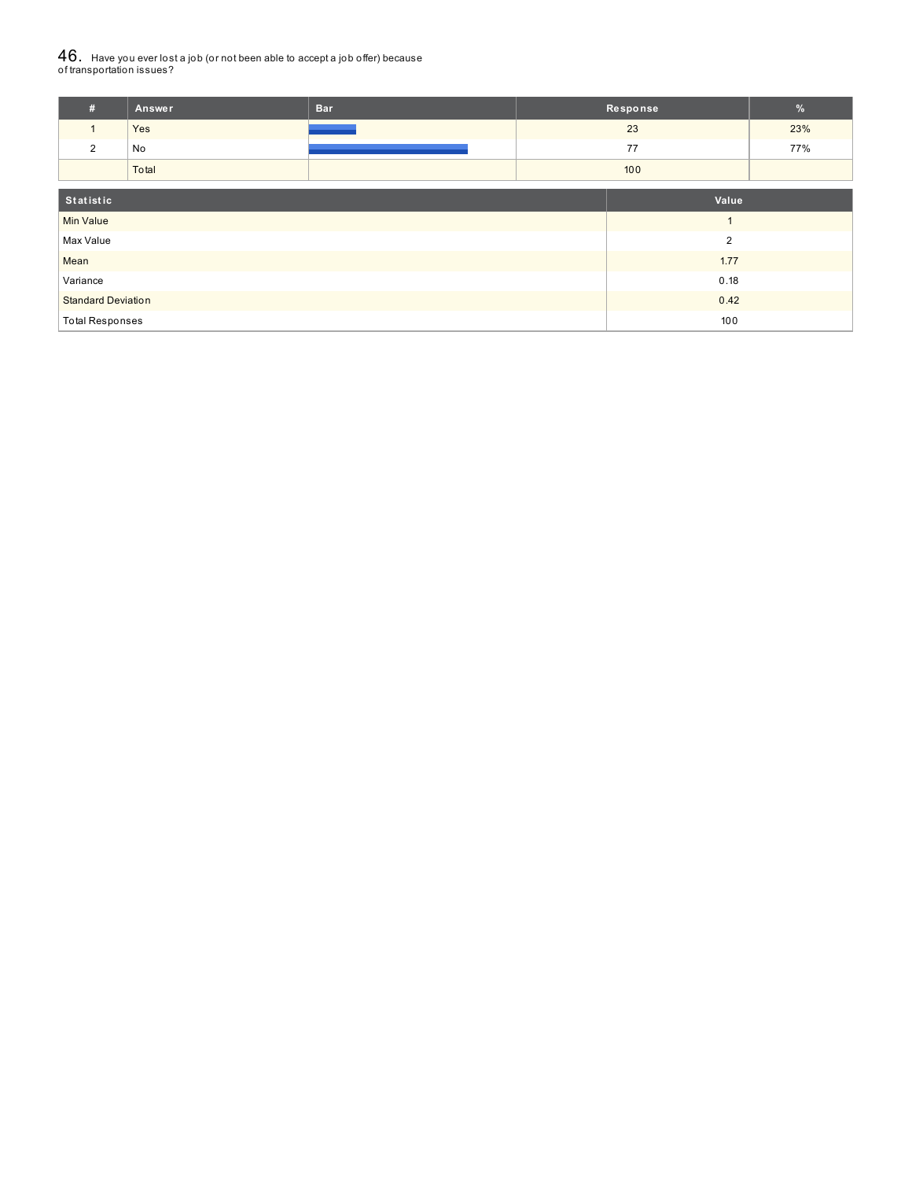## 46. Have you ever lost a job (or not been able to accept a job offer) because of transportation issues?

| # | Answer | Bar | Response | % |
|---|---|---|---|---|
| 1 | Yes | | 23 | 23% |
| 2 | No | | 77 | 77% |
| | Total | | 100 | |

| Statistic | Value |
|---|---|
| Min Value | 1 |
| Max Value | 2 |
| Mean | 1.77 |
| Variance | 0.18 |
| Standard Deviation | 0.42 |
| Total Responses | 100 |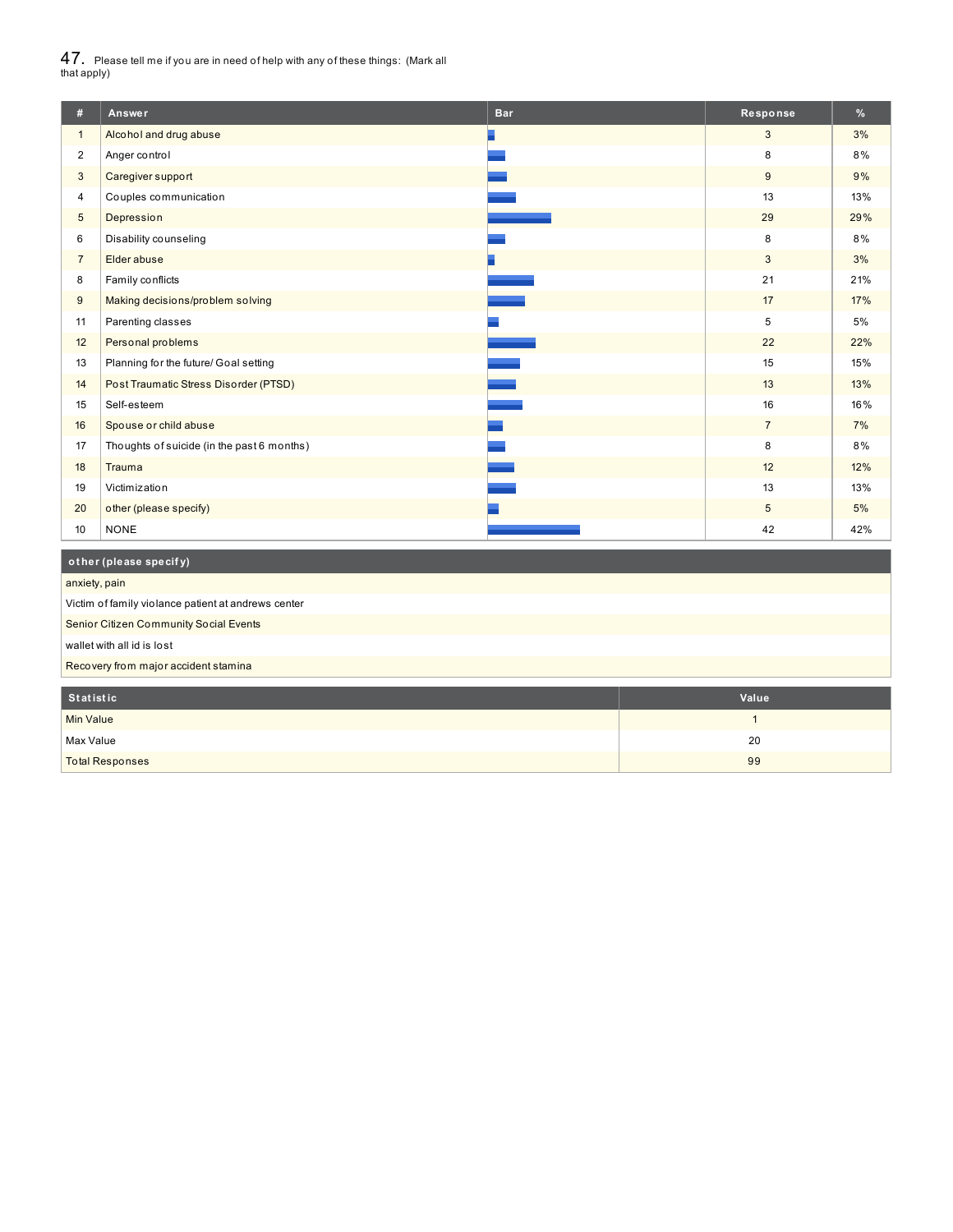## 47. Please tell me if you are in need of help with any of these things: (Mark all that apply)

| # | Answer | Bar | Response | % |
|---|---|---|---|---|
| 1 | Alcohol and drug abuse | | 3 | 3% |
| 2 | Anger control | | 8 | 8% |
| 3 | Caregiver support | | 9 | 9% |
| 4 | Couples communication | | 13 | 13% |
| 5 | Depression | | 29 | 29% |
| 6 | Disability counseling | | 8 | 8% |
| 7 | Elder abuse | | 3 | 3% |
| 8 | Family conflicts | | 21 | 21% |
| 9 | Making decisions/problem solving | | 17 | 17% |
| 11 | Parenting classes | | 5 | 5% |
| 12 | Personal problems | | 22 | 22% |
| 13 | Planning for the future/ Goal setting | | 15 | 15% |
| 14 | Post Traumatic Stress Disorder (PTSD) | | 13 | 13% |
| 15 | Self-esteem | | 16 | 16% |
| 16 | Spouse or child abuse | | 7 | 7% |
| 17 | Thoughts of suicide (in the past 6 months) | | 8 | 8% |
| 18 | Trauma | | 12 | 12% |
| 19 | Victimization | | 13 | 13% |
| 20 | other (please specify) | | 5 | 5% |
| 10 | NONE | | 42 | 42% |

| other (please specify) |
|---|
| anxiety, pain |
| Victim of family violance patient at andrews center |
| Senior Citizen Community Social Events |
| wallet with all id is lost |
| Recovery from major accident stamina |

| Statistic | Value |
|---|---|
| Min Value | 1 |
| Max Value | 20 |
| Total Responses | 99 |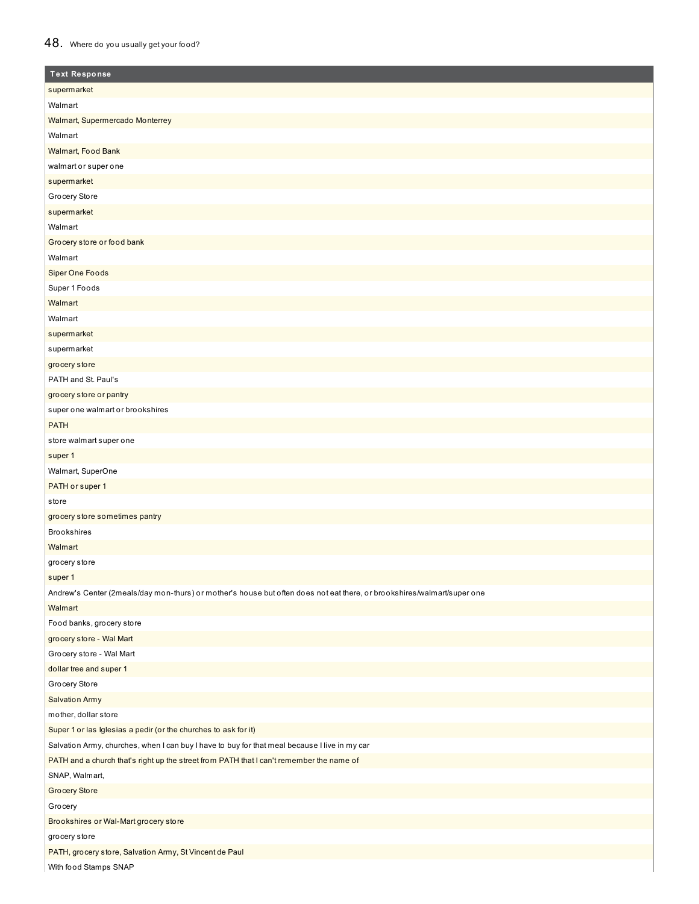## 48. Where do you usually get your food?

| Text Response |
| --- |
| supermarket |
| Walmart |
| Walmart, Supermercado Monterrey |
| Walmart |
| Walmart, Food Bank |
| walmart or super one |
| supermarket |
| Grocery Store |
| supermarket |
| Walmart |
| Grocery store or food bank |
| Walmart |
| Siper One Foods |
| Super 1 Foods |
| Walmart |
| Walmart |
| supermarket |
| supermarket |
| grocery store |
| PATH and St. Paul's |
| grocery store or pantry |
| super one walmart or brookshires |
| PATH |
| store walmart super one |
| super 1 |
| Walmart, SuperOne |
| PATH or super 1 |
| store |
| grocery store sometimes pantry |
| Brookshires |
| Walmart |
| grocery store |
| super 1 |
| Andrew's Center (2meals/day mon-thurs) or mother's house but often does not eat there, or brookshires/walmart/super one |
| Walmart |
| Food banks, grocery store |
| grocery store - Wal Mart |
| Grocery store - Wal Mart |
| dollar tree and super 1 |
| Grocery Store |
| Salvation Army |
| mother, dollar store |
| Super 1 or las Iglesias a pedir (or the churches to ask for it) |
| Salvation Army, churches, when I can buy I have to buy for that meal because I live in my car |
| PATH and a church that's right up the street from PATH that I can't remember the name of |
| SNAP, Walmart, |
| Grocery Store |
| Grocery |
| Brookshires or Wal-Mart grocery store |
| grocery store |
| PATH, grocery store, Salvation Army, St Vincent de Paul |
| With food Stamps SNAP |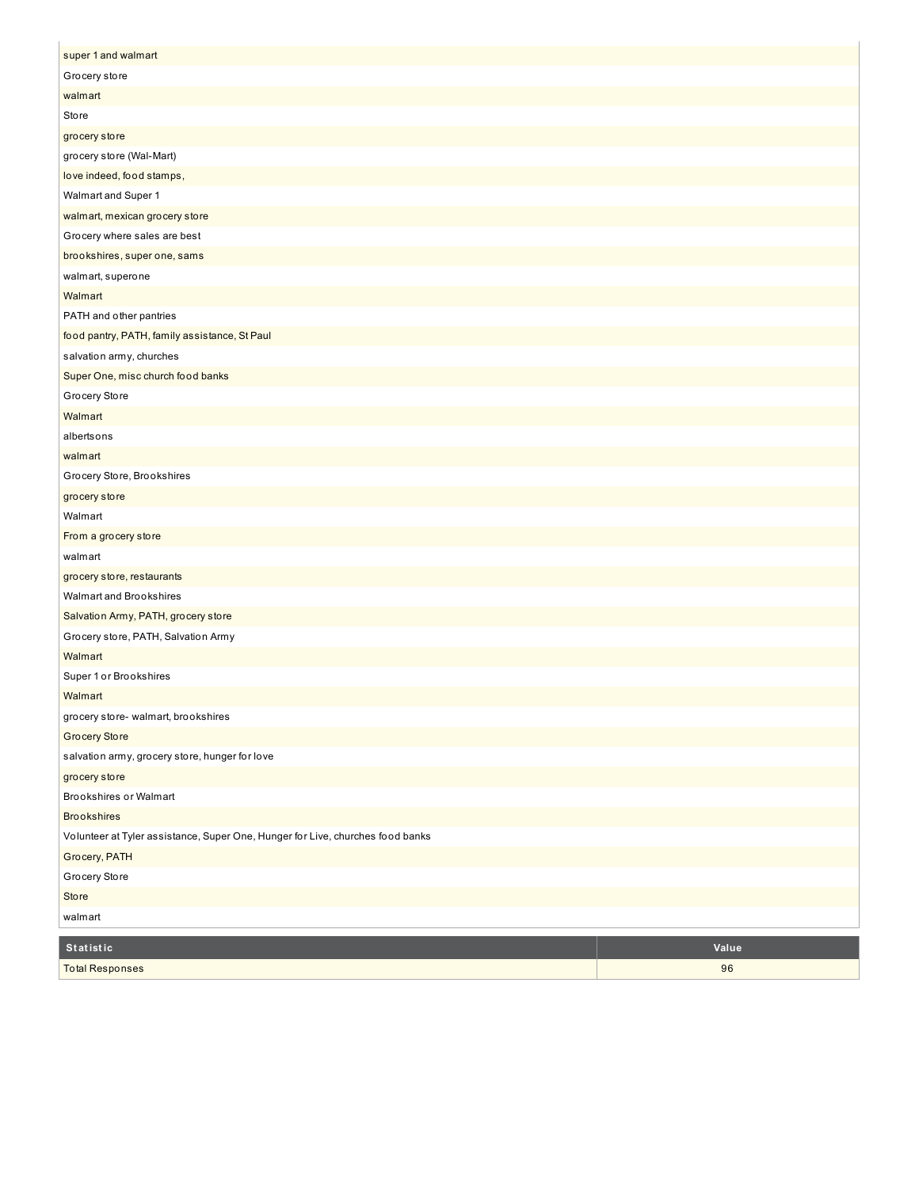| |
|---|
| super 1 and walmart |
| Grocery store |
| walmart |
| Store |
| grocery store |
| grocery store (Wal-Mart) |
| love indeed, food stamps, |
| Walmart and Super 1 |
| walmart, mexican grocery store |
| Grocery where sales are best |
| brookshires, super one, sams |
| walmart, superone |
| Walmart |
| PATH and other pantries |
| food pantry, PATH, family assistance, St Paul |
| salvation army, churches |
| Super One, misc church food banks |
| Grocery Store |
| Walmart |
| albertsons |
| walmart |
| Grocery Store, Brookshires |
| grocery store |
| Walmart |
| From a grocery store |
| walmart |
| grocery store, restaurants |
| Walmart and Brookshires |
| Salvation Army, PATH, grocery store |
| Grocery store, PATH, Salvation Army |
| Walmart |
| Super 1 or Brookshires |
| Walmart |
| grocery store- walmart, brookshires |
| Grocery Store |
| salvation army, grocery store, hunger for love |
| grocery store |
| Brookshires or Walmart |
| Brookshires |
| Volunteer at Tyler assistance, Super One, Hunger for Live, churches food banks |
| Grocery, PATH |
| Grocery Store |
| Store |
| walmart |

| Statistic | Value |
|---|---|
| Total Responses | 96 |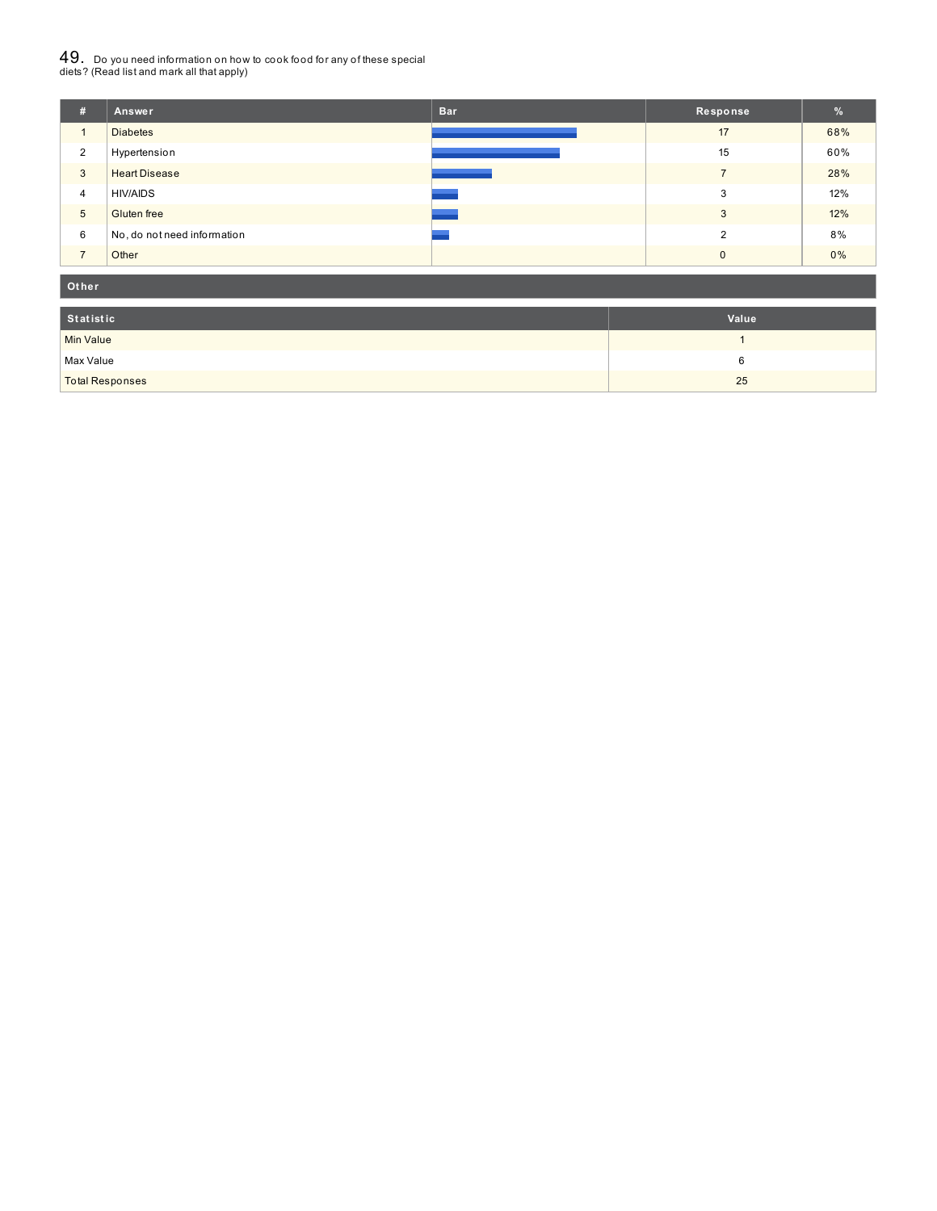## 49. Do you need information on how to cook food for any of these special diets? (Read list and mark all that apply)

| # | Answer | Bar | Response | % |
|---|---|---|---|---|
| 1 | Diabetes | | 17 | 68% |
| 2 | Hypertension | | 15 | 60% |
| 3 | Heart Disease | | 7 | 28% |
| 4 | HIV/AIDS | | 3 | 12% |
| 5 | Gluten free | | 3 | 12% |
| 6 | No, do not need information | | 2 | 8% |
| 7 | Other | | 0 | 0% |

**Other**

| Statistic | Value |
|---|---|
| Min Value | 1 |
| Max Value | 6 |
| Total Responses | 25 |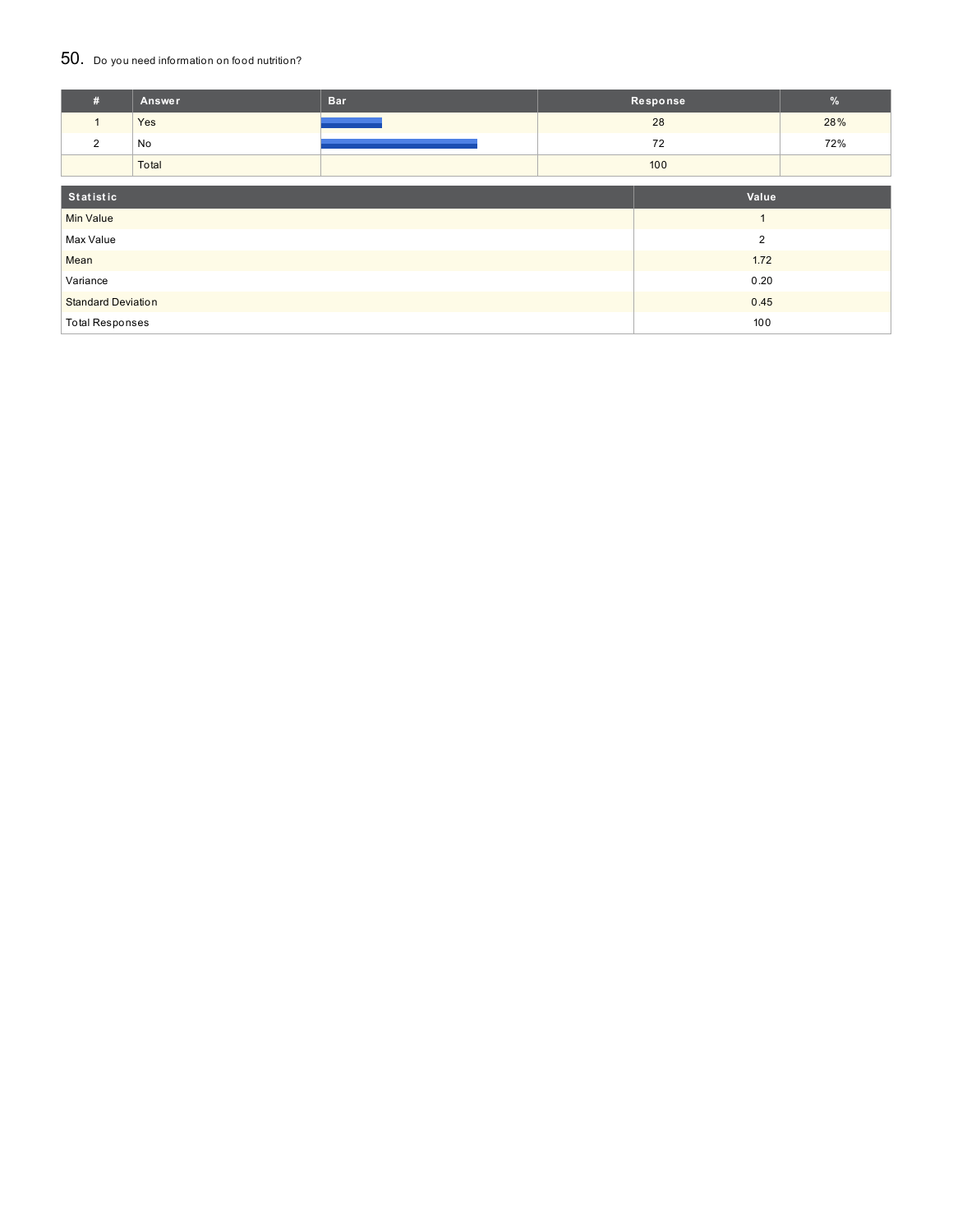## 50. Do you need information on food nutrition?

| # | Answer | Bar | Response | % |
|---|---|---|---|---|
| 1 | Yes | | 28 | 28% |
| 2 | No | | 72 | 72% |
| | Total | | 100 | |

| Statistic | Value |
|---|---|
| Min Value | 1 |
| Max Value | 2 |
| Mean | 1.72 |
| Variance | 0.20 |
| Standard Deviation | 0.45 |
| Total Responses | 100 |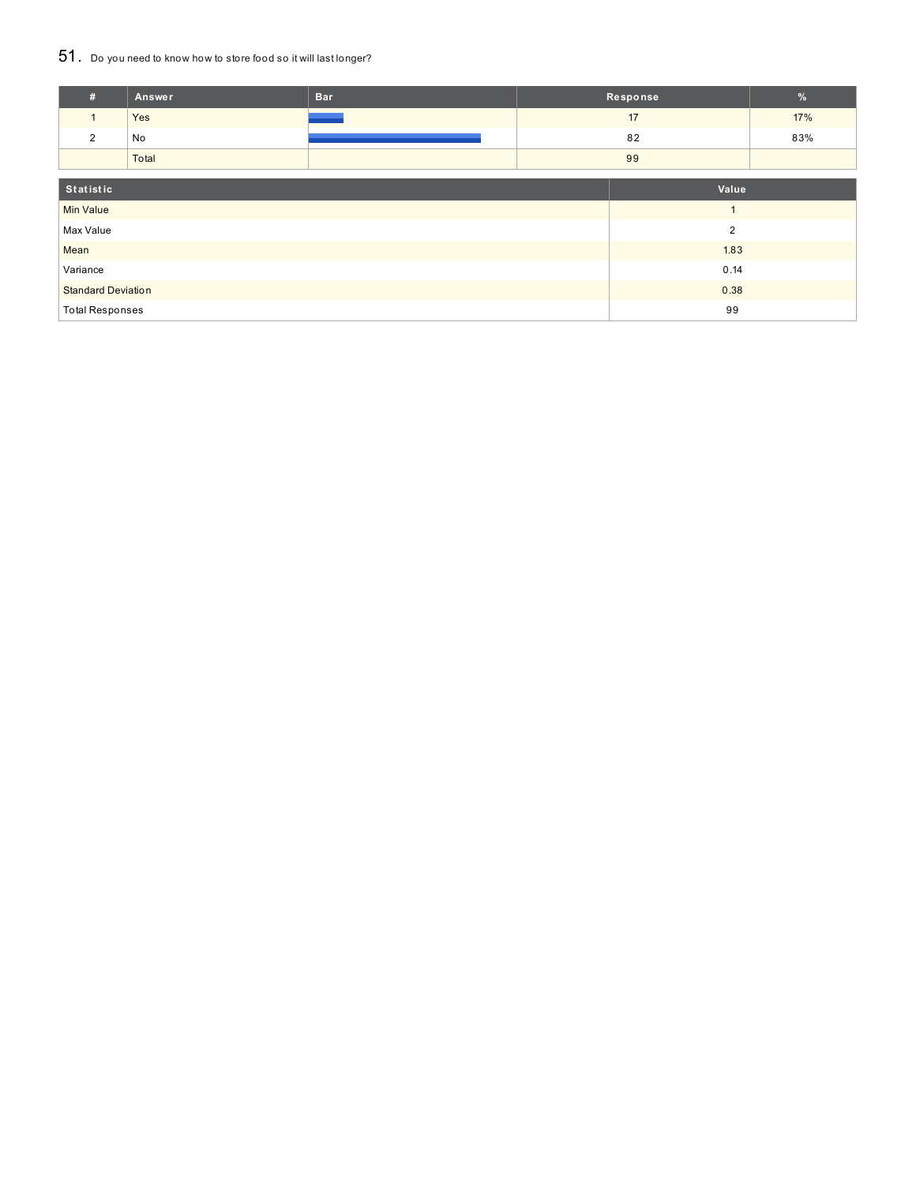## 51. Do you need to know how to store food so it will last longer?

| # | Answer | Bar | Response | % |
|---|---|---|---|---|
| 1 | Yes | | 17 | 17% |
| 2 | No | | 82 | 83% |
| | Total | | 99 | |

| Statistic | Value |
|---|---|
| Min Value | 1 |
| Max Value | 2 |
| Mean | 1.83 |
| Variance | 0.14 |
| Standard Deviation | 0.38 |
| Total Responses | 99 |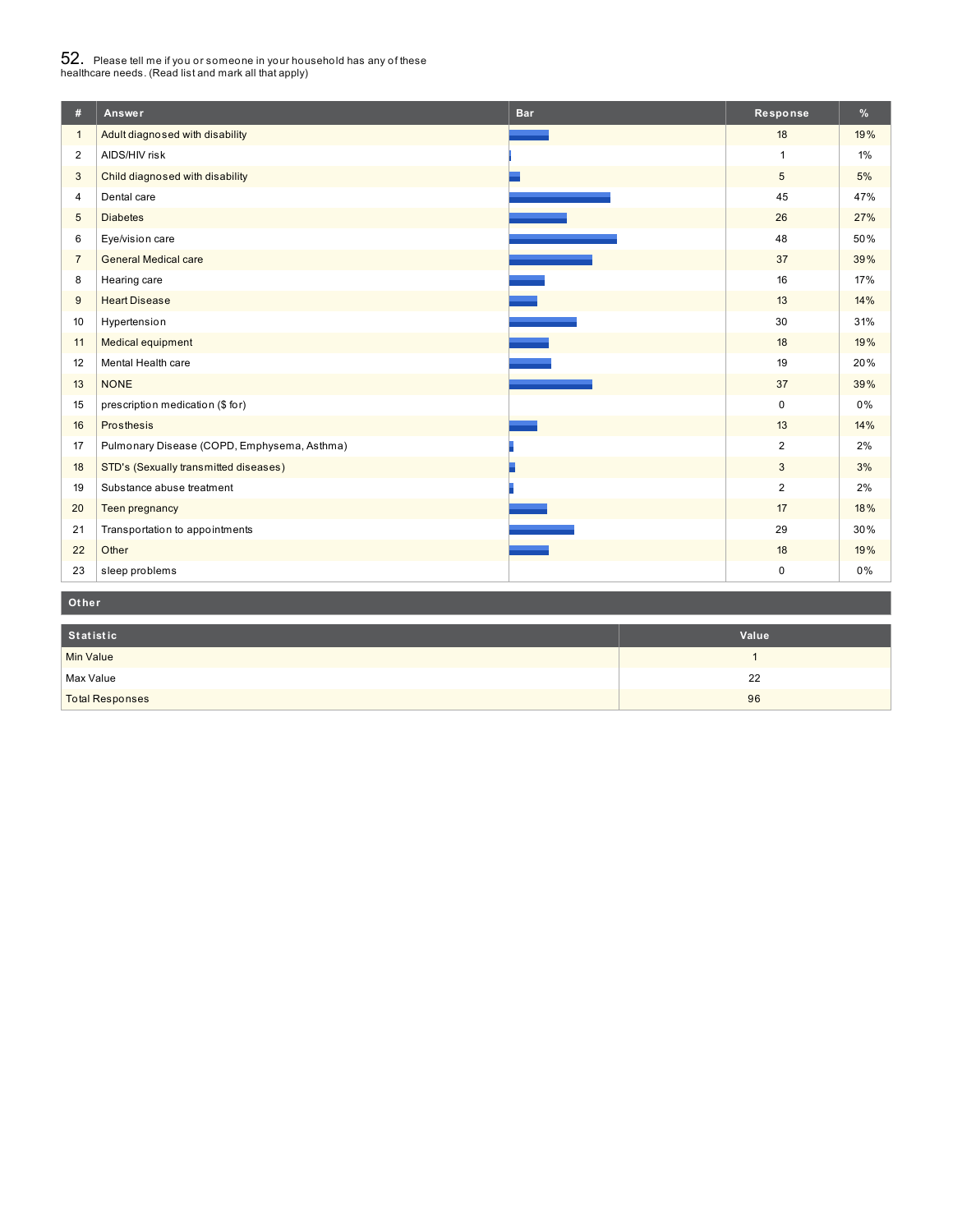52. Please tell me if you or someone in your household has any of these healthcare needs. (Read list and mark all that apply)

| # | Answer | Bar | Response | % |
|---|---|---|---|---|
| 1 | Adult diagnosed with disability | | 18 | 19% |
| 2 | AIDS/HIV risk | | 1 | 1% |
| 3 | Child diagnosed with disability | | 5 | 5% |
| 4 | Dental care | | 45 | 47% |
| 5 | Diabetes | | 26 | 27% |
| 6 | Eye/vision care | | 48 | 50% |
| 7 | General Medical care | | 37 | 39% |
| 8 | Hearing care | | 16 | 17% |
| 9 | Heart Disease | | 13 | 14% |
| 10 | Hypertension | | 30 | 31% |
| 11 | Medical equipment | | 18 | 19% |
| 12 | Mental Health care | | 19 | 20% |
| 13 | NONE | | 37 | 39% |
| 15 | prescription medication ($ for) | | 0 | 0% |
| 16 | Prosthesis | | 13 | 14% |
| 17 | Pulmonary Disease (COPD, Emphysema, Asthma) | | 2 | 2% |
| 18 | STD's (Sexually transmitted diseases) | | 3 | 3% |
| 19 | Substance abuse treatment | | 2 | 2% |
| 20 | Teen pregnancy | | 17 | 18% |
| 21 | Transportation to appointments | | 29 | 30% |
| 22 | Other | | 18 | 19% |
| 23 | sleep problems | | 0 | 0% |

**Other**

| Statistic | Value |
|---|---|
| Min Value | 1 |
| Max Value | 22 |
| Total Responses | 96 |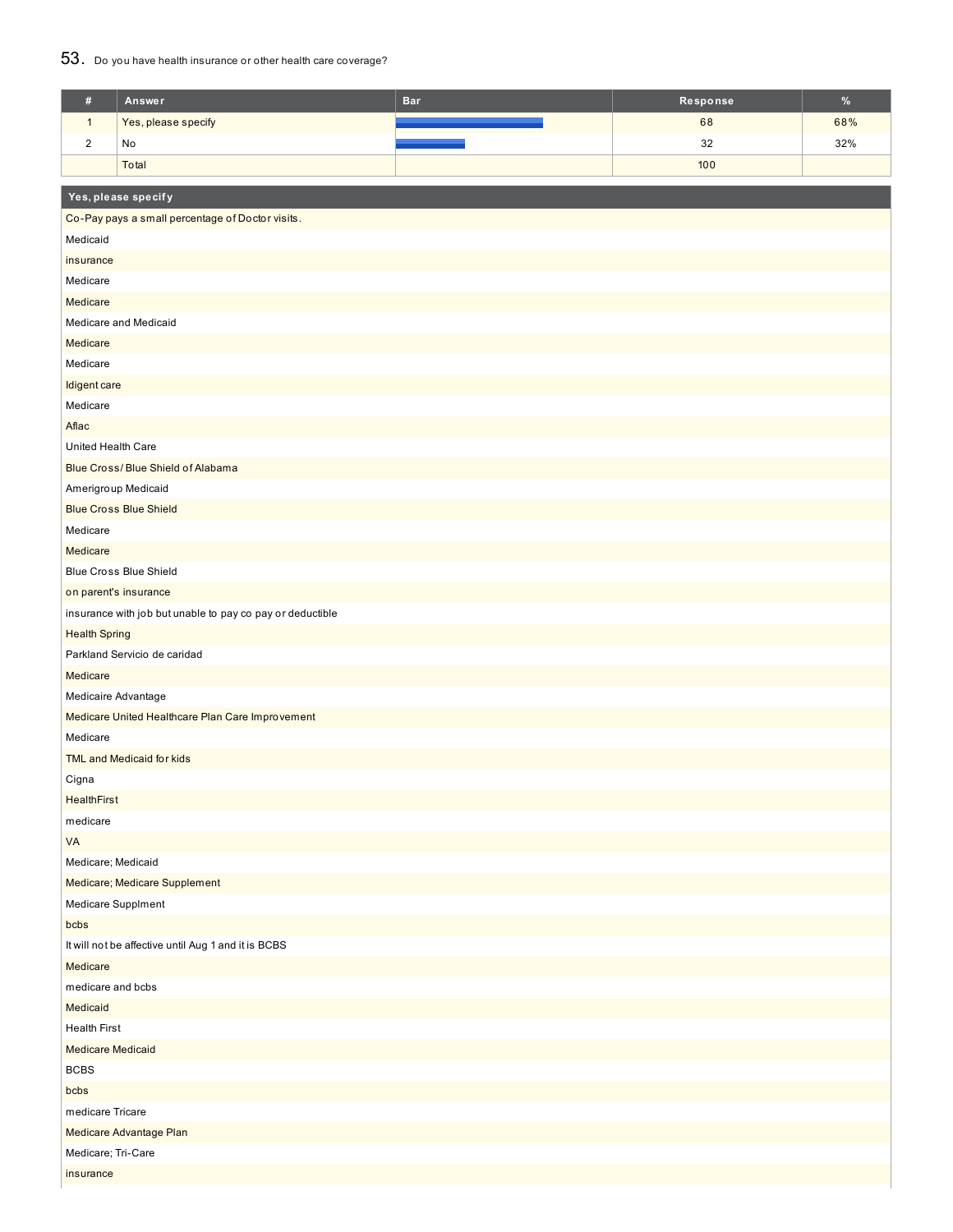## 53. Do you have health insurance or other health care coverage?

| # | Answer | Bar | Response | % |
|---|---|---|---|---|
| 1 | Yes, please specify | | 68 | 68% |
| 2 | No | | 32 | 32% |
| | Total | | 100 | |

| Yes, please specify |
|---|
| Co-Pay pays a small percentage of Doctor visits. |
| Medicaid |
| insurance |
| Medicare |
| Medicare |
| Medicare and Medicaid |
| Medicare |
| Medicare |
| Idigent care |
| Medicare |
| Aflac |
| United Health Care |
| Blue Cross/ Blue Shield of Alabama |
| Amerigroup Medicaid |
| Blue Cross Blue Shield |
| Medicare |
| Medicare |
| Blue Cross Blue Shield |
| on parent's insurance |
| insurance with job but unable to pay co pay or deductible |
| Health Spring |
| Parkland Servicio de caridad |
| Medicare |
| Medicaire Advantage |
| Medicare United Healthcare Plan Care Improvement |
| Medicare |
| TML and Medicaid for kids |
| Cigna |
| HealthFirst |
| medicare |
| VA |
| Medicare; Medicaid |
| Medicare; Medicare Supplement |
| Medicare Supplment |
| bcbs |
| It will not be affective until Aug 1 and it is BCBS |
| Medicare |
| medicare and bcbs |
| Medicaid |
| Health First |
| Medicare Medicaid |
| BCBS |
| bcbs |
| medicare Tricare |
| Medicare Advantage Plan |
| Medicare; Tri-Care |
| insurance |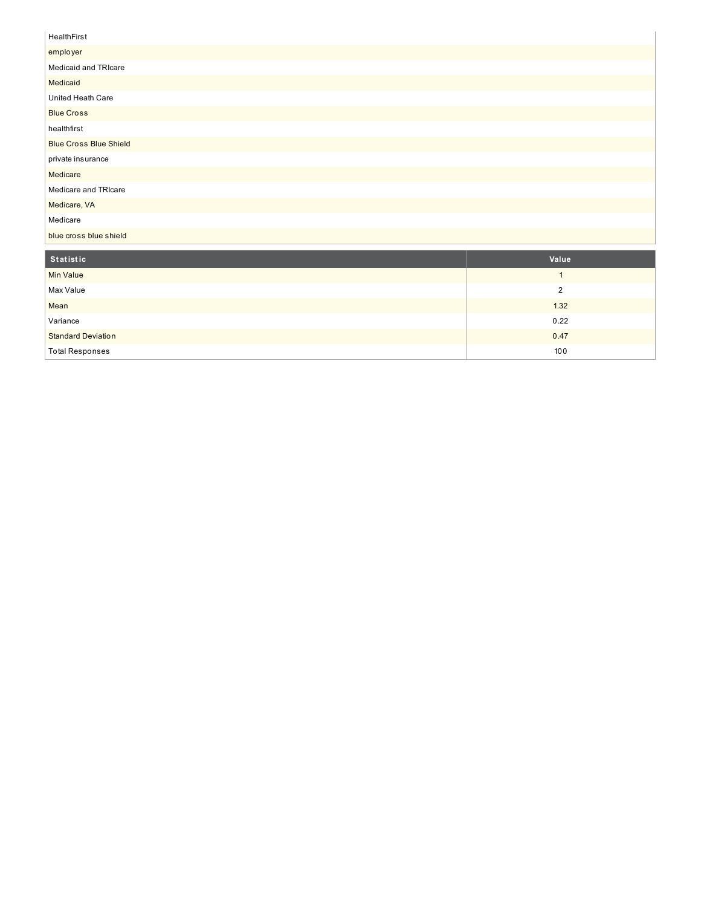| |
|---|
| HealthFirst |
| employer |
| Medicaid and TRIcare |
| Medicaid |
| United Heath Care |
| Blue Cross |
| healthfirst |
| Blue Cross Blue Shield |
| private insurance |
| Medicare |
| Medicare and TRIcare |
| Medicare, VA |
| Medicare |
| blue cross blue shield |

| Statistic | Value |
|---|---|
| Min Value | 1 |
| Max Value | 2 |
| Mean | 1.32 |
| Variance | 0.22 |
| Standard Deviation | 0.47 |
| Total Responses | 100 |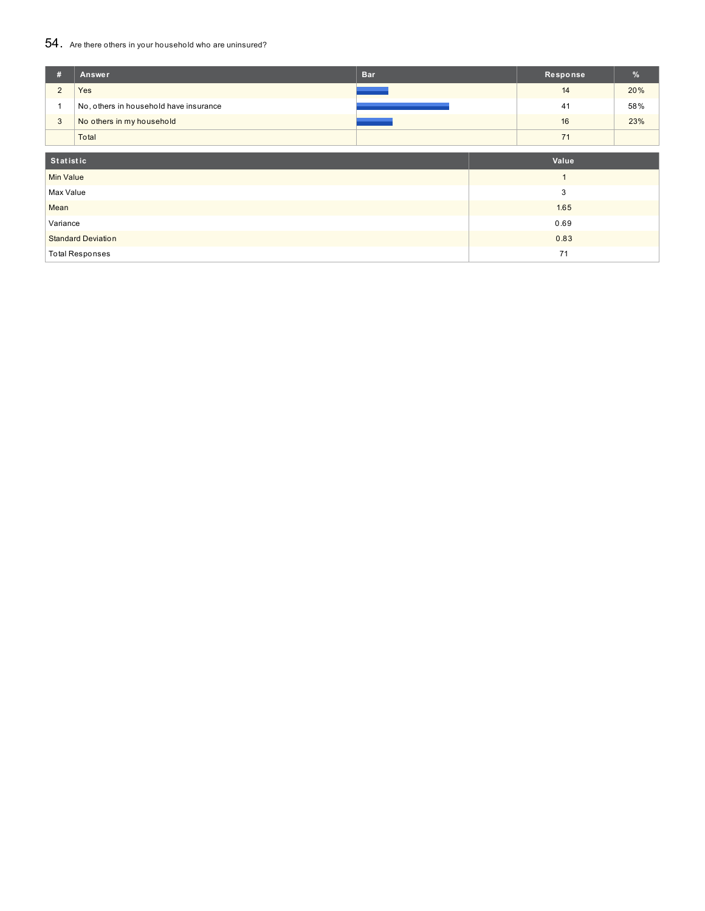## 54. Are there others in your household who are uninsured?

| # | Answer | Bar | Response | % |
|---|---|---|---|---|
| 2 | Yes | | 14 | 20% |
| 1 | No, others in household have insurance | | 41 | 58% |
| 3 | No others in my household | | 16 | 23% |
| | Total | | 71 | |

| Statistic | Value |
|---|---|
| Min Value | 1 |
| Max Value | 3 |
| Mean | 1.65 |
| Variance | 0.69 |
| Standard Deviation | 0.83 |
| Total Responses | 71 |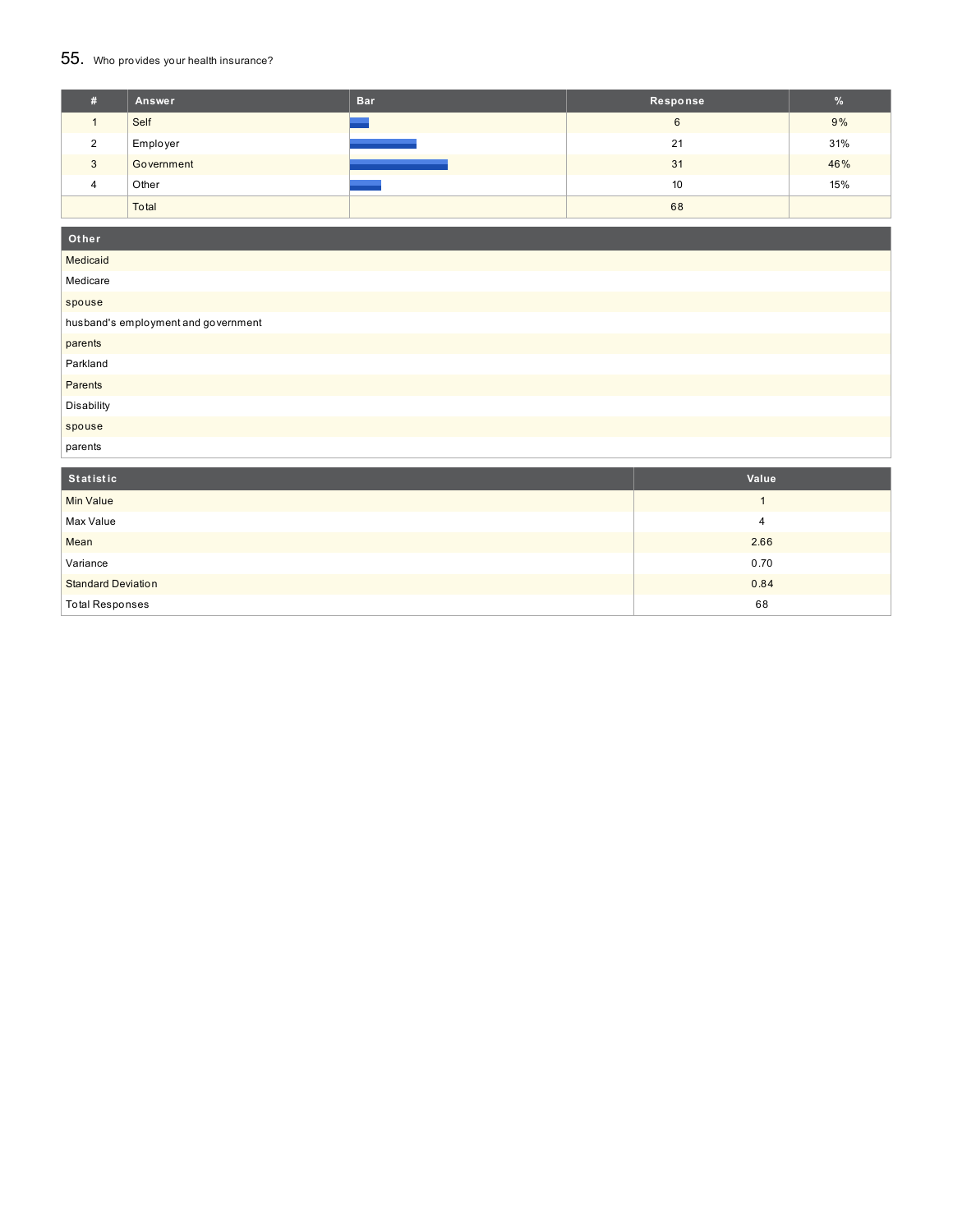## 55. Who provides your health insurance?

| # | Answer | Bar | Response | % |
|---|---|---|---|---|
| 1 | Self | | 6 | 9% |
| 2 | Employer | | 21 | 31% |
| 3 | Government | | 31 | 46% |
| 4 | Other | | 10 | 15% |
| | Total | | 68 | |

| Other |
|---|
| Medicaid |
| Medicare |
| spouse |
| husband's employment and government |
| parents |
| Parkland |
| Parents |
| Disability |
| spouse |
| parents |

| Statistic | Value |
|---|---|
| Min Value | 1 |
| Max Value | 4 |
| Mean | 2.66 |
| Variance | 0.70 |
| Standard Deviation | 0.84 |
| Total Responses | 68 |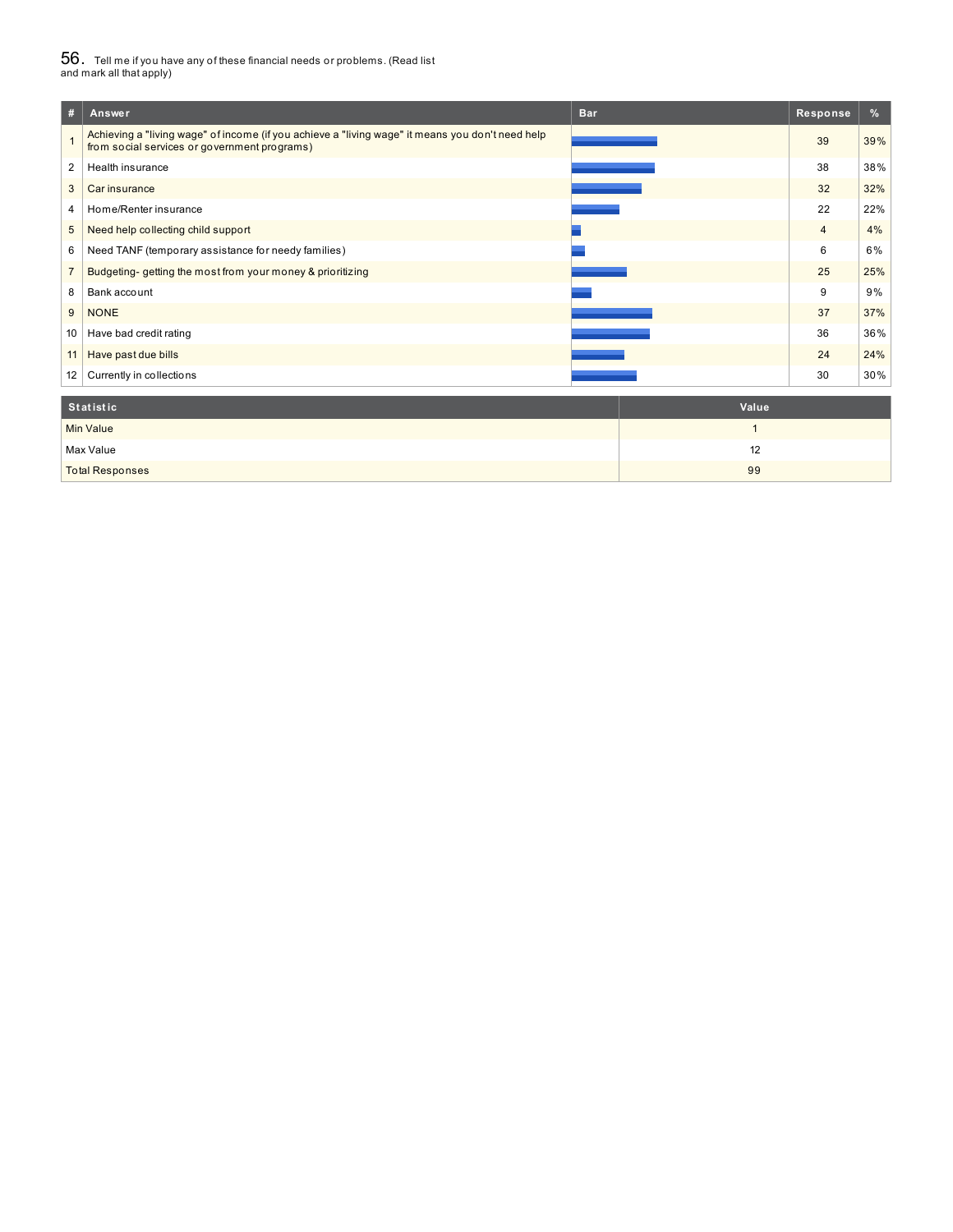## 56. Tell me if you have any of these financial needs or problems. (Read list and mark all that apply)

| # | Answer | Bar | Response | % |
|---|---|---|---|---|
| 1 | Achieving a "living wage" of income (if you achieve a "living wage" it means you don't need help from social services or government programs) | | 39 | 39% |
| 2 | Health insurance | | 38 | 38% |
| 3 | Car insurance | | 32 | 32% |
| 4 | Home/Renter insurance | | 22 | 22% |
| 5 | Need help collecting child support | | 4 | 4% |
| 6 | Need TANF (temporary assistance for needy families) | | 6 | 6% |
| 7 | Budgeting- getting the most from your money & prioritizing | | 25 | 25% |
| 8 | Bank account | | 9 | 9% |
| 9 | NONE | | 37 | 37% |
| 10 | Have bad credit rating | | 36 | 36% |
| 11 | Have past due bills | | 24 | 24% |
| 12 | Currently in collections | | 30 | 30% |

| Statistic | Value |
|---|---|
| Min Value | 1 |
| Max Value | 12 |
| Total Responses | 99 |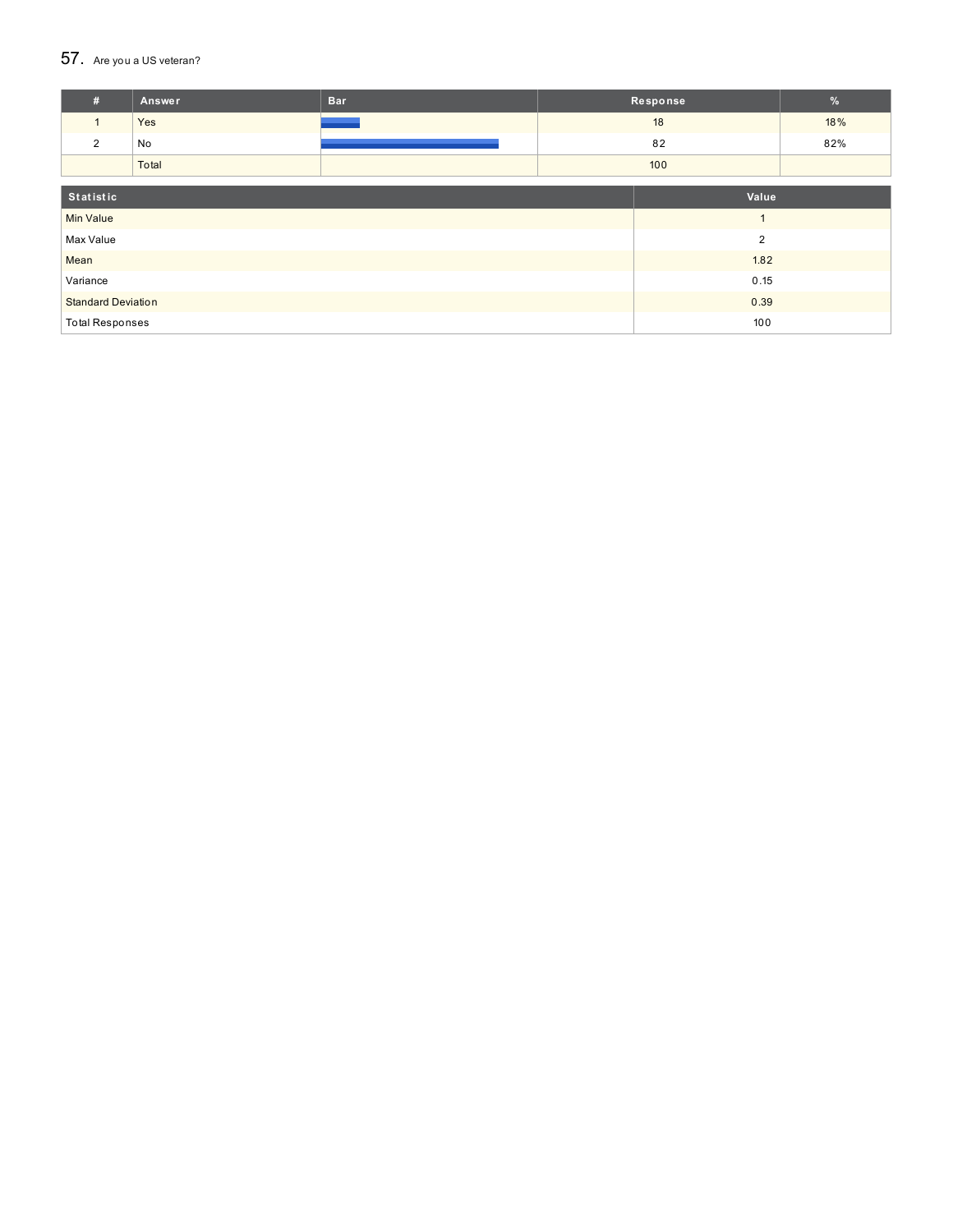## 57. Are you a US veteran?

| # | Answer | Bar | Response | % |
|---|---|---|---|---|
| 1 | Yes | | 18 | 18% |
| 2 | No | | 82 | 82% |
| | Total | | 100 | |

| Statistic | Value |
|---|---|
| Min Value | 1 |
| Max Value | 2 |
| Mean | 1.82 |
| Variance | 0.15 |
| Standard Deviation | 0.39 |
| Total Responses | 100 |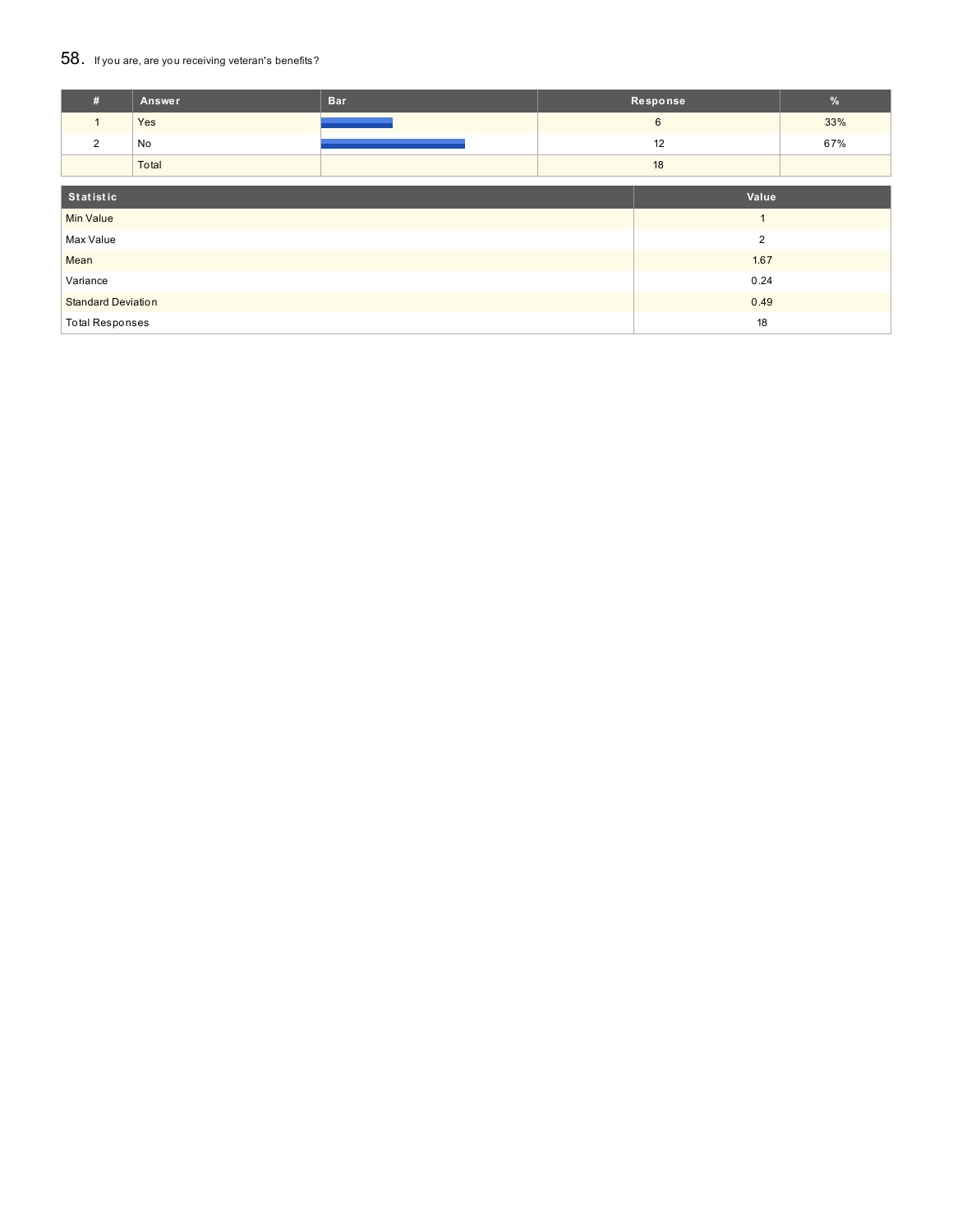## 58. If you are, are you receiving veteran's benefits?

| # | Answer | Bar | Response | % |
|---|---|---|---|---|
| 1 | Yes | | 6 | 33% |
| 2 | No | | 12 | 67% |
| | Total | | 18 | |

| Statistic | Value |
|---|---|
| Min Value | 1 |
| Max Value | 2 |
| Mean | 1.67 |
| Variance | 0.24 |
| Standard Deviation | 0.49 |
| Total Responses | 18 |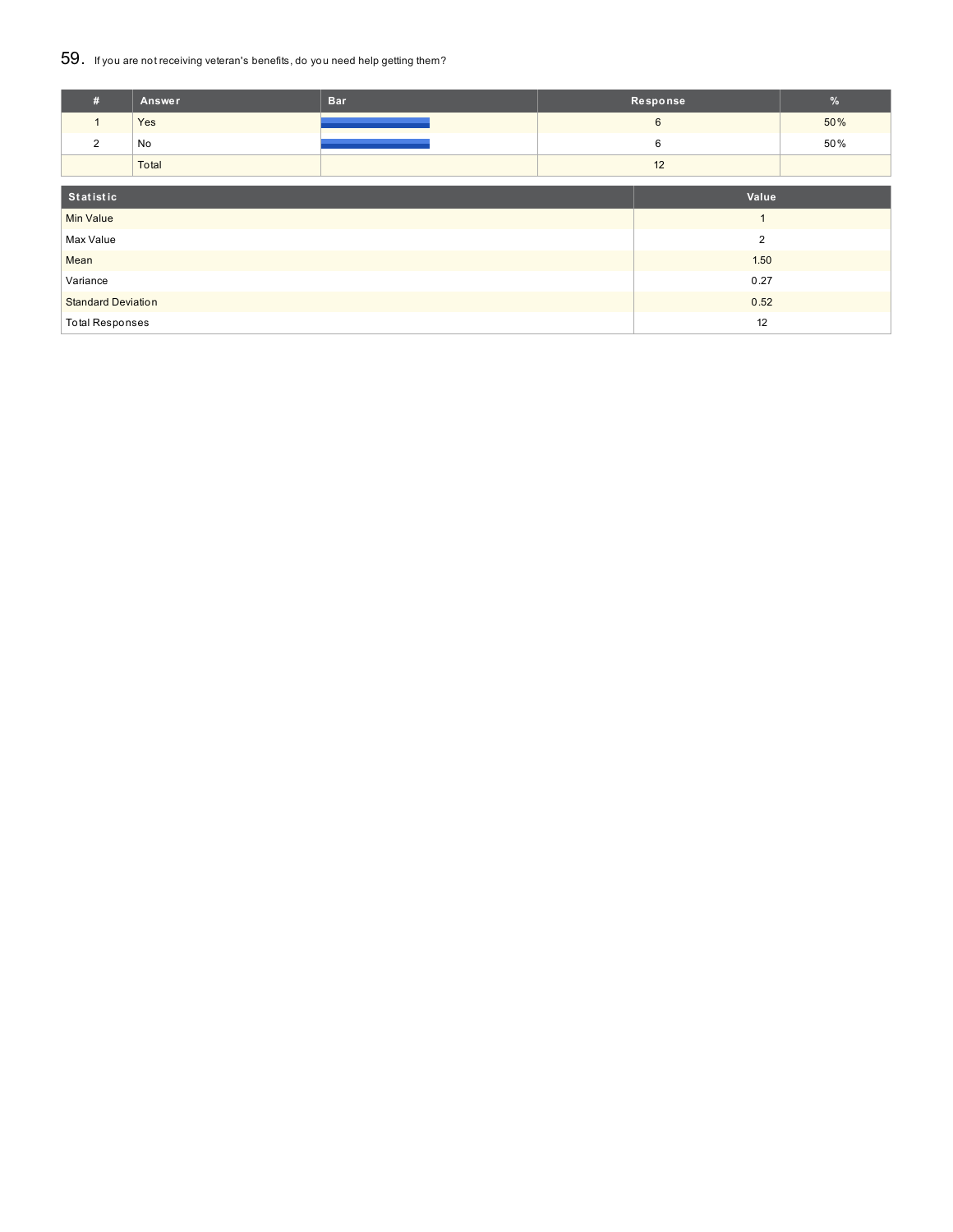## 59. If you are not receiving veteran's benefits, do you need help getting them?

| # | Answer | Bar | Response | % |
|---|---|---|---|---|
| 1 | Yes | | 6 | 50% |
| 2 | No | | 6 | 50% |
| | Total | | 12 | |

| Statistic | Value |
|---|---|
| Min Value | 1 |
| Max Value | 2 |
| Mean | 1.50 |
| Variance | 0.27 |
| Standard Deviation | 0.52 |
| Total Responses | 12 |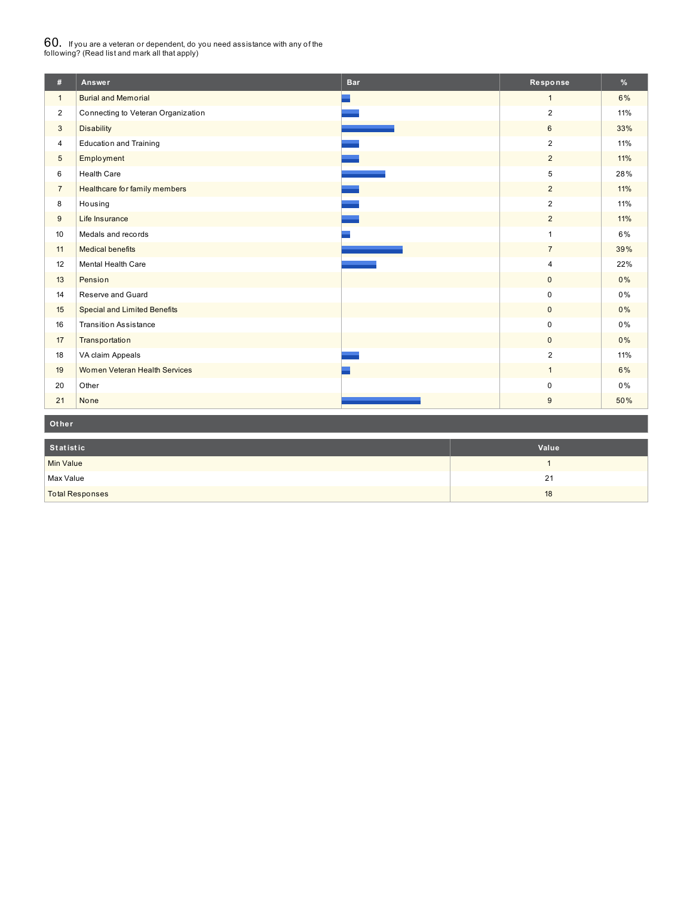## 60. If you are a veteran or dependent, do you need assistance with any of the following? (Read list and mark all that apply)

| # | Answer | Bar | Response | % |
|---|---|---|---|---|
| 1 | Burial and Memorial | | 1 | 6% |
| 2 | Connecting to Veteran Organization | | 2 | 11% |
| 3 | Disability | | 6 | 33% |
| 4 | Education and Training | | 2 | 11% |
| 5 | Employment | | 2 | 11% |
| 6 | Health Care | | 5 | 28% |
| 7 | Healthcare for family members | | 2 | 11% |
| 8 | Housing | | 2 | 11% |
| 9 | Life Insurance | | 2 | 11% |
| 10 | Medals and records | | 1 | 6% |
| 11 | Medical benefits | | 7 | 39% |
| 12 | Mental Health Care | | 4 | 22% |
| 13 | Pension | | 0 | 0% |
| 14 | Reserve and Guard | | 0 | 0% |
| 15 | Special and Limited Benefits | | 0 | 0% |
| 16 | Transition Assistance | | 0 | 0% |
| 17 | Transportation | | 0 | 0% |
| 18 | VA claim Appeals | | 2 | 11% |
| 19 | Women Veteran Health Services | | 1 | 6% |
| 20 | Other | | 0 | 0% |
| 21 | None | | 9 | 50% |

**Other**

| Statistic | Value |
|---|---|
| Min Value | 1 |
| Max Value | 21 |
| Total Responses | 18 |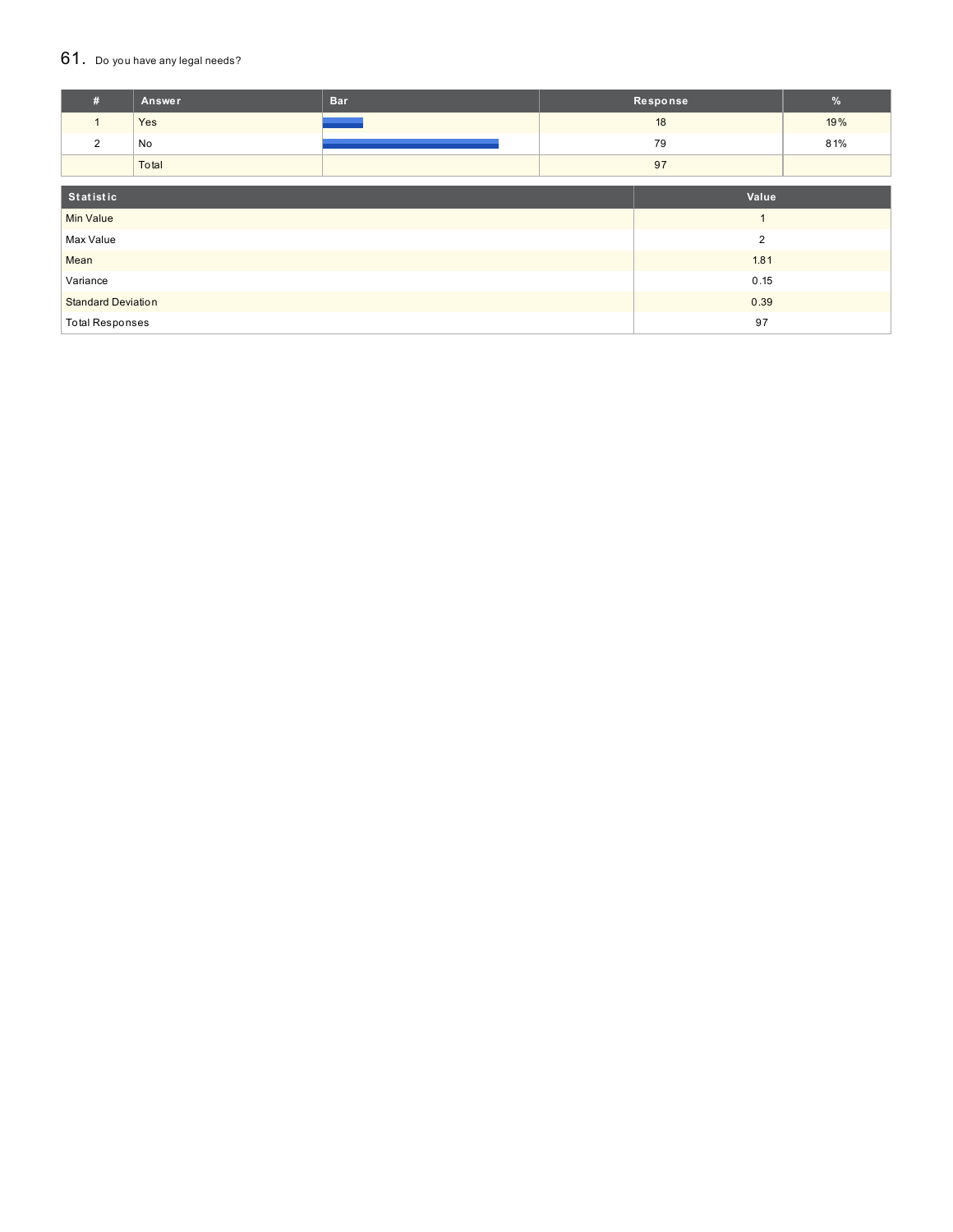## 61. Do you have any legal needs?

| # | Answer | Bar | Response | % |
|---|---|---|---|---|
| 1 | Yes | | 18 | 19% |
| 2 | No | | 79 | 81% |
| | Total | | 97 | |

| Statistic | Value |
|---|---|
| Min Value | 1 |
| Max Value | 2 |
| Mean | 1.81 |
| Variance | 0.15 |
| Standard Deviation | 0.39 |
| Total Responses | 97 |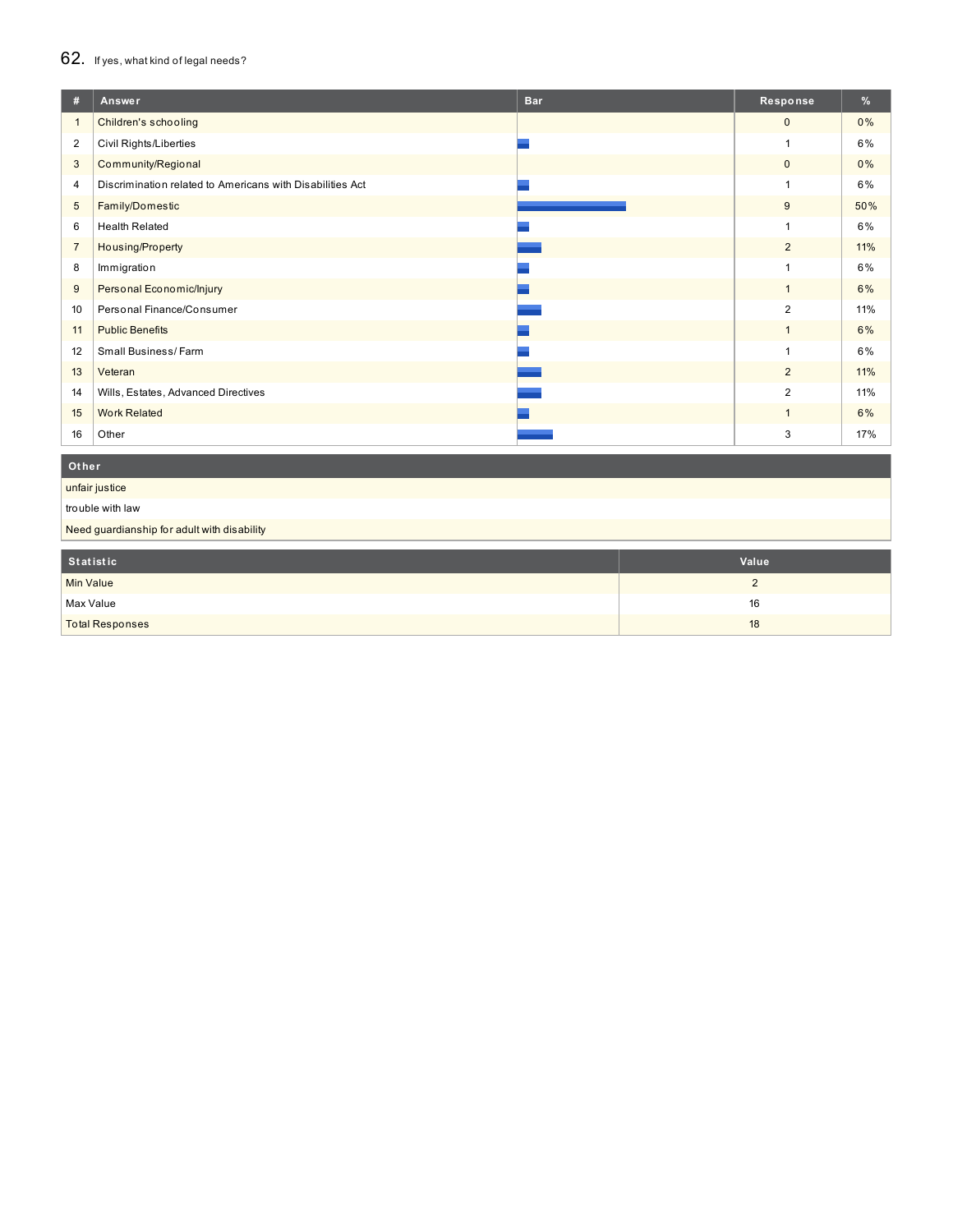## 62. If yes, what kind of legal needs?

| # | Answer | Bar | Response | % |
|---|---|---|---|---|
| 1 | Children's schooling | | 0 | 0% |
| 2 | Civil Rights/Liberties | | 1 | 6% |
| 3 | Community/Regional | | 0 | 0% |
| 4 | Discrimination related to Americans with Disabilities Act | | 1 | 6% |
| 5 | Family/Domestic | | 9 | 50% |
| 6 | Health Related | | 1 | 6% |
| 7 | Housing/Property | | 2 | 11% |
| 8 | Immigration | | 1 | 6% |
| 9 | Personal Economic/Injury | | 1 | 6% |
| 10 | Personal Finance/Consumer | | 2 | 11% |
| 11 | Public Benefits | | 1 | 6% |
| 12 | Small Business/ Farm | | 1 | 6% |
| 13 | Veteran | | 2 | 11% |
| 14 | Wills, Estates, Advanced Directives | | 2 | 11% |
| 15 | Work Related | | 1 | 6% |
| 16 | Other | | 3 | 17% |

| Other |
|---|
| unfair justice |
| trouble with law |
| Need guardianship for adult with disability |

| Statistic | Value |
|---|---|
| Min Value | 2 |
| Max Value | 16 |
| Total Responses | 18 |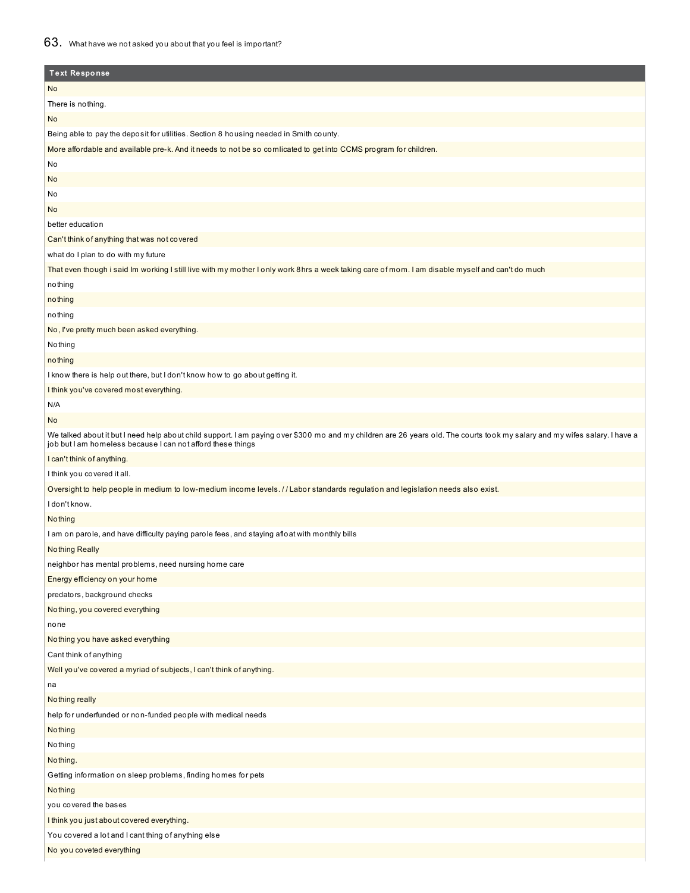## 63. What have we not asked you about that you feel is important?

| Text Response |
|---|
| No |
| There is nothing. |
| No |
| Being able to pay the deposit for utilities. Section 8 housing needed in Smith county. |
| More affordable and available pre-k. And it needs to not be so comlicated to get into CCMS program for children. |
| No |
| No |
| No |
| No |
| better education |
| Can't think of anything that was not covered |
| what do I plan to do with my future |
| That even though i said Im working I still live with my mother I only work 8hrs a week taking care of mom. I am disable myself and can't do much |
| nothing |
| nothing |
| nothing |
| No, I've pretty much been asked everything. |
| Nothing |
| nothing |
| I know there is help out there, but I don't know how to go about getting it. |
| I think you've covered most everything. |
| N/A |
| No |
| We talked about it but I need help about child support. I am paying over $300 mo and my children are 26 years old. The courts took my salary and my wifes salary. I have a job but I am homeless because I can not afford these things |
| I can't think of anything. |
| I think you covered it all. |
| Oversight to help people in medium to low-medium income levels. / / Labor standards regulation and legislation needs also exist. |
| I don't know. |
| Nothing |
| I am on parole, and have difficulty paying parole fees, and staying afloat with monthly bills |
| Nothing Really |
| neighbor has mental problems, need nursing home care |
| Energy efficiency on your home |
| predators, background checks |
| Nothing, you covered everything |
| none |
| Nothing you have asked everything |
| Cant think of anything |
| Well you've covered a myriad of subjects, I can't think of anything. |
| na |
| Nothing really |
| help for underfunded or non-funded people with medical needs |
| Nothing |
| Nothing |
| Nothing. |
| Getting information on sleep problems, finding homes for pets |
| Nothing |
| you covered the bases |
| I think you just about covered everything. |
| You covered a lot and I cant thing of anything else |
| No you coveted everything |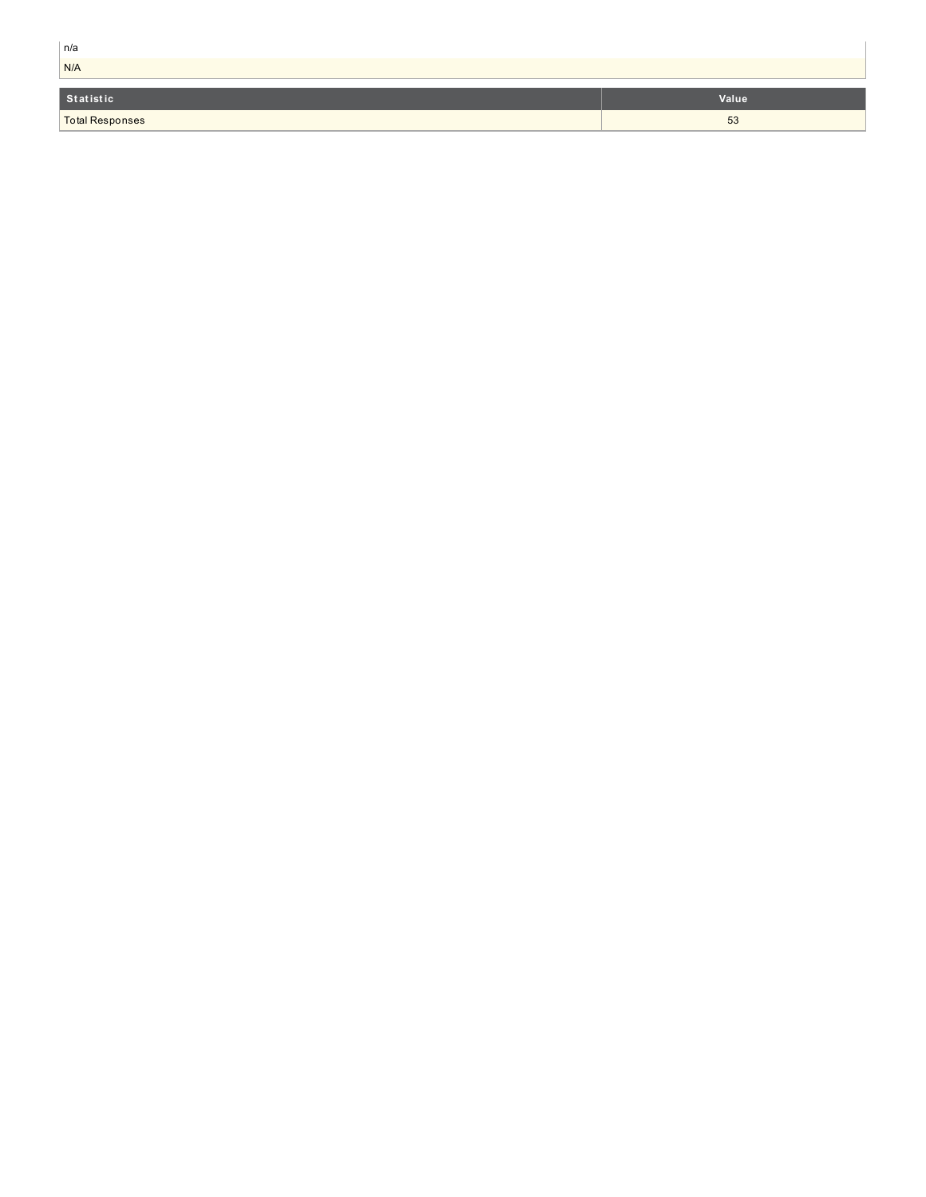| |
|---|
| n/a |
| N/A |

| Statistic | Value |
|---|---|
| Total Responses | 53 |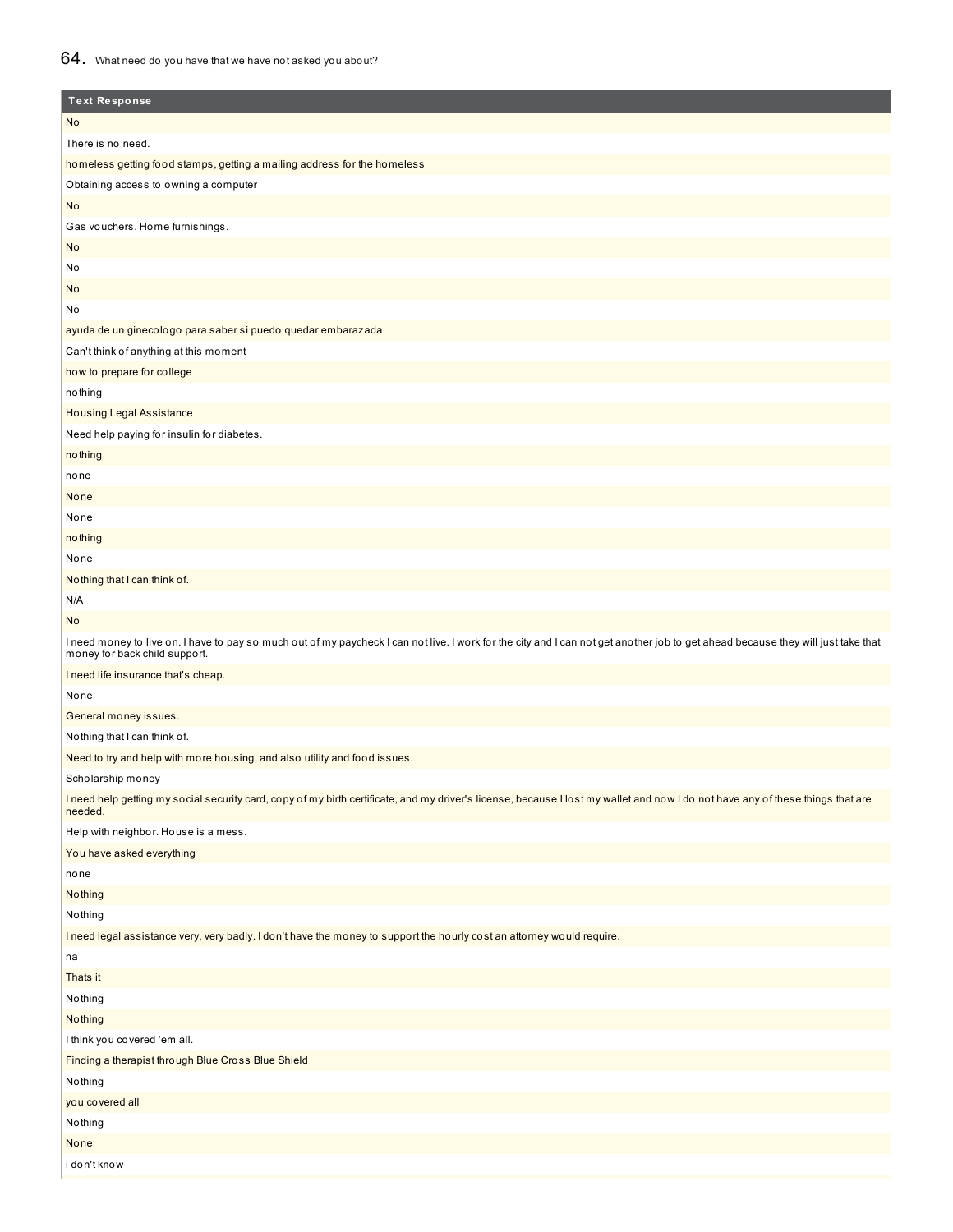## 64. What need do you have that we have not asked you about?

| Text Response |
|---|
| No |
| There is no need. |
| homeless getting food stamps, getting a mailing address for the homeless |
| Obtaining access to owning a computer |
| No |
| Gas vouchers. Home furnishings. |
| No |
| No |
| No |
| No |
| ayuda de un ginecologo para saber si puedo quedar embarazada |
| Can't think of anything at this moment |
| how to prepare for college |
| nothing |
| Housing Legal Assistance |
| Need help paying for insulin for diabetes. |
| nothing |
| none |
| None |
| None |
| nothing |
| None |
| Nothing that I can think of. |
| N/A |
| No |
| I need money to live on. I have to pay so much out of my paycheck I can not live. I work for the city and I can not get another job to get ahead because they will just take that money for back child support. |
| I need life insurance that's cheap. |
| None |
| General money issues. |
| Nothing that I can think of. |
| Need to try and help with more housing, and also utility and food issues. |
| Scholarship money |
| I need help getting my social security card, copy of my birth certificate, and my driver's license, because I lost my wallet and now I do not have any of these things that are needed. |
| Help with neighbor. House is a mess. |
| You have asked everything |
| none |
| Nothing |
| Nothing |
| I need legal assistance very, very badly. I don't have the money to support the hourly cost an attorney would require. |
| na |
| Thats it |
| Nothing |
| Nothing |
| I think you covered 'em all. |
| Finding a therapist through Blue Cross Blue Shield |
| Nothing |
| you covered all |
| Nothing |
| None |
| i don't know |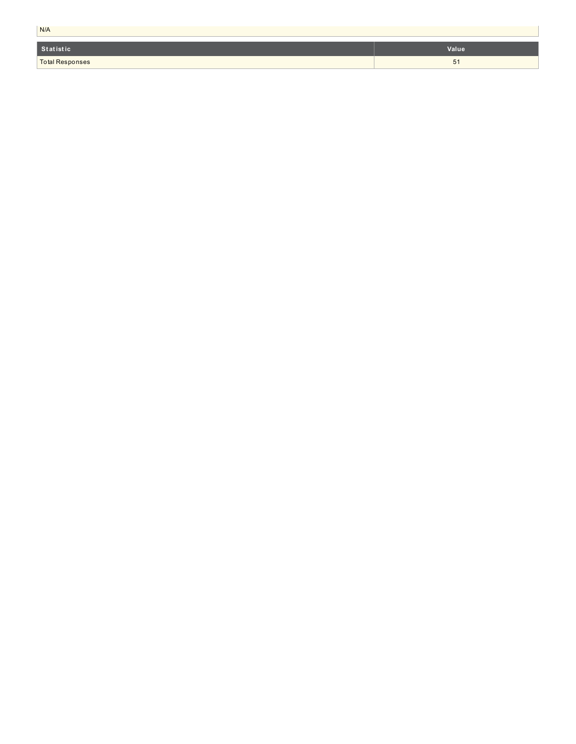| N/A |
| --- |

| Statistic | Value |
| --- | --- |
| Total Responses | 51 |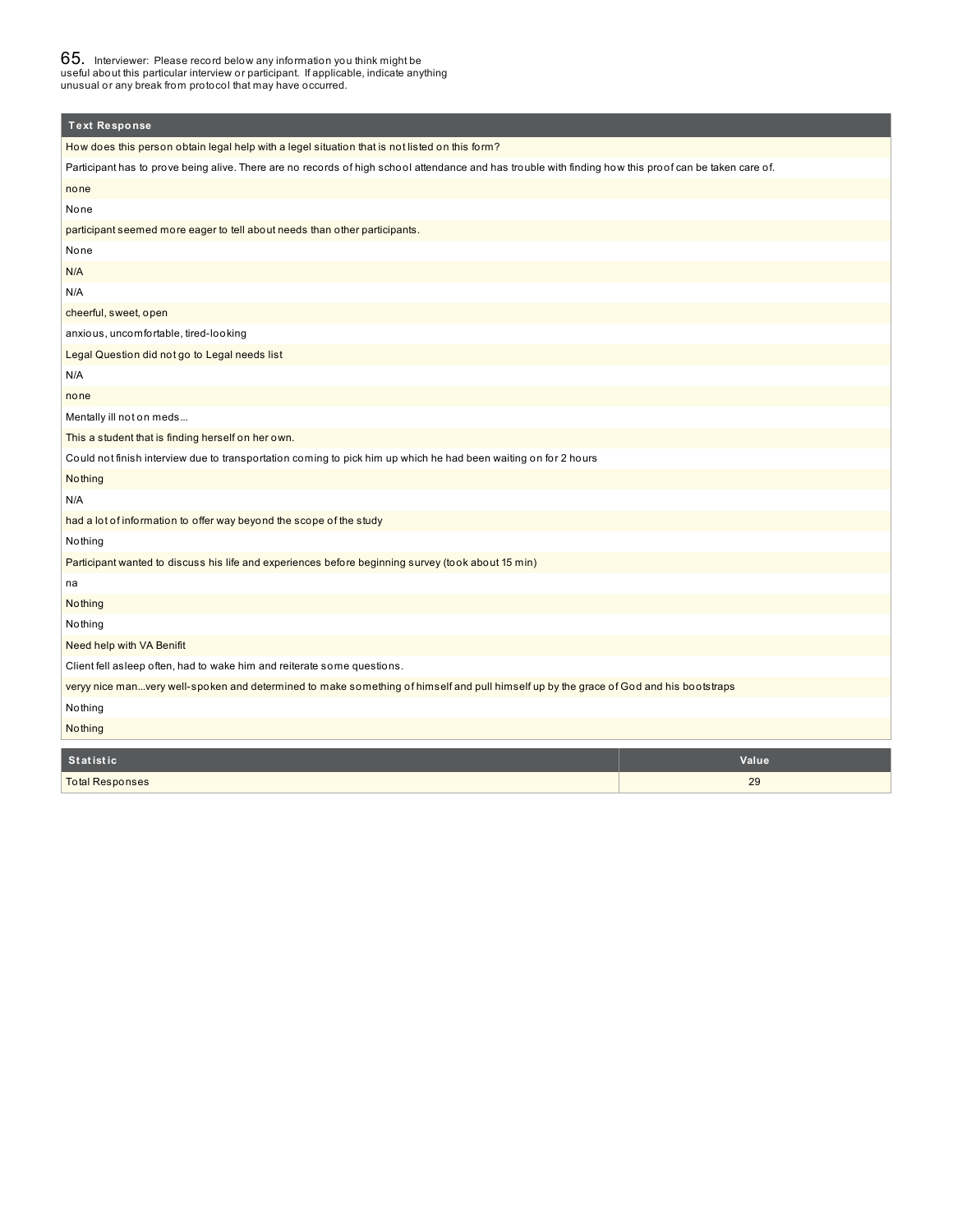65. Interviewer: Please record below any information you think might be useful about this particular interview or participant. If applicable, indicate anything unusual or any break from protocol that may have occurred.

| Text Response |
|---|
| How does this person obtain legal help with a legel situation that is not listed on this form? |
| Participant has to prove being alive. There are no records of high school attendance and has trouble with finding how this proof can be taken care of. |
| none |
| None |
| participant seemed more eager to tell about needs than other participants. |
| None |
| N/A |
| N/A |
| cheerful, sweet, open |
| anxious, uncomfortable, tired-looking |
| Legal Question did not go to Legal needs list |
| N/A |
| none |
| Mentally ill not on meds... |
| This a student that is finding herself on her own. |
| Could not finish interview due to transportation coming to pick him up which he had been waiting on for 2 hours |
| Nothing |
| N/A |
| had a lot of information to offer way beyond the scope of the study |
| Nothing |
| Participant wanted to discuss his life and experiences before beginning survey (took about 15 min) |
| na |
| Nothing |
| Nothing |
| Need help with VA Benifit |
| Client fell asleep often, had to wake him and reiterate some questions. |
| veryy nice man...very well-spoken and determined to make something of himself and pull himself up by the grace of God and his bootstraps |
| Nothing |
| Nothing |

| Statistic | Value |
|---|---|
| Total Responses | 29 |